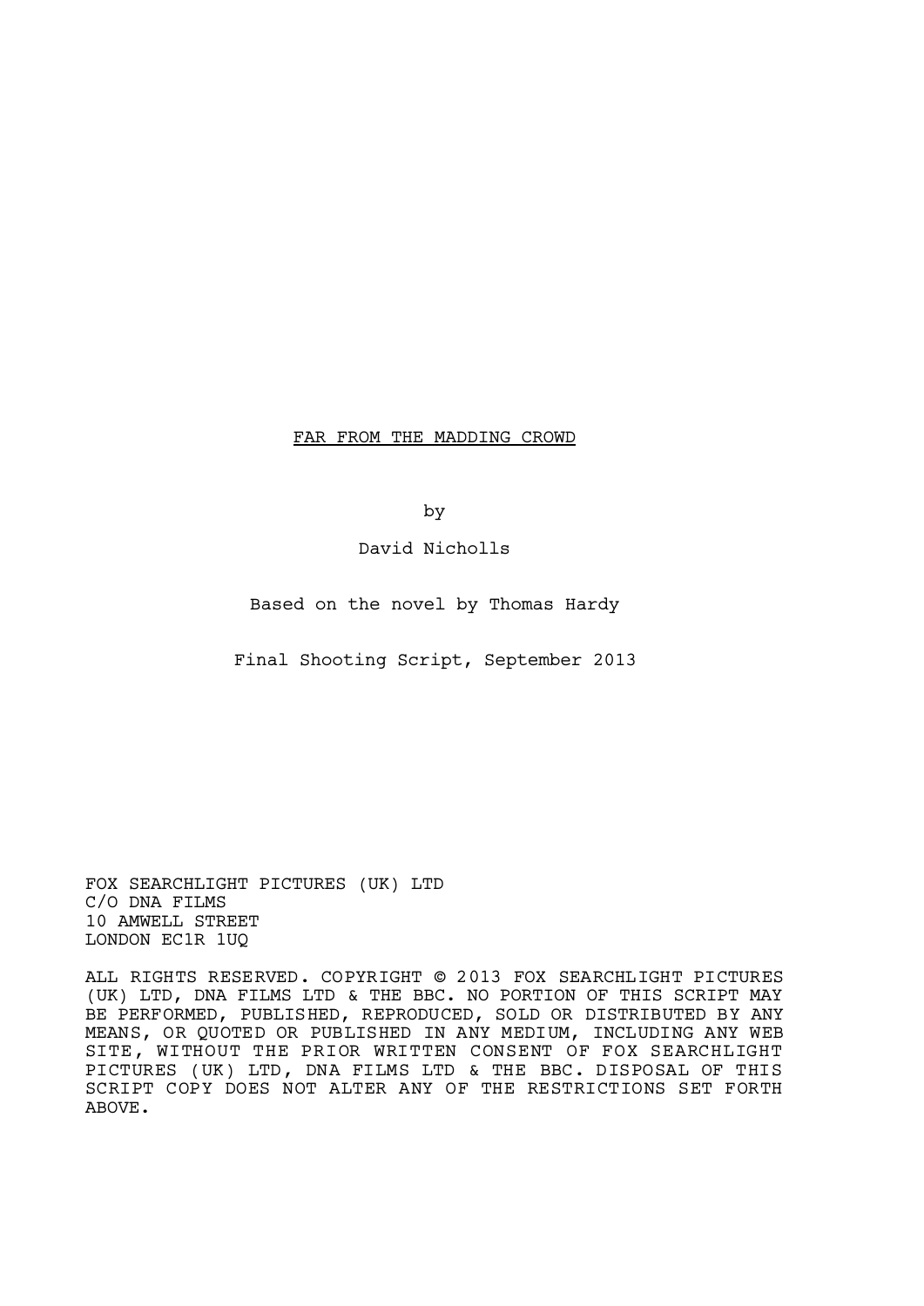# FAR FROM THE MADDING CROWD

by

David Nicholls

Based on the novel by Thomas Hardy

Final Shooting Script, September 2013

FOX SEARCHLIGHT PICTURES (UK) LTD
C/O DNA FILMS
10 AMWELL STREET
LONDON EC1R 1UQ

ALL RIGHTS RESERVED. COPYRIGHT © 2013 FOX SEARCHLIGHT PICTURES (UK) LTD, DNA FILMS LTD & THE BBC. NO PORTION OF THIS SCRIPT MAY BE PERFORMED, PUBLISHED, REPRODUCED, SOLD OR DISTRIBUTED BY ANY MEANS, OR QUOTED OR PUBLISHED IN ANY MEDIUM, INCLUDING ANY WEB SITE, WITHOUT THE PRIOR WRITTEN CONSENT OF FOX SEARCHLIGHT PICTURES (UK) LTD, DNA FILMS LTD & THE BBC. DISPOSAL OF THIS SCRIPT COPY DOES NOT ALTER ANY OF THE RESTRICTIONS SET FORTH ABOVE.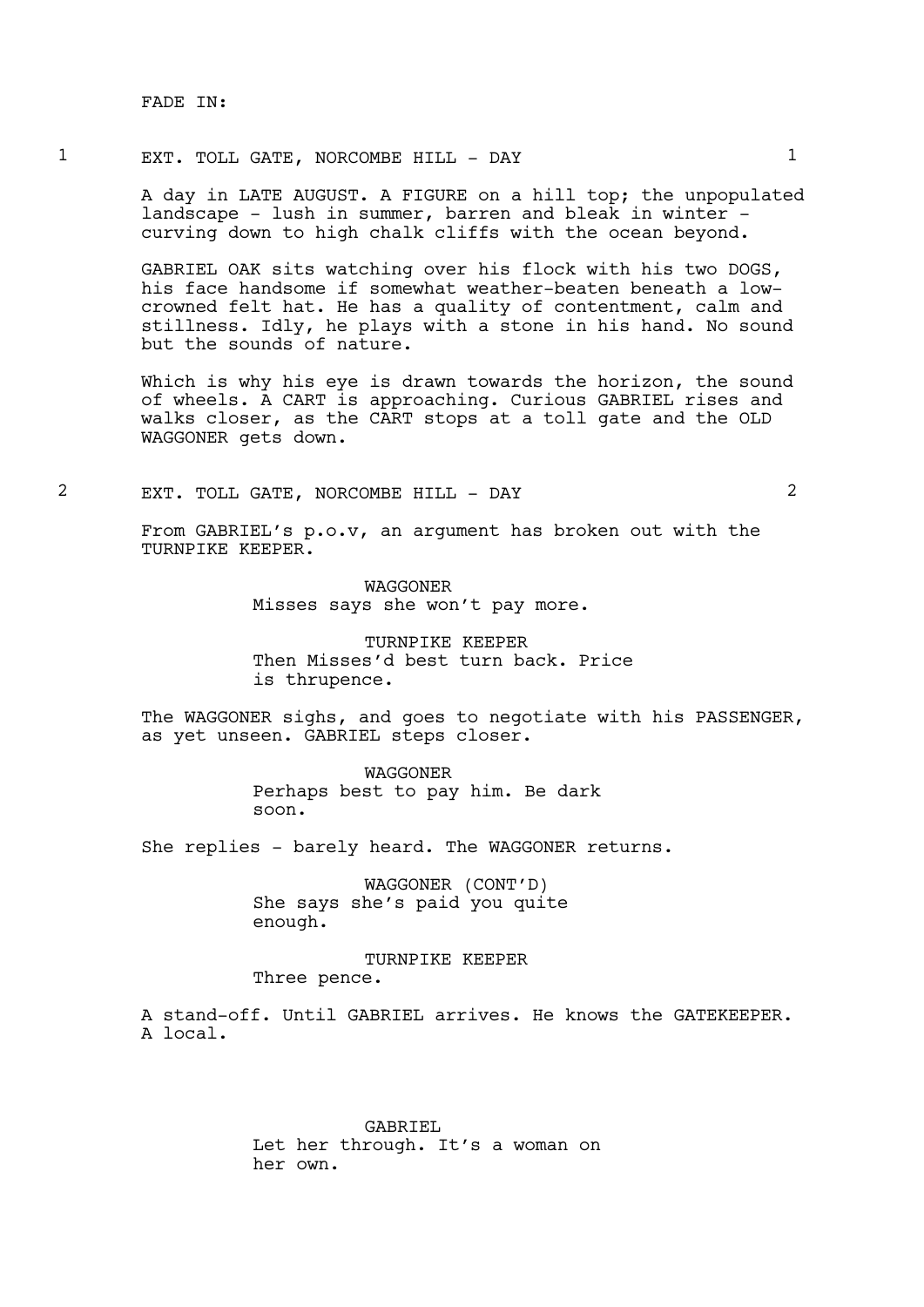FADE IN:

1 EXT. TOLL GATE, NORCOMBE HILL - DAY 1

A day in LATE AUGUST. A FIGURE on a hill top; the unpopulated landscape - lush in summer, barren and bleak in winter - curving down to high chalk cliffs with the ocean beyond.

GABRIEL OAK sits watching over his flock with his two DOGS, his face handsome if somewhat weather-beaten beneath a low-crowned felt hat. He has a quality of contentment, calm and stillness. Idly, he plays with a stone in his hand. No sound but the sounds of nature.

Which is why his eye is drawn towards the horizon, the sound of wheels. A CART is approaching. Curious GABRIEL rises and walks closer, as the CART stops at a toll gate and the OLD WAGGONER gets down.

2 EXT. TOLL GATE, NORCOMBE HILL - DAY 2

From GABRIEL's p.o.v, an argument has broken out with the TURNPIKE KEEPER.

WAGGONER
Misses says she won't pay more.

TURNPIKE KEEPER
Then Misses'd best turn back. Price is thrupence.

The WAGGONER sighs, and goes to negotiate with his PASSENGER, as yet unseen. GABRIEL steps closer.

WAGGONER
Perhaps best to pay him. Be dark soon.

She replies - barely heard. The WAGGONER returns.

WAGGONER (CONT'D)
She says she's paid you quite enough.

TURNPIKE KEEPER
Three pence.

A stand-off. Until GABRIEL arrives. He knows the GATEKEEPER. A local.

GABRIEL
Let her through. It's a woman on her own.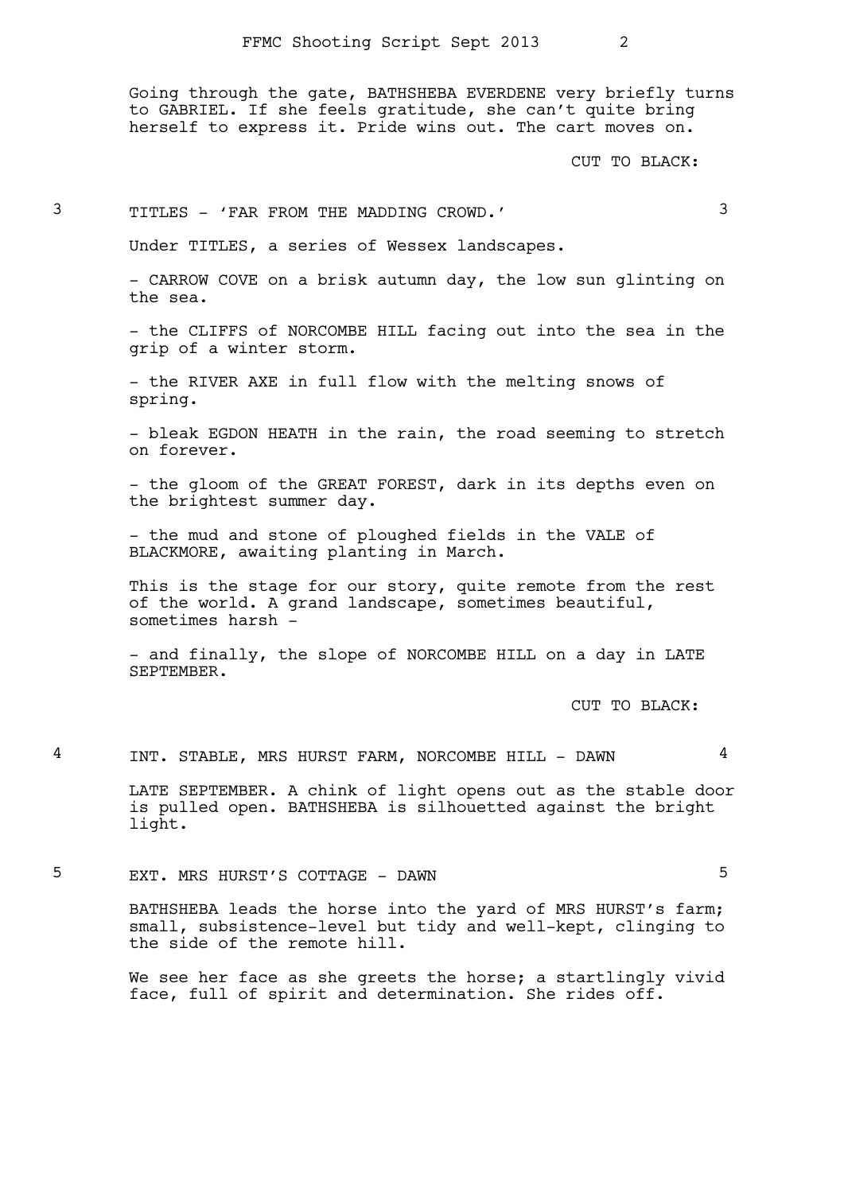Going through the gate, BATHSHEBA EVERDENE very briefly turns to GABRIEL. If she feels gratitude, she can't quite bring herself to express it. Pride wins out. The cart moves on.

CUT TO BLACK:

3 TITLES - 'FAR FROM THE MADDING CROWD.' 3

Under TITLES, a series of Wessex landscapes.

- CARROW COVE on a brisk autumn day, the low sun glinting on the sea.

- the CLIFFS of NORCOMBE HILL facing out into the sea in the grip of a winter storm.

- the RIVER AXE in full flow with the melting snows of spring.

- bleak EGDON HEATH in the rain, the road seeming to stretch on forever.

- the gloom of the GREAT FOREST, dark in its depths even on the brightest summer day.

- the mud and stone of ploughed fields in the VALE of BLACKMORE, awaiting planting in March.

This is the stage for our story, quite remote from the rest of the world. A grand landscape, sometimes beautiful, sometimes harsh -

- and finally, the slope of NORCOMBE HILL on a day in LATE SEPTEMBER.

CUT TO BLACK:

4 INT. STABLE, MRS HURST FARM, NORCOMBE HILL - DAWN 4

LATE SEPTEMBER. A chink of light opens out as the stable door is pulled open. BATHSHEBA is silhouetted against the bright light.

5 EXT. MRS HURST'S COTTAGE - DAWN 5

BATHSHEBA leads the horse into the yard of MRS HURST's farm; small, subsistence-level but tidy and well-kept, clinging to the side of the remote hill.

We see her face as she greets the horse; a startlingly vivid face, full of spirit and determination. She rides off.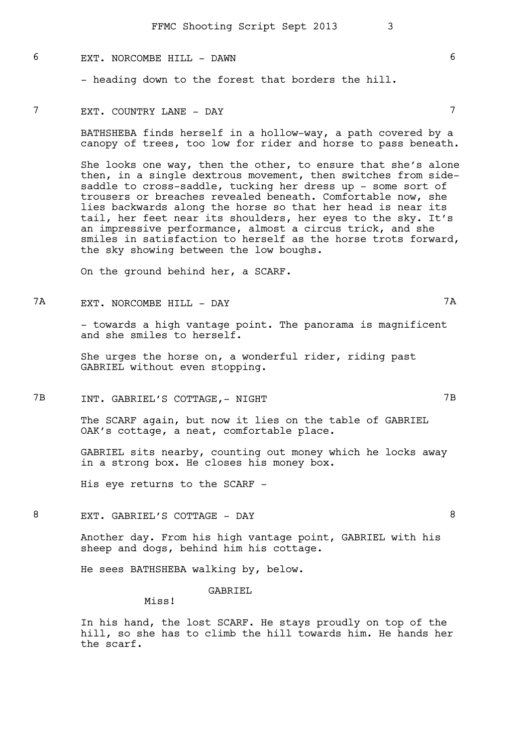6 EXT. NORCOMBE HILL - DAWN 6

- heading down to the forest that borders the hill.

7 EXT. COUNTRY LANE - DAY 7

BATHSHEBA finds herself in a hollow-way, a path covered by a canopy of trees, too low for rider and horse to pass beneath.

She looks one way, then the other, to ensure that she's alone then, in a single dextrous movement, then switches from side-saddle to cross-saddle, tucking her dress up - some sort of trousers or breaches revealed beneath. Comfortable now, she lies backwards along the horse so that her head is near its tail, her feet near its shoulders, her eyes to the sky. It's an impressive performance, almost a circus trick, and she smiles in satisfaction to herself as the horse trots forward, the sky showing between the low boughs.

On the ground behind her, a SCARF.

7A EXT. NORCOMBE HILL - DAY 7A

- towards a high vantage point. The panorama is magnificent and she smiles to herself.

She urges the horse on, a wonderful rider, riding past GABRIEL without even stopping.

7B INT. GABRIEL'S COTTAGE,- NIGHT 7B

The SCARF again, but now it lies on the table of GABRIEL OAK's cottage, a neat, comfortable place.

GABRIEL sits nearby, counting out money which he locks away in a strong box. He closes his money box.

His eye returns to the SCARF -

8 EXT. GABRIEL'S COTTAGE - DAY 8

Another day. From his high vantage point, GABRIEL with his sheep and dogs, behind him his cottage.

He sees BATHSHEBA walking by, below.

GABRIEL

Miss!

In his hand, the lost SCARF. He stays proudly on top of the hill, so she has to climb the hill towards him. He hands her the scarf.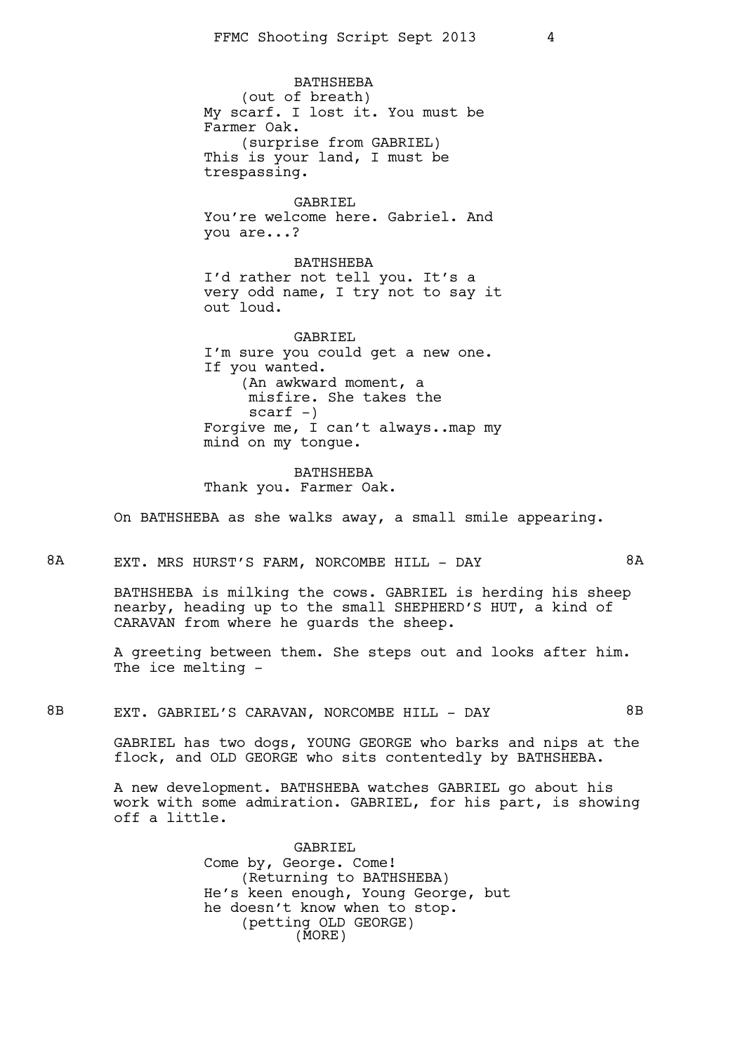BATHSHEBA
(out of breath)
My scarf. I lost it. You must be Farmer Oak.
(surprise from GABRIEL)
This is your land, I must be trespassing.

GABRIEL
You're welcome here. Gabriel. And you are...?

BATHSHEBA
I'd rather not tell you. It's a very odd name, I try not to say it out loud.

GABRIEL
I'm sure you could get a new one. If you wanted.
(An awkward moment, a misfire. She takes the scarf -)
Forgive me, I can't always..map my mind on my tongue.

BATHSHEBA
Thank you. Farmer Oak.

On BATHSHEBA as she walks away, a small smile appearing.

## 8A EXT. MRS HURST'S FARM, NORCOMBE HILL - DAY 8A

BATHSHEBA is milking the cows. GABRIEL is herding his sheep nearby, heading up to the small SHEPHERD'S HUT, a kind of CARAVAN from where he guards the sheep.

A greeting between them. She steps out and looks after him. The ice melting -

## 8B EXT. GABRIEL'S CARAVAN, NORCOMBE HILL - DAY 8B

GABRIEL has two dogs, YOUNG GEORGE who barks and nips at the flock, and OLD GEORGE who sits contentedly by BATHSHEBA.

A new development. BATHSHEBA watches GABRIEL go about his work with some admiration. GABRIEL, for his part, is showing off a little.

GABRIEL
Come by, George. Come!
(Returning to BATHSHEBA)
He's keen enough, Young George, but he doesn't know when to stop.
(petting OLD GEORGE)
(MORE)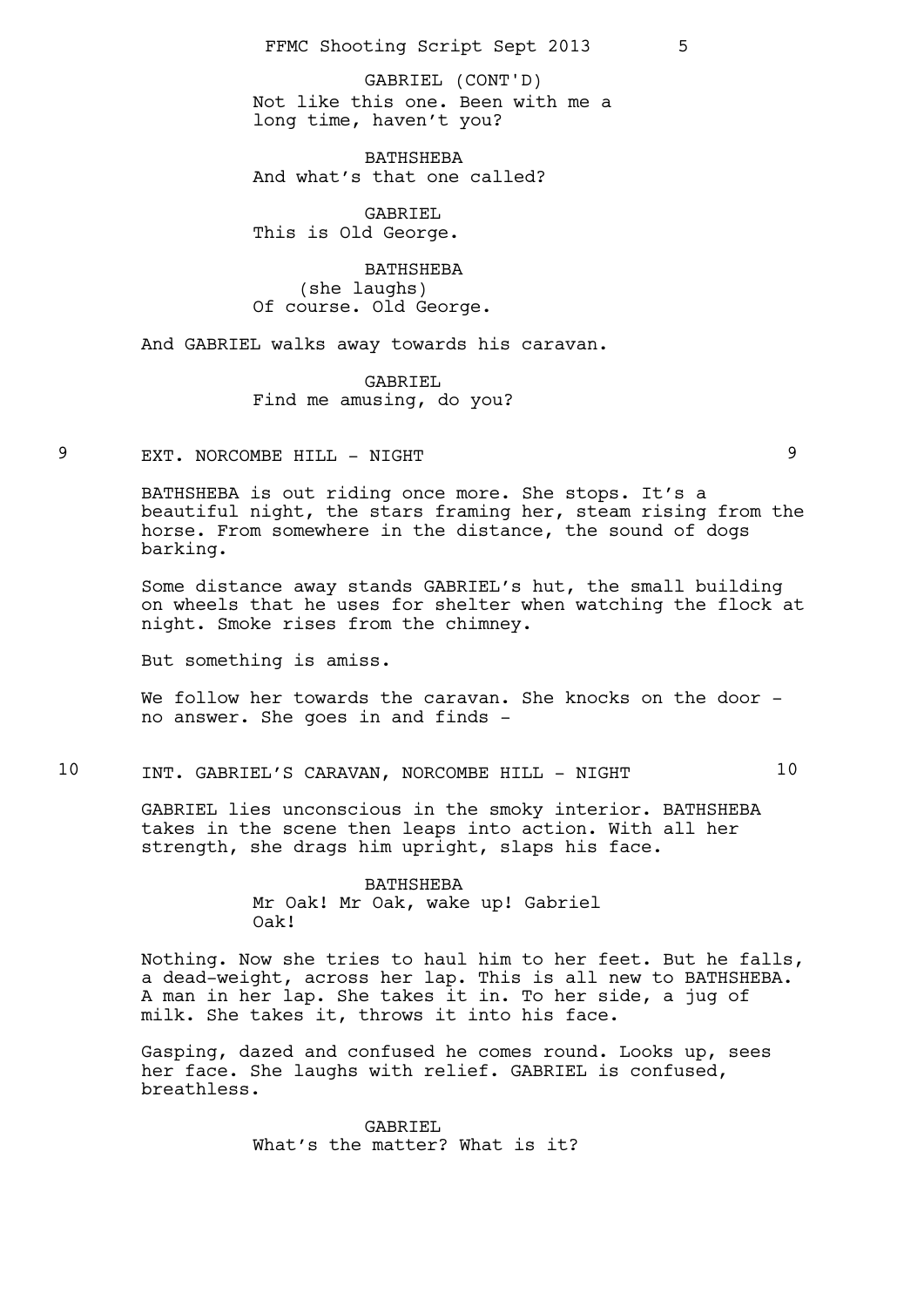GABRIEL (CONT'D)
Not like this one. Been with me a long time, haven't you?

BATHSHEBA
And what's that one called?

GABRIEL
This is Old George.

BATHSHEBA
(she laughs)
Of course. Old George.

And GABRIEL walks away towards his caravan.

GABRIEL
Find me amusing, do you?

9 EXT. NORCOMBE HILL - NIGHT 9

BATHSHEBA is out riding once more. She stops. It's a beautiful night, the stars framing her, steam rising from the horse. From somewhere in the distance, the sound of dogs barking.

Some distance away stands GABRIEL's hut, the small building on wheels that he uses for shelter when watching the flock at night. Smoke rises from the chimney.

But something is amiss.

We follow her towards the caravan. She knocks on the door - no answer. She goes in and finds -

10 INT. GABRIEL'S CARAVAN, NORCOMBE HILL - NIGHT 10

GABRIEL lies unconscious in the smoky interior. BATHSHEBA takes in the scene then leaps into action. With all her strength, she drags him upright, slaps his face.

BATHSHEBA
Mr Oak! Mr Oak, wake up! Gabriel Oak!

Nothing. Now she tries to haul him to her feet. But he falls, a dead-weight, across her lap. This is all new to BATHSHEBA. A man in her lap. She takes it in. To her side, a jug of milk. She takes it, throws it into his face.

Gasping, dazed and confused he comes round. Looks up, sees her face. She laughs with relief. GABRIEL is confused, breathless.

GABRIEL
What's the matter? What is it?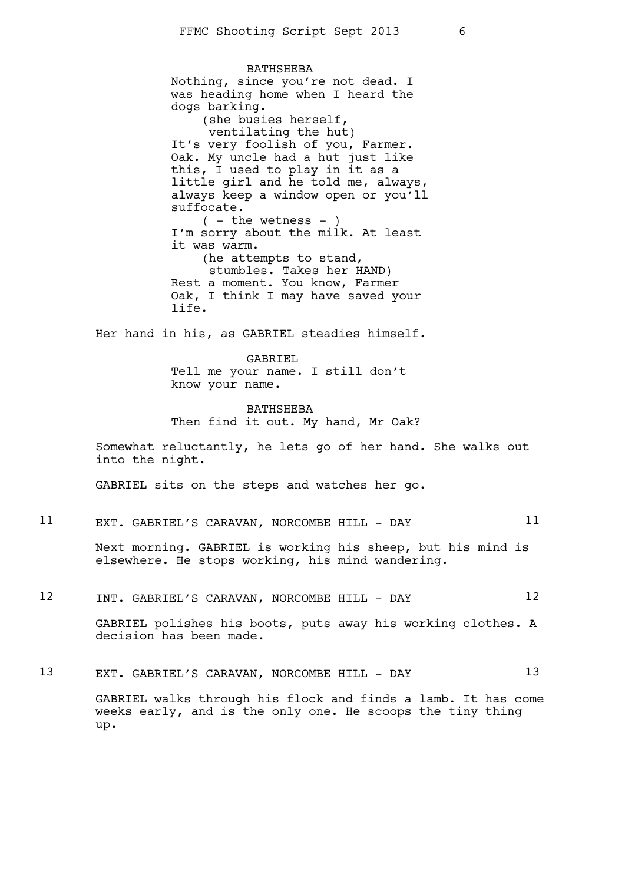BATHSHEBA
Nothing, since you're not dead. I was heading home when I heard the dogs barking.
(she busies herself, ventilating the hut)
It's very foolish of you, Farmer. Oak. My uncle had a hut just like this, I used to play in it as a little girl and he told me, always, always keep a window open or you'll suffocate.
( - the wetness - )
I'm sorry about the milk. At least it was warm.
(he attempts to stand, stumbles. Takes her HAND)
Rest a moment. You know, Farmer Oak, I think I may have saved your life.

Her hand in his, as GABRIEL steadies himself.

GABRIEL
Tell me your name. I still don't know your name.

BATHSHEBA
Then find it out. My hand, Mr Oak?

Somewhat reluctantly, he lets go of her hand. She walks out into the night.

GABRIEL sits on the steps and watches her go.

11 EXT. GABRIEL'S CARAVAN, NORCOMBE HILL - DAY 11

Next morning. GABRIEL is working his sheep, but his mind is elsewhere. He stops working, his mind wandering.

12 INT. GABRIEL'S CARAVAN, NORCOMBE HILL - DAY 12

GABRIEL polishes his boots, puts away his working clothes. A decision has been made.

13 EXT. GABRIEL'S CARAVAN, NORCOMBE HILL - DAY 13

GABRIEL walks through his flock and finds a lamb. It has come weeks early, and is the only one. He scoops the tiny thing up.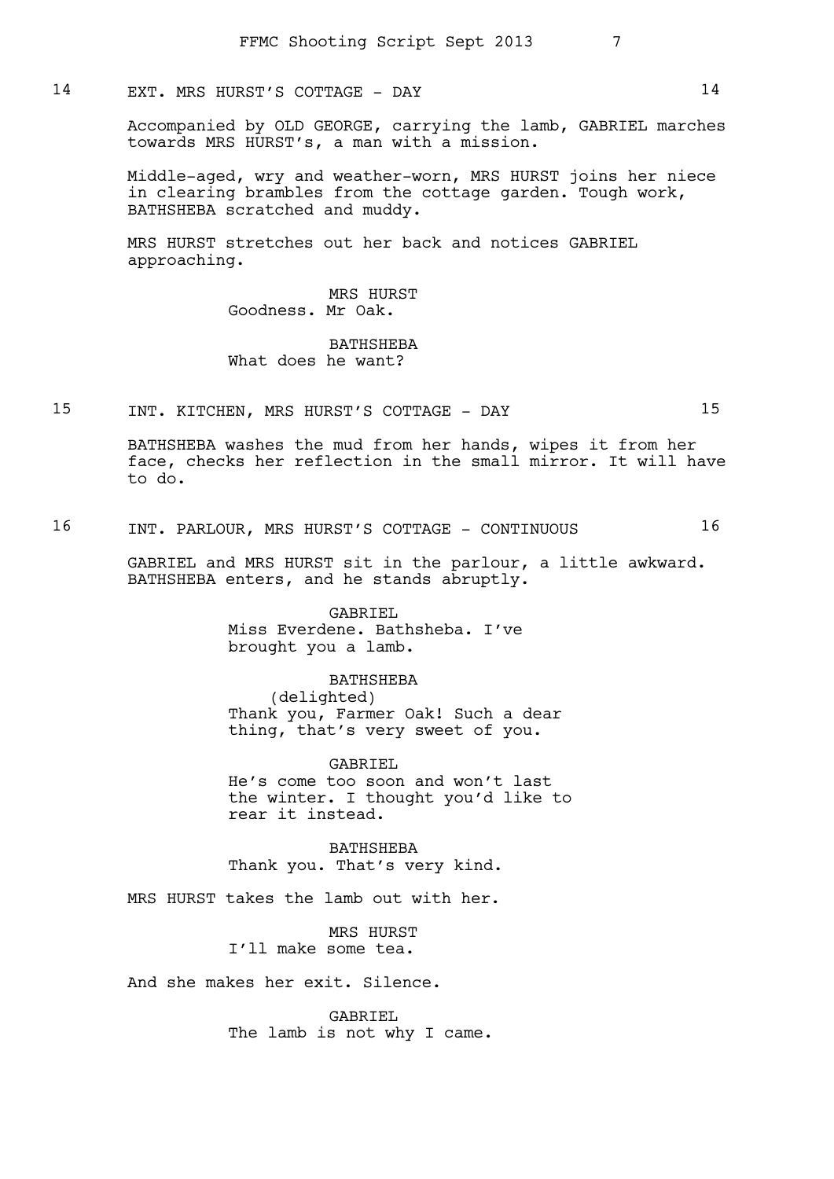14 EXT. MRS HURST'S COTTAGE - DAY 14

Accompanied by OLD GEORGE, carrying the lamb, GABRIEL marches towards MRS HURST's, a man with a mission.

Middle-aged, wry and weather-worn, MRS HURST joins her niece in clearing brambles from the cottage garden. Tough work, BATHSHEBA scratched and muddy.

MRS HURST stretches out her back and notices GABRIEL approaching.

MRS HURST
Goodness. Mr Oak.

BATHSHEBA
What does he want?

15 INT. KITCHEN, MRS HURST'S COTTAGE - DAY 15

BATHSHEBA washes the mud from her hands, wipes it from her face, checks her reflection in the small mirror. It will have to do.

16 INT. PARLOUR, MRS HURST'S COTTAGE - CONTINUOUS 16

GABRIEL and MRS HURST sit in the parlour, a little awkward. BATHSHEBA enters, and he stands abruptly.

GABRIEL
Miss Everdene. Bathsheba. I've brought you a lamb.

BATHSHEBA
(delighted)
Thank you, Farmer Oak! Such a dear thing, that's very sweet of you.

GABRIEL
He's come too soon and won't last the winter. I thought you'd like to rear it instead.

BATHSHEBA
Thank you. That's very kind.

MRS HURST takes the lamb out with her.

MRS HURST
I'll make some tea.

And she makes her exit. Silence.

GABRIEL
The lamb is not why I came.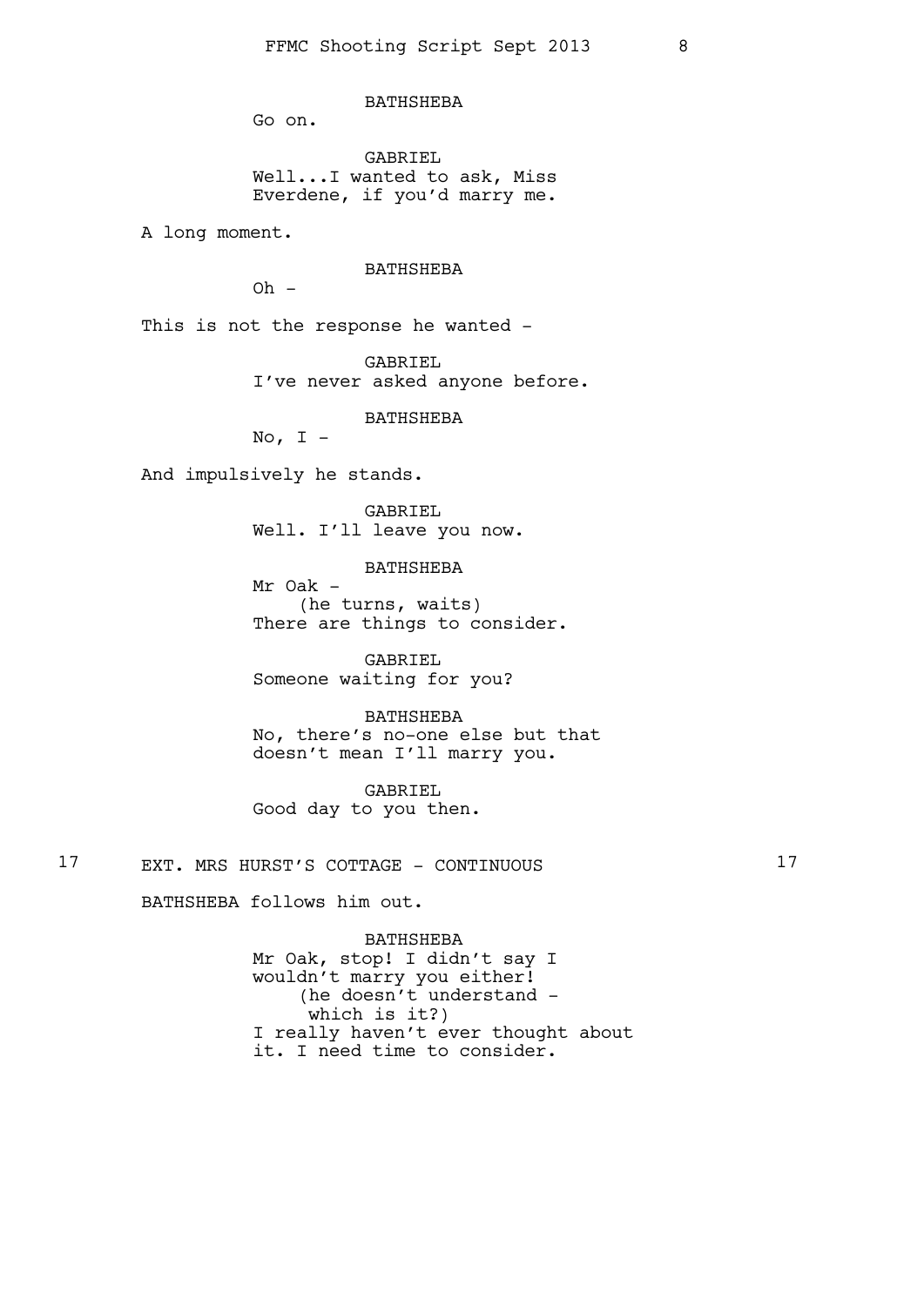BATHSHEBA
Go on.

GABRIEL
Well...I wanted to ask, Miss Everdene, if you'd marry me.

A long moment.

BATHSHEBA
Oh -

This is not the response he wanted -

GABRIEL
I've never asked anyone before.

BATHSHEBA
No, I -

And impulsively he stands.

GABRIEL
Well. I'll leave you now.

BATHSHEBA
Mr Oak -
(he turns, waits)
There are things to consider.

GABRIEL
Someone waiting for you?

BATHSHEBA
No, there's no-one else but that doesn't mean I'll marry you.

GABRIEL
Good day to you then.

17 EXT. MRS HURST'S COTTAGE - CONTINUOUS 17

BATHSHEBA follows him out.

BATHSHEBA
Mr Oak, stop! I didn't say I wouldn't marry you either!
(he doesn't understand - which is it?)
I really haven't ever thought about it. I need time to consider.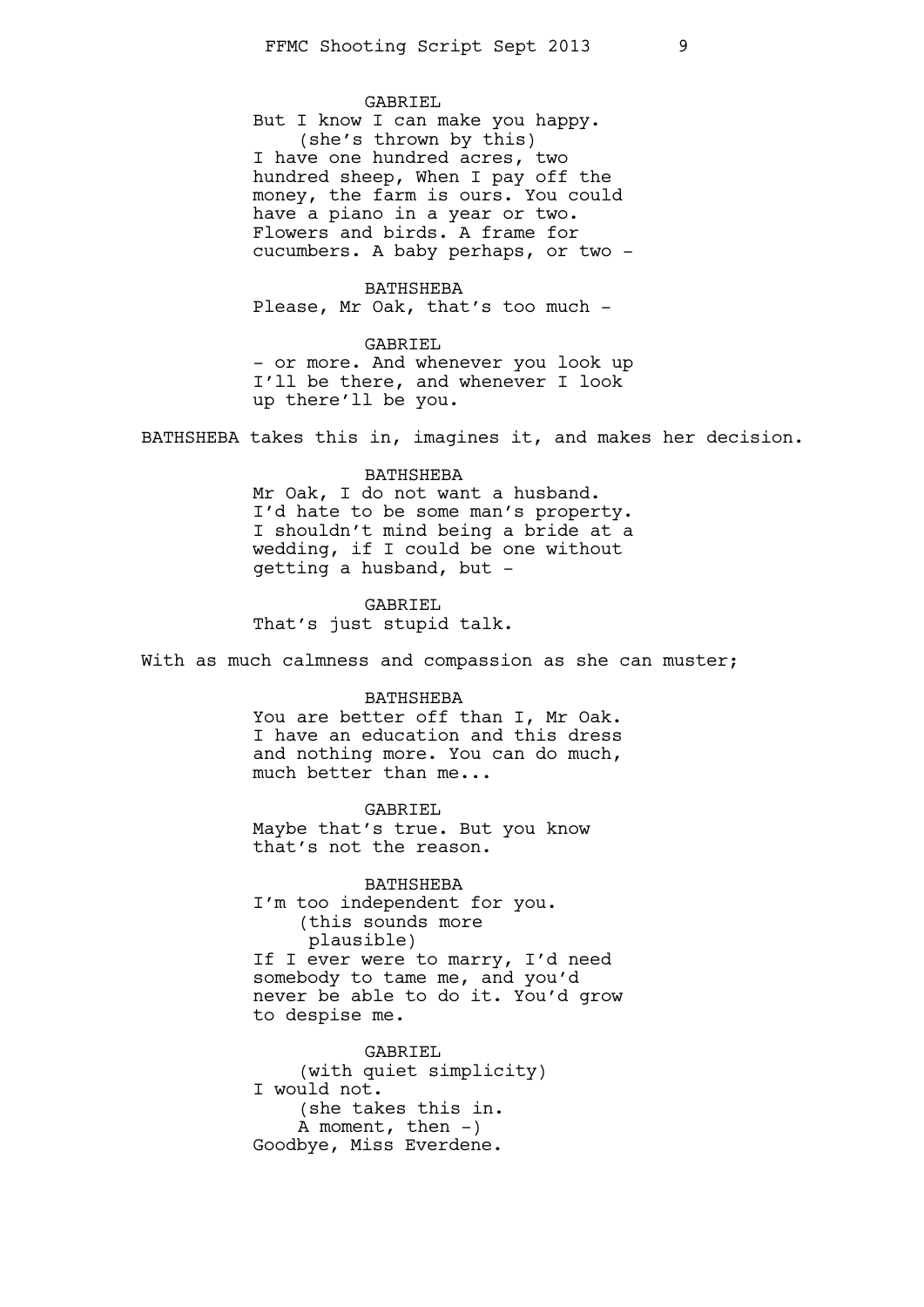GABRIEL

But I know I can make you happy.

(she's thrown by this)

I have one hundred acres, two hundred sheep, When I pay off the money, the farm is ours. You could have a piano in a year or two. Flowers and birds. A frame for cucumbers. A baby perhaps, or two -

BATHSHEBA

Please, Mr Oak, that's too much -

GABRIEL

- or more. And whenever you look up I'll be there, and whenever I look up there'll be you.

BATHSHEBA takes this in, imagines it, and makes her decision.

BATHSHEBA

Mr Oak, I do not want a husband. I'd hate to be some man's property. I shouldn't mind being a bride at a wedding, if I could be one without getting a husband, but -

GABRIEL

That's just stupid talk.

With as much calmness and compassion as she can muster;

BATHSHEBA

You are better off than I, Mr Oak. I have an education and this dress and nothing more. You can do much, much better than me...

GABRIEL

Maybe that's true. But you know that's not the reason.

BATHSHEBA

I'm too independent for you.

(this sounds more plausible)

If I ever were to marry, I'd need somebody to tame me, and you'd never be able to do it. You'd grow to despise me.

GABRIEL

(with quiet simplicity)

I would not.

(she takes this in. A moment, then -)

Goodbye, Miss Everdene.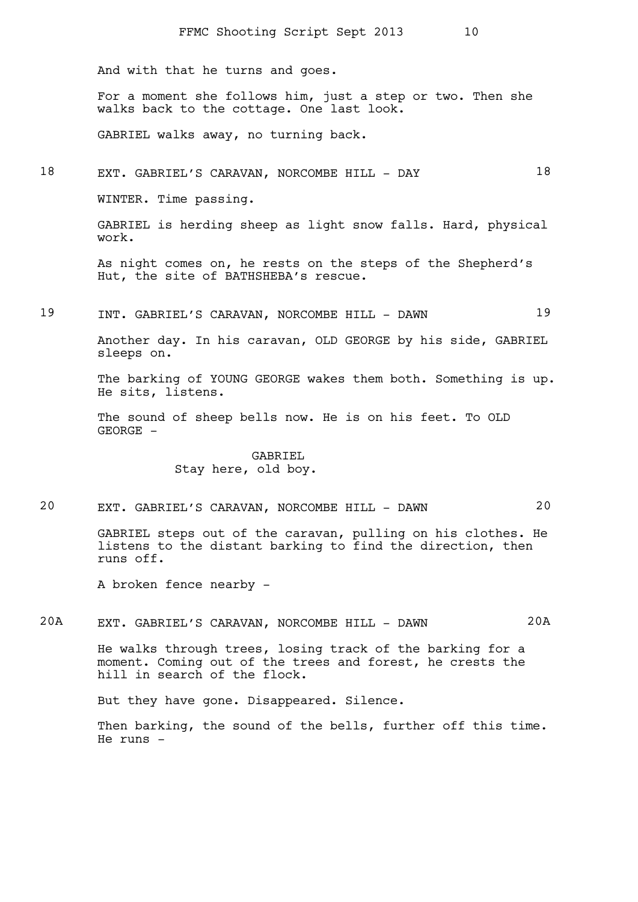And with that he turns and goes.

For a moment she follows him, just a step or two. Then she walks back to the cottage. One last look.

GABRIEL walks away, no turning back.

18 EXT. GABRIEL'S CARAVAN, NORCOMBE HILL - DAY 18

WINTER. Time passing.

GABRIEL is herding sheep as light snow falls. Hard, physical work.

As night comes on, he rests on the steps of the Shepherd's Hut, the site of BATHSHEBA's rescue.

19 INT. GABRIEL'S CARAVAN, NORCOMBE HILL - DAWN 19

Another day. In his caravan, OLD GEORGE by his side, GABRIEL sleeps on.

The barking of YOUNG GEORGE wakes them both. Something is up. He sits, listens.

The sound of sheep bells now. He is on his feet. To OLD GEORGE -

GABRIEL
Stay here, old boy.

20 EXT. GABRIEL'S CARAVAN, NORCOMBE HILL - DAWN 20

GABRIEL steps out of the caravan, pulling on his clothes. He listens to the distant barking to find the direction, then runs off.

A broken fence nearby -

20A EXT. GABRIEL'S CARAVAN, NORCOMBE HILL - DAWN 20A

He walks through trees, losing track of the barking for a moment. Coming out of the trees and forest, he crests the hill in search of the flock.

But they have gone. Disappeared. Silence.

Then barking, the sound of the bells, further off this time. He runs -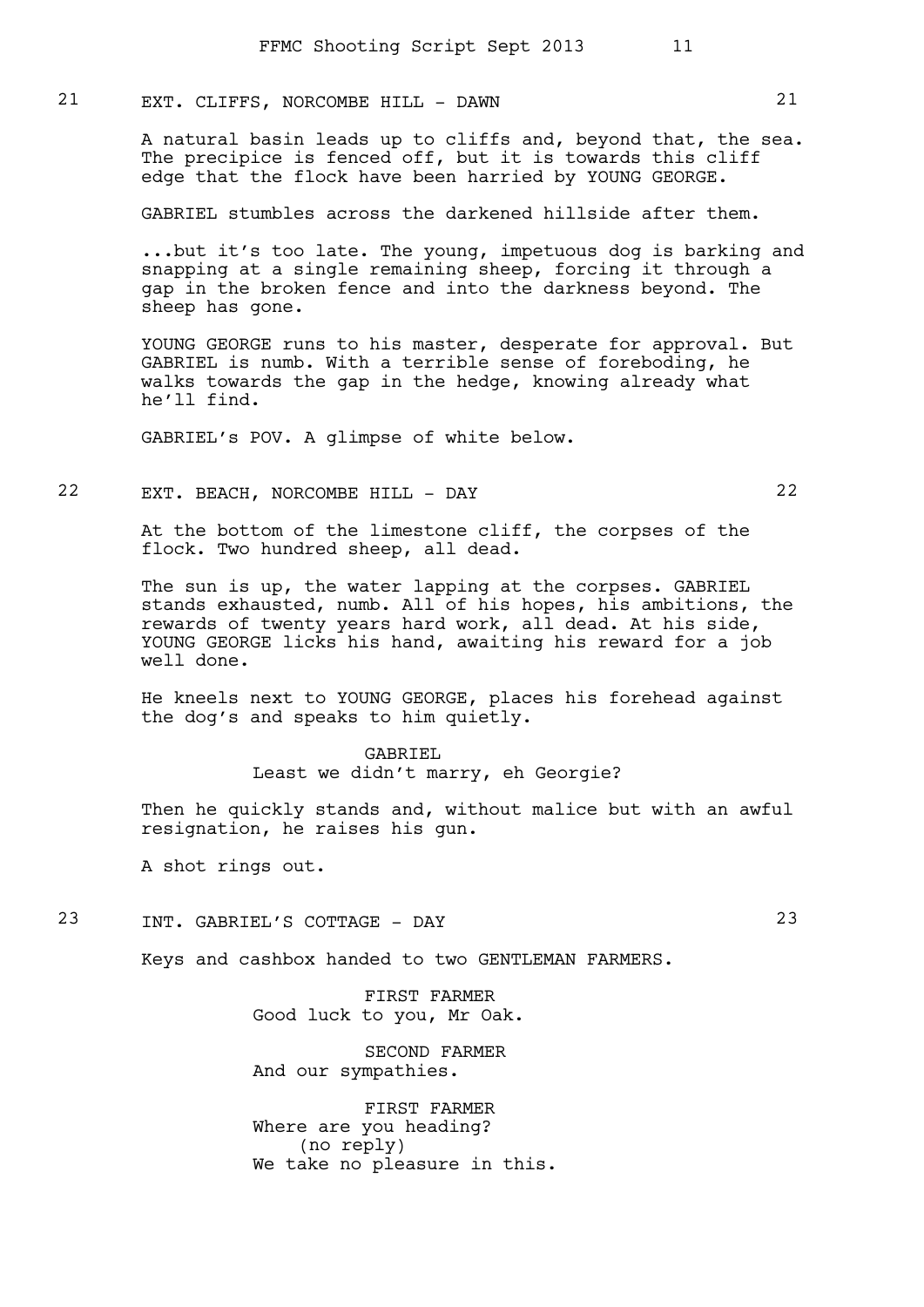21 EXT. CLIFFS, NORCOMBE HILL - DAWN 21

A natural basin leads up to cliffs and, beyond that, the sea. The precipice is fenced off, but it is towards this cliff edge that the flock have been harried by YOUNG GEORGE.

GABRIEL stumbles across the darkened hillside after them.

...but it's too late. The young, impetuous dog is barking and snapping at a single remaining sheep, forcing it through a gap in the broken fence and into the darkness beyond. The sheep has gone.

YOUNG GEORGE runs to his master, desperate for approval. But GABRIEL is numb. With a terrible sense of foreboding, he walks towards the gap in the hedge, knowing already what he'll find.

GABRIEL's POV. A glimpse of white below.

22 EXT. BEACH, NORCOMBE HILL - DAY 22

At the bottom of the limestone cliff, the corpses of the flock. Two hundred sheep, all dead.

The sun is up, the water lapping at the corpses. GABRIEL stands exhausted, numb. All of his hopes, his ambitions, the rewards of twenty years hard work, all dead. At his side, YOUNG GEORGE licks his hand, awaiting his reward for a job well done.

He kneels next to YOUNG GEORGE, places his forehead against the dog's and speaks to him quietly.

GABRIEL
Least we didn't marry, eh Georgie?

Then he quickly stands and, without malice but with an awful resignation, he raises his gun.

A shot rings out.

23 INT. GABRIEL'S COTTAGE - DAY 23

Keys and cashbox handed to two GENTLEMAN FARMERS.

FIRST FARMER
Good luck to you, Mr Oak.

SECOND FARMER
And our sympathies.

FIRST FARMER
Where are you heading?
(no reply)
We take no pleasure in this.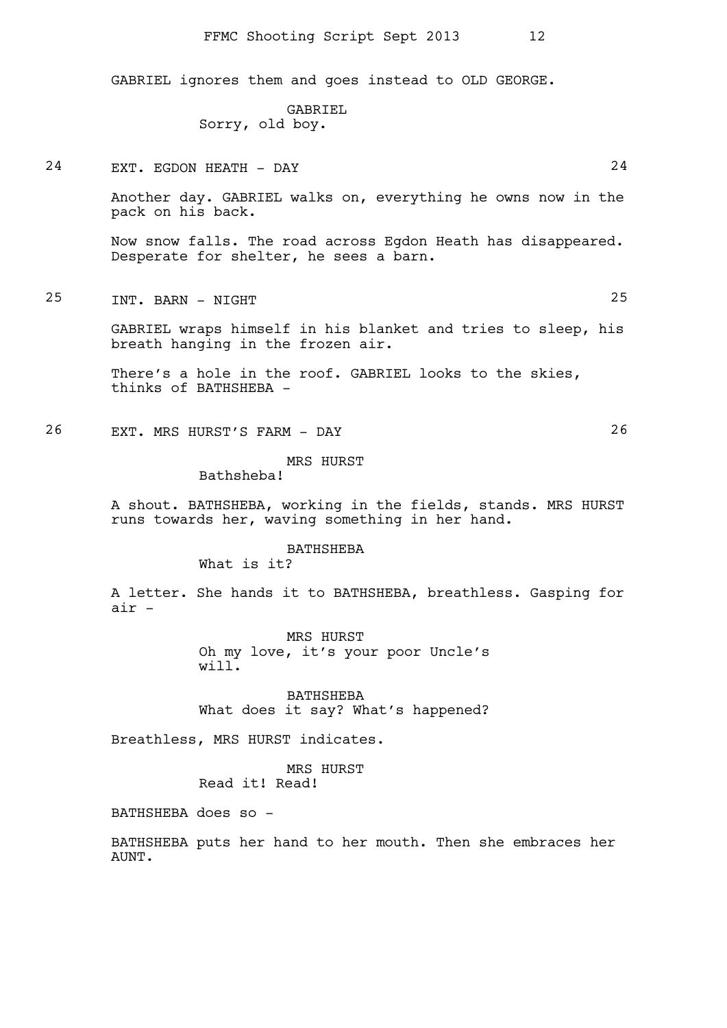GABRIEL ignores them and goes instead to OLD GEORGE.

GABRIEL
Sorry, old boy.

24 EXT. EGDON HEATH - DAY 24

Another day. GABRIEL walks on, everything he owns now in the pack on his back.

Now snow falls. The road across Egdon Heath has disappeared. Desperate for shelter, he sees a barn.

25 INT. BARN - NIGHT 25

GABRIEL wraps himself in his blanket and tries to sleep, his breath hanging in the frozen air.

There's a hole in the roof. GABRIEL looks to the skies, thinks of BATHSHEBA -

26 EXT. MRS HURST'S FARM - DAY 26

MRS HURST
Bathsheba!

A shout. BATHSHEBA, working in the fields, stands. MRS HURST runs towards her, waving something in her hand.

BATHSHEBA
What is it?

A letter. She hands it to BATHSHEBA, breathless. Gasping for air -

MRS HURST
Oh my love, it's your poor Uncle's will.

BATHSHEBA
What does it say? What's happened?

Breathless, MRS HURST indicates.

MRS HURST
Read it! Read!

BATHSHEBA does so -

BATHSHEBA puts her hand to her mouth. Then she embraces her AUNT.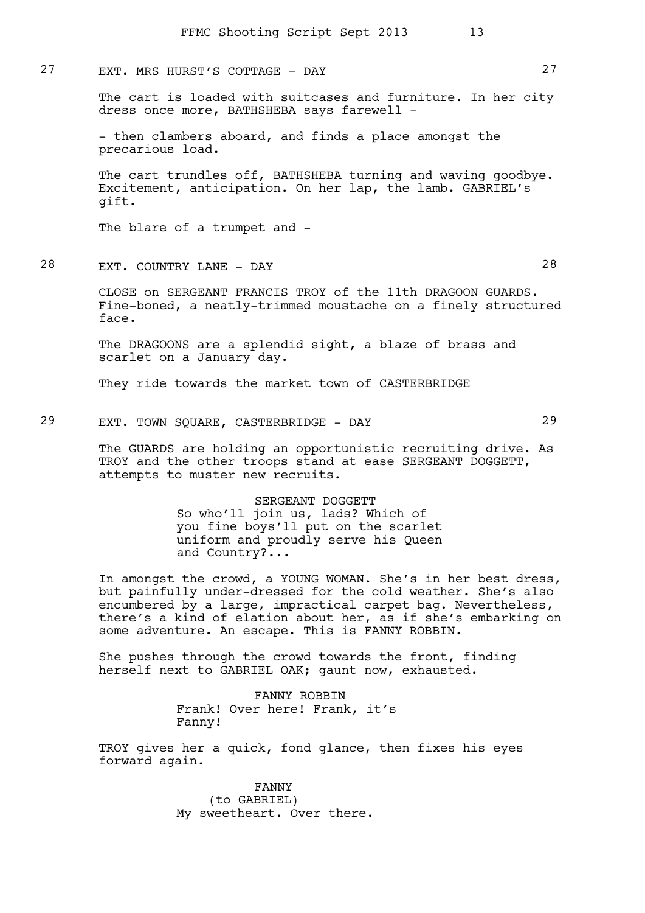27 EXT. MRS HURST'S COTTAGE - DAY 27

The cart is loaded with suitcases and furniture. In her city dress once more, BATHSHEBA says farewell -

- then clambers aboard, and finds a place amongst the precarious load.

The cart trundles off, BATHSHEBA turning and waving goodbye. Excitement, anticipation. On her lap, the lamb. GABRIEL's gift.

The blare of a trumpet and -

28 EXT. COUNTRY LANE - DAY 28

CLOSE on SERGEANT FRANCIS TROY of the 11th DRAGOON GUARDS. Fine-boned, a neatly-trimmed moustache on a finely structured face.

The DRAGOONS are a splendid sight, a blaze of brass and scarlet on a January day.

They ride towards the market town of CASTERBRIDGE

29 EXT. TOWN SQUARE, CASTERBRIDGE - DAY 29

The GUARDS are holding an opportunistic recruiting drive. As TROY and the other troops stand at ease SERGEANT DOGGETT, attempts to muster new recruits.

SERGEANT DOGGETT
So who'll join us, lads? Which of you fine boys'll put on the scarlet uniform and proudly serve his Queen and Country?...

In amongst the crowd, a YOUNG WOMAN. She's in her best dress, but painfully under-dressed for the cold weather. She's also encumbered by a large, impractical carpet bag. Nevertheless, there's a kind of elation about her, as if she's embarking on some adventure. An escape. This is FANNY ROBBIN.

She pushes through the crowd towards the front, finding herself next to GABRIEL OAK; gaunt now, exhausted.

FANNY ROBBIN
Frank! Over here! Frank, it's Fanny!

TROY gives her a quick, fond glance, then fixes his eyes forward again.

FANNY
(to GABRIEL)
My sweetheart. Over there.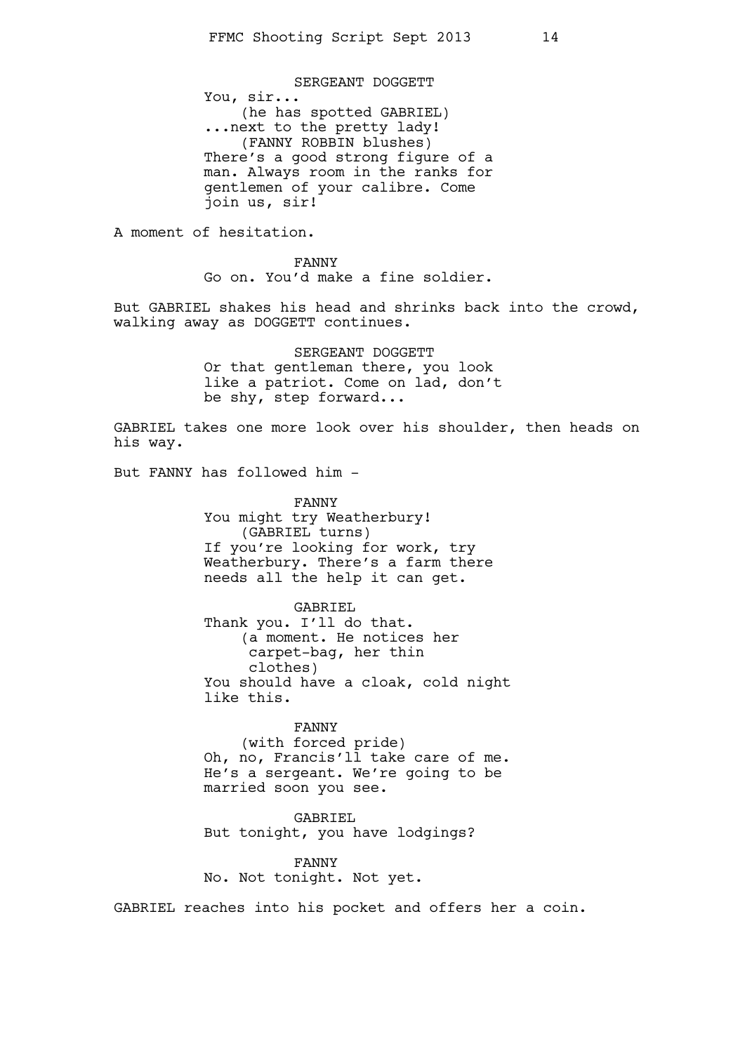SERGEANT DOGGETT
You, sir...
(he has spotted GABRIEL)
...next to the pretty lady!
(FANNY ROBBIN blushes)
There's a good strong figure of a man. Always room in the ranks for gentlemen of your calibre. Come join us, sir!

A moment of hesitation.

FANNY
Go on. You'd make a fine soldier.

But GABRIEL shakes his head and shrinks back into the crowd, walking away as DOGGETT continues.

SERGEANT DOGGETT
Or that gentleman there, you look like a patriot. Come on lad, don't be shy, step forward...

GABRIEL takes one more look over his shoulder, then heads on his way.

But FANNY has followed him -

FANNY
You might try Weatherbury!
(GABRIEL turns)
If you're looking for work, try Weatherbury. There's a farm there needs all the help it can get.

GABRIEL
Thank you. I'll do that.
(a moment. He notices her carpet-bag, her thin clothes)
You should have a cloak, cold night like this.

FANNY
(with forced pride)
Oh, no, Francis'll take care of me. He's a sergeant. We're going to be married soon you see.

GABRIEL
But tonight, you have lodgings?

FANNY
No. Not tonight. Not yet.

GABRIEL reaches into his pocket and offers her a coin.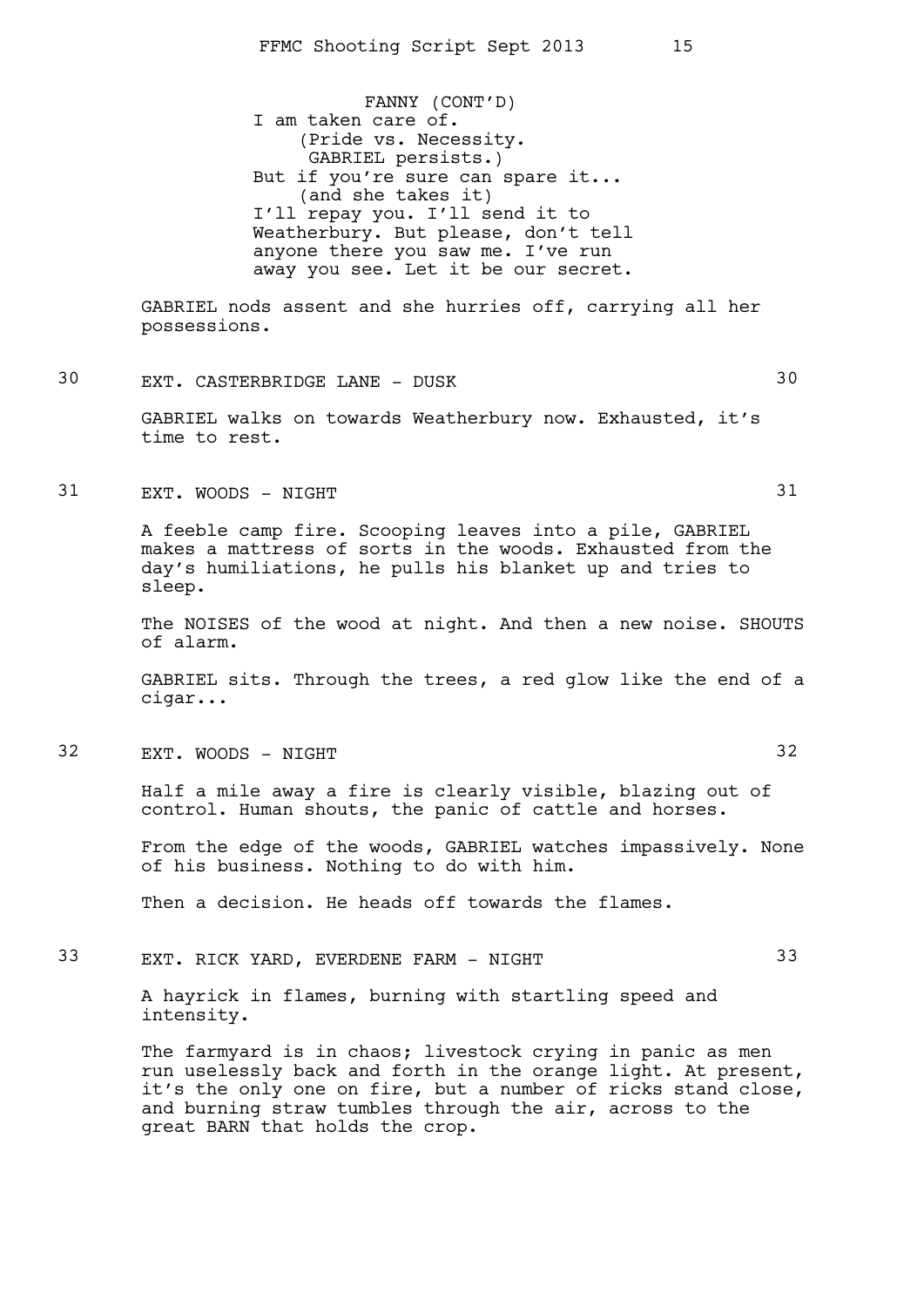FANNY (CONT'D)
I am taken care of.
(Pride vs. Necessity.
GABRIEL persists.)
But if you're sure can spare it...
(and she takes it)
I'll repay you. I'll send it to
Weatherbury. But please, don't tell
anyone there you saw me. I've run
away you see. Let it be our secret.

GABRIEL nods assent and she hurries off, carrying all her possessions.

30 EXT. CASTERBRIDGE LANE - DUSK 30

GABRIEL walks on towards Weatherbury now. Exhausted, it's time to rest.

31 EXT. WOODS - NIGHT 31

A feeble camp fire. Scooping leaves into a pile, GABRIEL makes a mattress of sorts in the woods. Exhausted from the day's humiliations, he pulls his blanket up and tries to sleep.

The NOISES of the wood at night. And then a new noise. SHOUTS of alarm.

GABRIEL sits. Through the trees, a red glow like the end of a cigar...

32 EXT. WOODS - NIGHT 32

Half a mile away a fire is clearly visible, blazing out of control. Human shouts, the panic of cattle and horses.

From the edge of the woods, GABRIEL watches impassively. None of his business. Nothing to do with him.

Then a decision. He heads off towards the flames.

33 EXT. RICK YARD, EVERDENE FARM - NIGHT 33

A hayrick in flames, burning with startling speed and intensity.

The farmyard is in chaos; livestock crying in panic as men run uselessly back and forth in the orange light. At present, it's the only one on fire, but a number of ricks stand close, and burning straw tumbles through the air, across to the great BARN that holds the crop.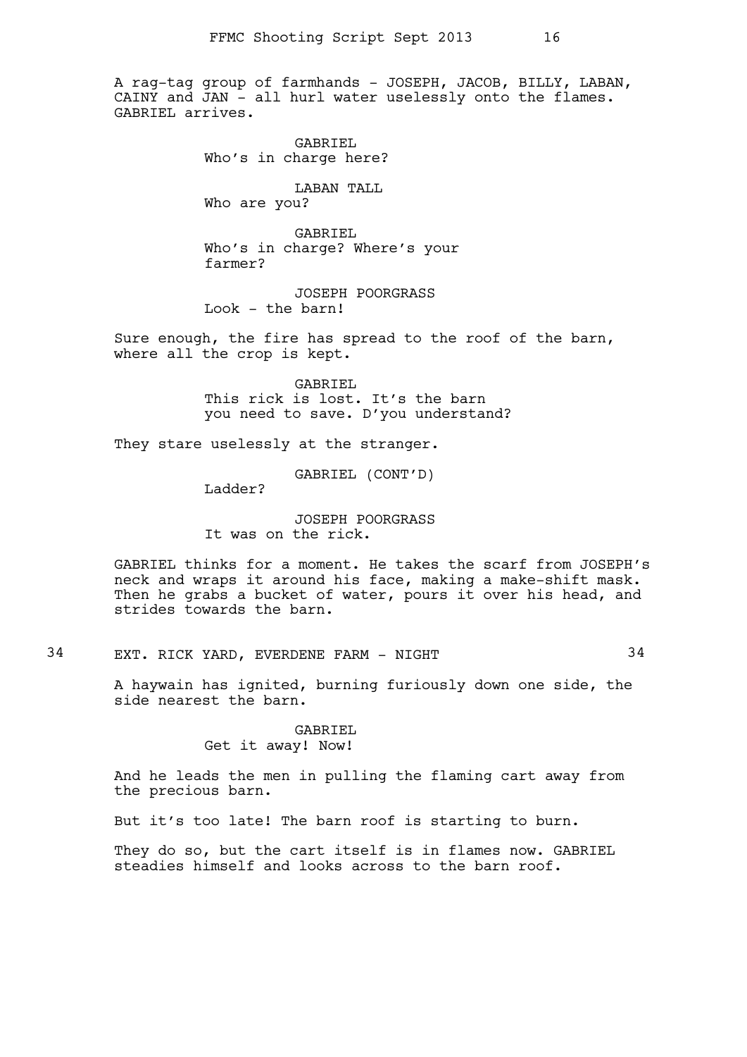A rag-tag group of farmhands - JOSEPH, JACOB, BILLY, LABAN, CAINY and JAN - all hurl water uselessly onto the flames. GABRIEL arrives.

GABRIEL
Who's in charge here?

LABAN TALL
Who are you?

GABRIEL
Who's in charge? Where's your farmer?

JOSEPH POORGRASS
Look - the barn!

Sure enough, the fire has spread to the roof of the barn, where all the crop is kept.

GABRIEL
This rick is lost. It's the barn you need to save. D'you understand?

They stare uselessly at the stranger.

GABRIEL (CONT'D)
Ladder?

JOSEPH POORGRASS
It was on the rick.

GABRIEL thinks for a moment. He takes the scarf from JOSEPH's neck and wraps it around his face, making a make-shift mask. Then he grabs a bucket of water, pours it over his head, and strides towards the barn.

34 EXT. RICK YARD, EVERDENE FARM - NIGHT 34

A haywain has ignited, burning furiously down one side, the side nearest the barn.

GABRIEL
Get it away! Now!

And he leads the men in pulling the flaming cart away from the precious barn.

But it's too late! The barn roof is starting to burn.

They do so, but the cart itself is in flames now. GABRIEL steadies himself and looks across to the barn roof.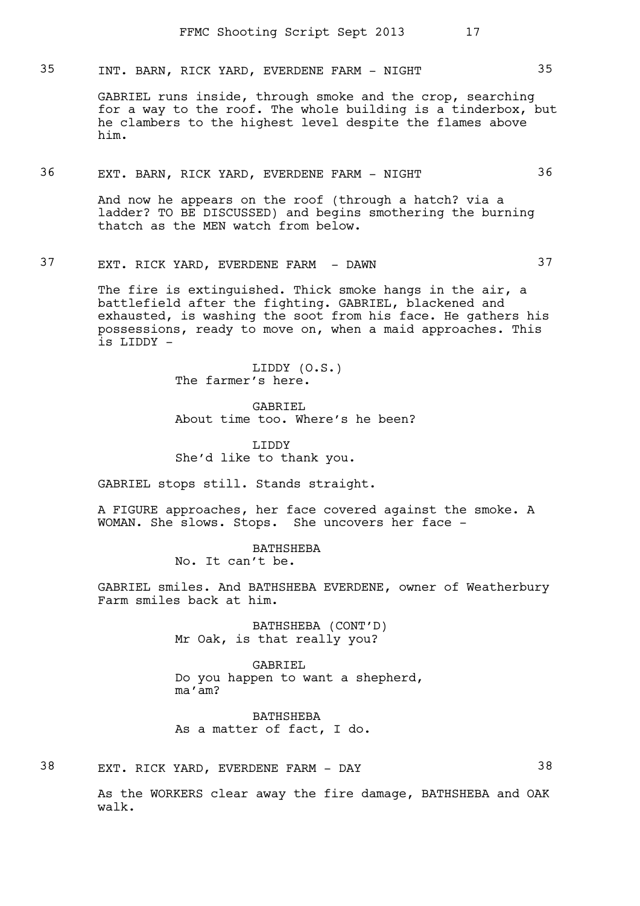35 INT. BARN, RICK YARD, EVERDENE FARM - NIGHT 35

GABRIEL runs inside, through smoke and the crop, searching for a way to the roof. The whole building is a tinderbox, but he clambers to the highest level despite the flames above him.

36 EXT. BARN, RICK YARD, EVERDENE FARM - NIGHT 36

And now he appears on the roof (through a hatch? via a ladder? TO BE DISCUSSED) and begins smothering the burning thatch as the MEN watch from below.

37 EXT. RICK YARD, EVERDENE FARM - DAWN 37

The fire is extinguished. Thick smoke hangs in the air, a battlefield after the fighting. GABRIEL, blackened and exhausted, is washing the soot from his face. He gathers his possessions, ready to move on, when a maid approaches. This is LIDDY -

LIDDY (O.S.)
The farmer's here.

GABRIEL
About time too. Where's he been?

LIDDY
She'd like to thank you.

GABRIEL stops still. Stands straight.

A FIGURE approaches, her face covered against the smoke. A WOMAN. She slows. Stops. She uncovers her face -

BATHSHEBA
No. It can't be.

GABRIEL smiles. And BATHSHEBA EVERDENE, owner of Weatherbury Farm smiles back at him.

BATHSHEBA (CONT'D)
Mr Oak, is that really you?

GABRIEL
Do you happen to want a shepherd, ma'am?

BATHSHEBA
As a matter of fact, I do.

38 EXT. RICK YARD, EVERDENE FARM - DAY 38

As the WORKERS clear away the fire damage, BATHSHEBA and OAK walk.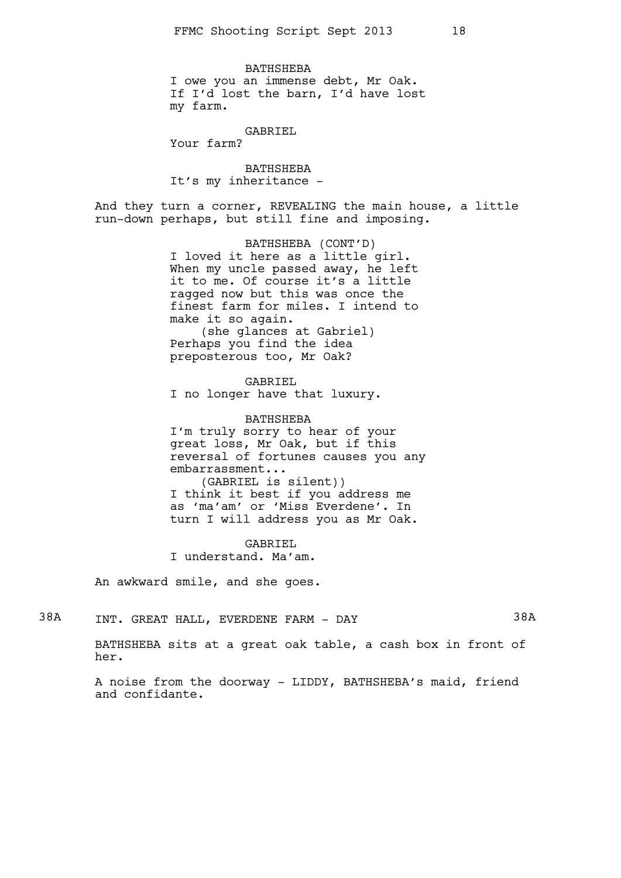BATHSHEBA
I owe you an immense debt, Mr Oak. If I'd lost the barn, I'd have lost my farm.

GABRIEL
Your farm?

BATHSHEBA
It's my inheritance -

And they turn a corner, REVEALING the main house, a little run-down perhaps, but still fine and imposing.

BATHSHEBA (CONT'D)
I loved it here as a little girl. When my uncle passed away, he left it to me. Of course it's a little ragged now but this was once the finest farm for miles. I intend to make it so again.
(she glances at Gabriel)
Perhaps you find the idea preposterous too, Mr Oak?

GABRIEL
I no longer have that luxury.

BATHSHEBA
I'm truly sorry to hear of your great loss, Mr Oak, but if this reversal of fortunes causes you any embarrassment...
(GABRIEL is silent))
I think it best if you address me as 'ma'am' or 'Miss Everdene'. In turn I will address you as Mr Oak.

GABRIEL
I understand. Ma'am.

An awkward smile, and she goes.

38A INT. GREAT HALL, EVERDENE FARM - DAY 38A

BATHSHEBA sits at a great oak table, a cash box in front of her.

A noise from the doorway - LIDDY, BATHSHEBA's maid, friend and confidante.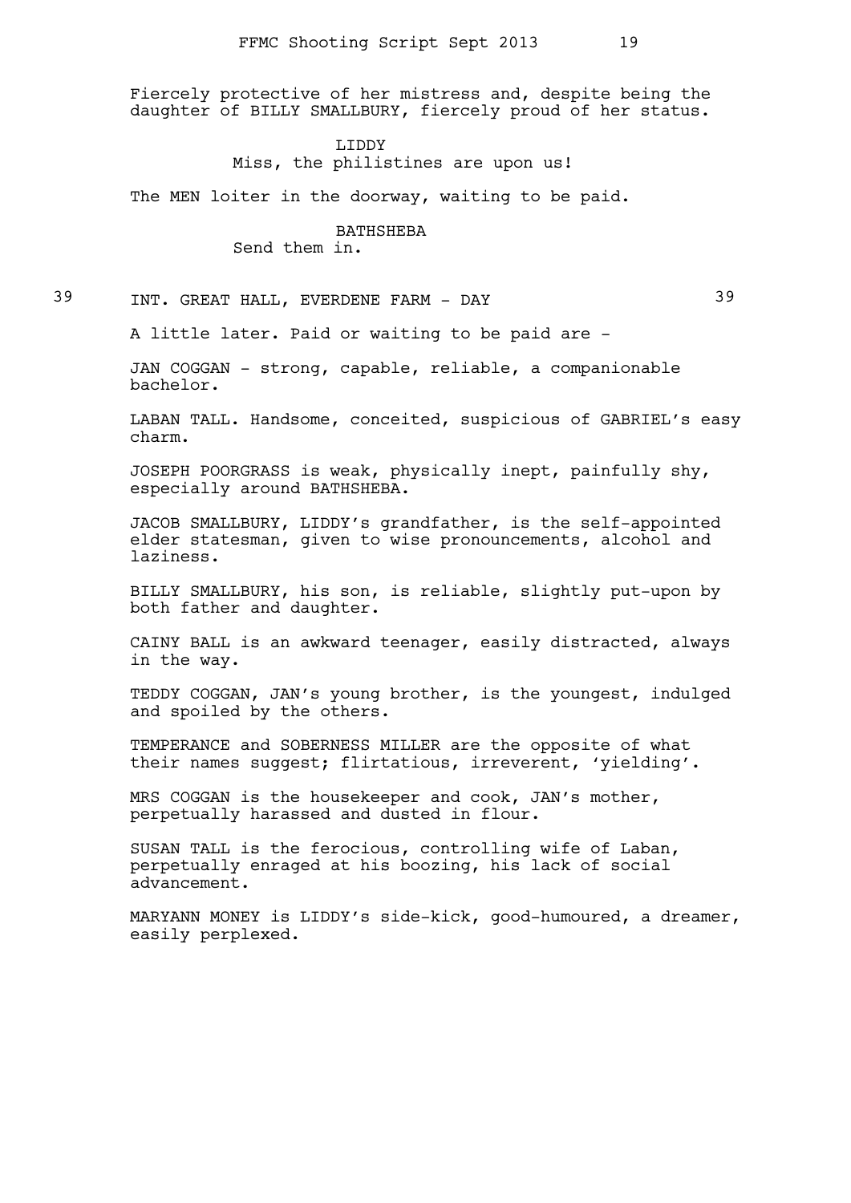Fiercely protective of her mistress and, despite being the daughter of BILLY SMALLBURY, fiercely proud of her status.

LIDDY
Miss, the philistines are upon us!

The MEN loiter in the doorway, waiting to be paid.

BATHSHEBA
Send them in.

39 INT. GREAT HALL, EVERDENE FARM - DAY 39

A little later. Paid or waiting to be paid are -

JAN COGGAN - strong, capable, reliable, a companionable bachelor.

LABAN TALL. Handsome, conceited, suspicious of GABRIEL's easy charm.

JOSEPH POORGRASS is weak, physically inept, painfully shy, especially around BATHSHEBA.

JACOB SMALLBURY, LIDDY's grandfather, is the self-appointed elder statesman, given to wise pronouncements, alcohol and laziness.

BILLY SMALLBURY, his son, is reliable, slightly put-upon by both father and daughter.

CAINY BALL is an awkward teenager, easily distracted, always in the way.

TEDDY COGGAN, JAN's young brother, is the youngest, indulged and spoiled by the others.

TEMPERANCE and SOBERNESS MILLER are the opposite of what their names suggest; flirtatious, irreverent, 'yielding'.

MRS COGGAN is the housekeeper and cook, JAN's mother, perpetually harassed and dusted in flour.

SUSAN TALL is the ferocious, controlling wife of Laban, perpetually enraged at his boozing, his lack of social advancement.

MARYANN MONEY is LIDDY's side-kick, good-humoured, a dreamer, easily perplexed.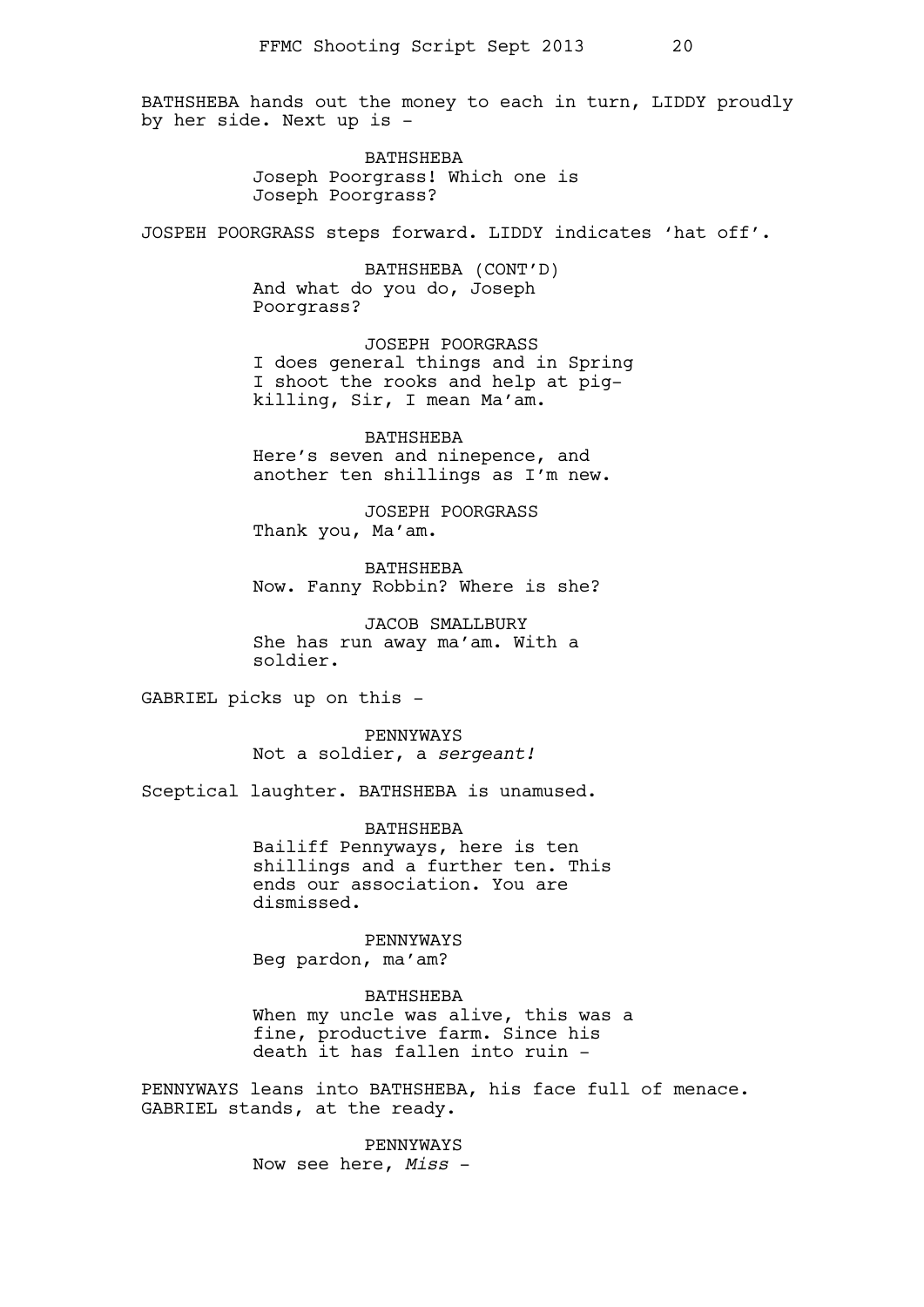BATHSHEBA hands out the money to each in turn, LIDDY proudly by her side. Next up is -

BATHSHEBA
Joseph Poorgrass! Which one is Joseph Poorgrass?

JOSPEH POORGRASS steps forward. LIDDY indicates 'hat off'.

BATHSHEBA (CONT'D)
And what do you do, Joseph Poorgrass?

JOSEPH POORGRASS
I does general things and in Spring I shoot the rooks and help at pig-killing, Sir, I mean Ma'am.

BATHSHEBA
Here's seven and ninepence, and another ten shillings as I'm new.

JOSEPH POORGRASS
Thank you, Ma'am.

BATHSHEBA
Now. Fanny Robbin? Where is she?

JACOB SMALLBURY
She has run away ma'am. With a soldier.

GABRIEL picks up on this -

PENNYWAYS
Not a soldier, a *sergeant!*

Sceptical laughter. BATHSHEBA is unamused.

BATHSHEBA
Bailiff Pennyways, here is ten shillings and a further ten. This ends our association. You are dismissed.

PENNYWAYS
Beg pardon, ma'am?

BATHSHEBA
When my uncle was alive, this was a fine, productive farm. Since his death it has fallen into ruin -

PENNYWAYS leans into BATHSHEBA, his face full of menace. GABRIEL stands, at the ready.

PENNYWAYS
Now see here, *Miss* -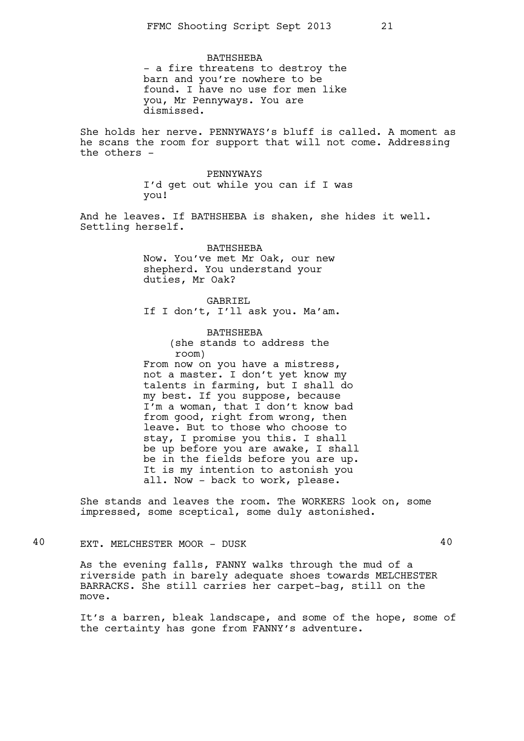BATHSHEBA
- a fire threatens to destroy the barn and you're nowhere to be found. I have no use for men like you, Mr Pennyways. You are dismissed.

She holds her nerve. PENNYWAYS's bluff is called. A moment as he scans the room for support that will not come. Addressing the others -

PENNYWAYS
I'd get out while you can if I was you!

And he leaves. If BATHSHEBA is shaken, she hides it well. Settling herself.

BATHSHEBA
Now. You've met Mr Oak, our new shepherd. You understand your duties, Mr Oak?

GABRIEL
If I don't, I'll ask you. Ma'am.

BATHSHEBA
(she stands to address the room)
From now on you have a mistress, not a master. I don't yet know my talents in farming, but I shall do my best. If you suppose, because I'm a woman, that I don't know bad from good, right from wrong, then leave. But to those who choose to stay, I promise you this. I shall be up before you are awake, I shall be in the fields before you are up. It is my intention to astonish you all. Now - back to work, please.

She stands and leaves the room. The WORKERS look on, some impressed, some sceptical, some duly astonished.

## 40 EXT. MELCHESTER MOOR - DUSK 40

As the evening falls, FANNY walks through the mud of a riverside path in barely adequate shoes towards MELCHESTER BARRACKS. She still carries her carpet-bag, still on the move.

It's a barren, bleak landscape, and some of the hope, some of the certainty has gone from FANNY's adventure.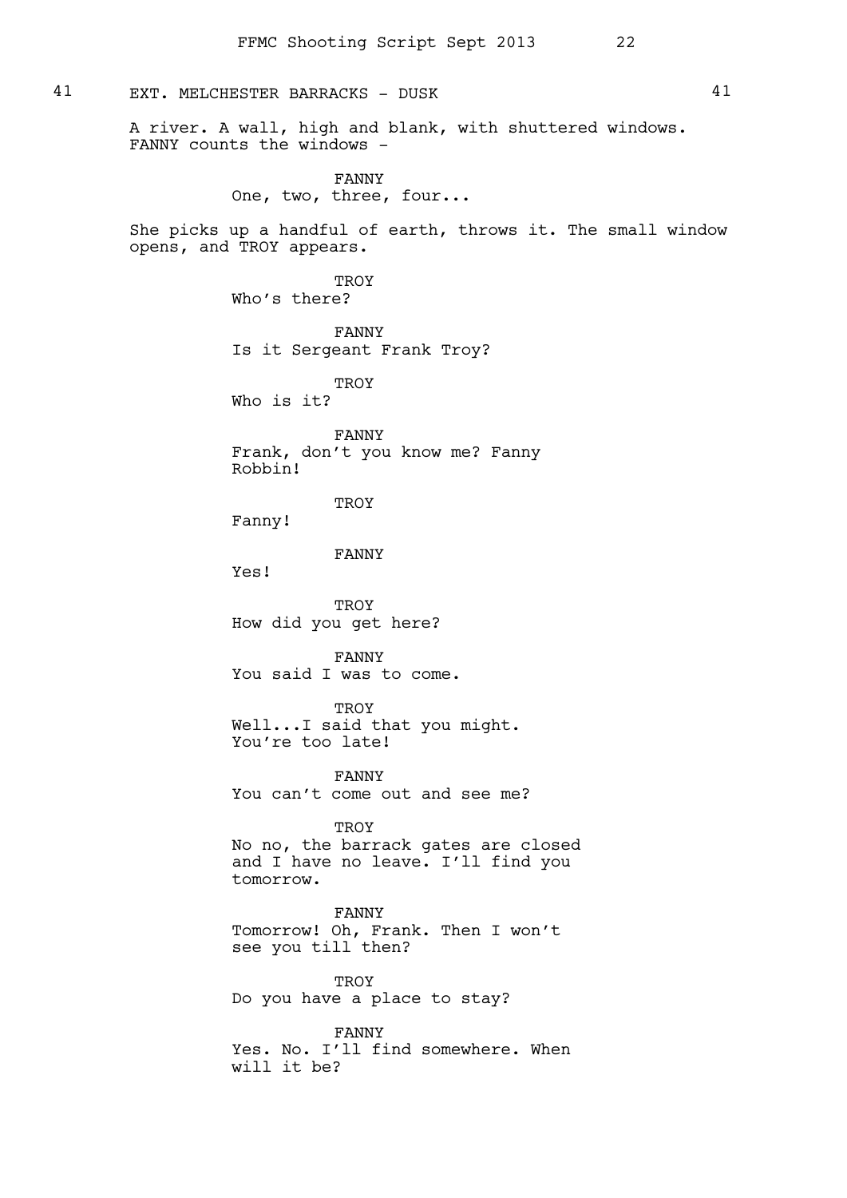41 EXT. MELCHESTER BARRACKS - DUSK 41

A river. A wall, high and blank, with shuttered windows. FANNY counts the windows -

FANNY
One, two, three, four...

She picks up a handful of earth, throws it. The small window opens, and TROY appears.

TROY
Who's there?

FANNY
Is it Sergeant Frank Troy?

TROY
Who is it?

FANNY
Frank, don't you know me? Fanny Robbin!

TROY
Fanny!

FANNY
Yes!

TROY
How did you get here?

FANNY
You said I was to come.

TROY
Well...I said that you might. You're too late!

FANNY
You can't come out and see me?

TROY
No no, the barrack gates are closed and I have no leave. I'll find you tomorrow.

FANNY
Tomorrow! Oh, Frank. Then I won't see you till then?

TROY
Do you have a place to stay?

FANNY
Yes. No. I'll find somewhere. When will it be?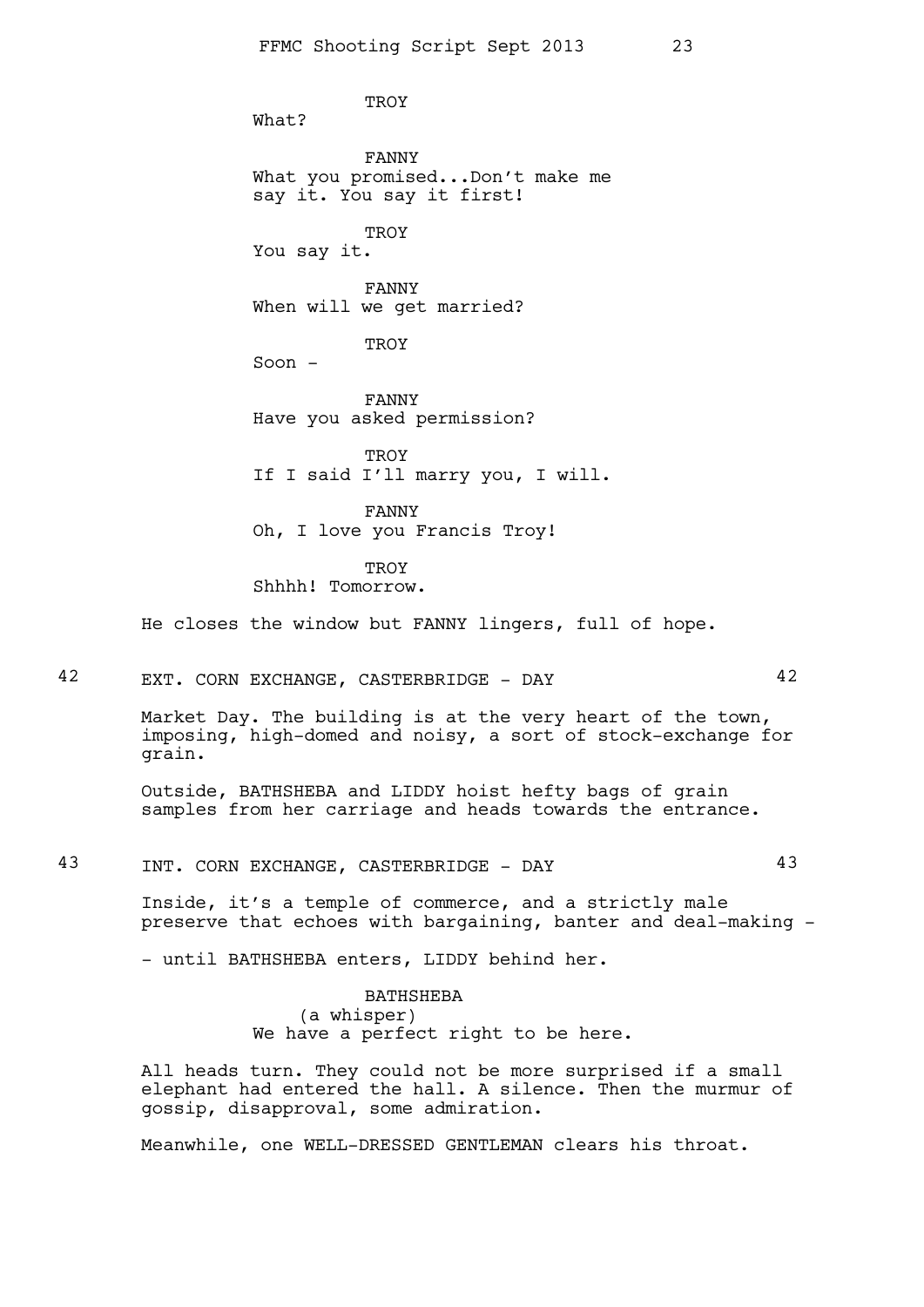TROY
What?

FANNY
What you promised...Don't make me say it. You say it first!

TROY
You say it.

FANNY
When will we get married?

TROY
Soon -

FANNY
Have you asked permission?

TROY
If I said I'll marry you, I will.

FANNY
Oh, I love you Francis Troy!

TROY
Shhhh! Tomorrow.

He closes the window but FANNY lingers, full of hope.

42 EXT. CORN EXCHANGE, CASTERBRIDGE - DAY 42

Market Day. The building is at the very heart of the town, imposing, high-domed and noisy, a sort of stock-exchange for grain.

Outside, BATHSHEBA and LIDDY hoist hefty bags of grain samples from her carriage and heads towards the entrance.

43 INT. CORN EXCHANGE, CASTERBRIDGE - DAY 43

Inside, it's a temple of commerce, and a strictly male preserve that echoes with bargaining, banter and deal-making -

- until BATHSHEBA enters, LIDDY behind her.

BATHSHEBA
(a whisper)
We have a perfect right to be here.

All heads turn. They could not be more surprised if a small elephant had entered the hall. A silence. Then the murmur of gossip, disapproval, some admiration.

Meanwhile, one WELL-DRESSED GENTLEMAN clears his throat.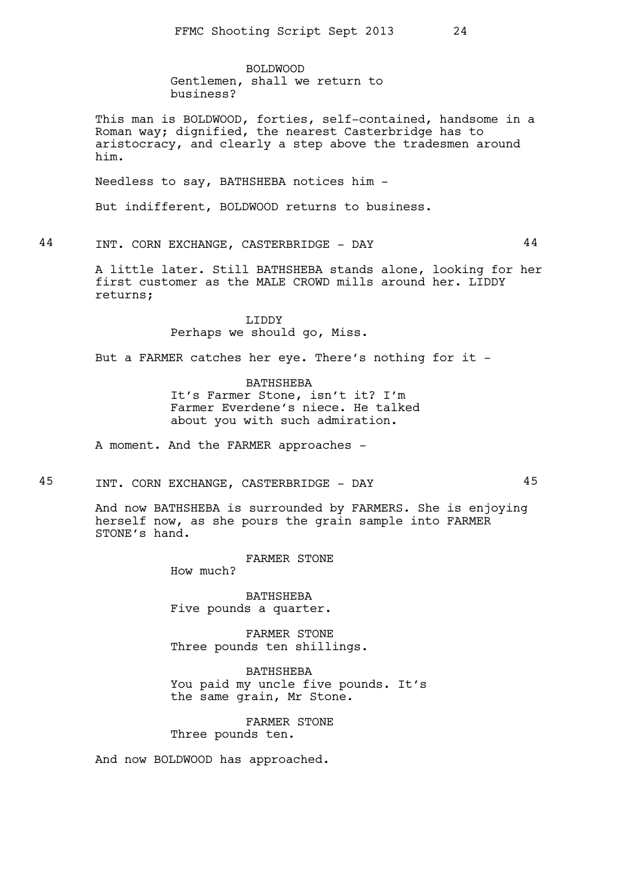BOLDWOOD
Gentlemen, shall we return to business?

This man is BOLDWOOD, forties, self-contained, handsome in a Roman way; dignified, the nearest Casterbridge has to aristocracy, and clearly a step above the tradesmen around him.

Needless to say, BATHSHEBA notices him -

But indifferent, BOLDWOOD returns to business.

## 44 INT. CORN EXCHANGE, CASTERBRIDGE - DAY 44

A little later. Still BATHSHEBA stands alone, looking for her first customer as the MALE CROWD mills around her. LIDDY returns;

LIDDY
Perhaps we should go, Miss.

But a FARMER catches her eye. There's nothing for it -

BATHSHEBA
It's Farmer Stone, isn't it? I'm Farmer Everdene's niece. He talked about you with such admiration.

A moment. And the FARMER approaches -

## 45 INT. CORN EXCHANGE, CASTERBRIDGE - DAY 45

And now BATHSHEBA is surrounded by FARMERS. She is enjoying herself now, as she pours the grain sample into FARMER STONE's hand.

FARMER STONE
How much?

BATHSHEBA
Five pounds a quarter.

FARMER STONE
Three pounds ten shillings.

BATHSHEBA
You paid my uncle five pounds. It's the same grain, Mr Stone.

FARMER STONE
Three pounds ten.

And now BOLDWOOD has approached.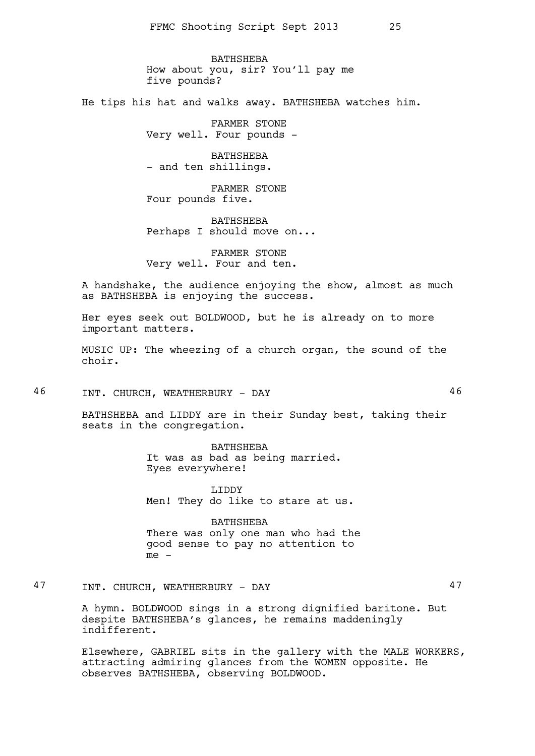BATHSHEBA
How about you, sir? You'll pay me five pounds?

He tips his hat and walks away. BATHSHEBA watches him.

FARMER STONE
Very well. Four pounds -

BATHSHEBA
- and ten shillings.

FARMER STONE
Four pounds five.

BATHSHEBA
Perhaps I should move on...

FARMER STONE
Very well. Four and ten.

A handshake, the audience enjoying the show, almost as much as BATHSHEBA is enjoying the success.

Her eyes seek out BOLDWOOD, but he is already on to more important matters.

MUSIC UP: The wheezing of a church organ, the sound of the choir.

## 46 INT. CHURCH, WEATHERBURY - DAY 46

BATHSHEBA and LIDDY are in their Sunday best, taking their seats in the congregation.

BATHSHEBA
It was as bad as being married. Eyes everywhere!

LIDDY
Men! They do like to stare at us.

BATHSHEBA
There was only one man who had the good sense to pay no attention to me -

## 47 INT. CHURCH, WEATHERBURY - DAY 47

A hymn. BOLDWOOD sings in a strong dignified baritone. But despite BATHSHEBA's glances, he remains maddeningly indifferent.

Elsewhere, GABRIEL sits in the gallery with the MALE WORKERS, attracting admiring glances from the WOMEN opposite. He observes BATHSHEBA, observing BOLDWOOD.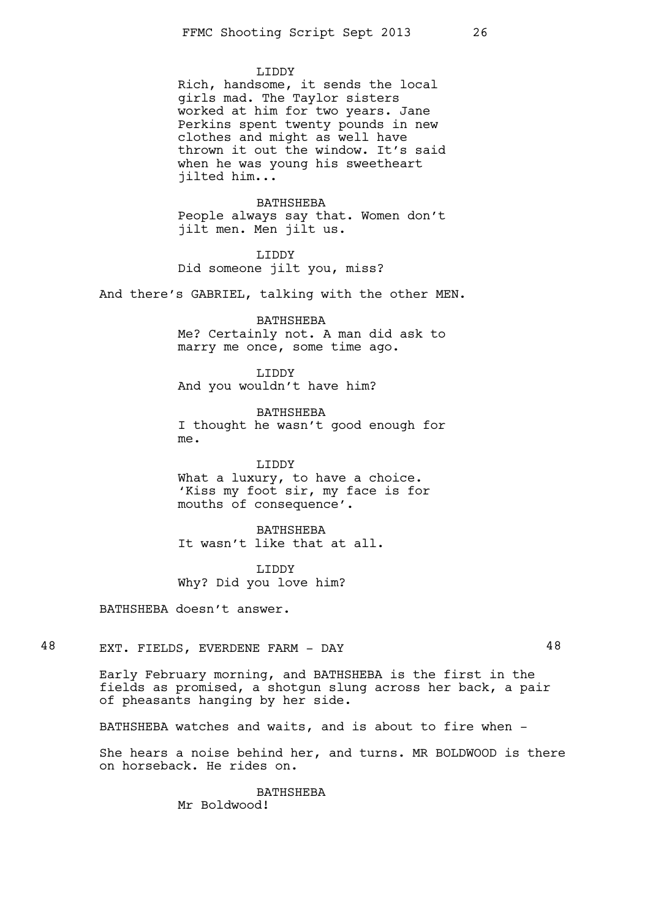LIDDY

Rich, handsome, it sends the local girls mad. The Taylor sisters worked at him for two years. Jane Perkins spent twenty pounds in new clothes and might as well have thrown it out the window. It's said when he was young his sweetheart jilted him...

BATHSHEBA

People always say that. Women don't jilt men. Men jilt us.

LIDDY

Did someone jilt you, miss?

And there's GABRIEL, talking with the other MEN.

BATHSHEBA

Me? Certainly not. A man did ask to marry me once, some time ago.

LIDDY

And you wouldn't have him?

BATHSHEBA

I thought he wasn't good enough for me.

LIDDY

What a luxury, to have a choice. 'Kiss my foot sir, my face is for mouths of consequence'.

BATHSHEBA

It wasn't like that at all.

LIDDY

Why? Did you love him?

BATHSHEBA doesn't answer.

48 EXT. FIELDS, EVERDENE FARM - DAY 48

Early February morning, and BATHSHEBA is the first in the fields as promised, a shotgun slung across her back, a pair of pheasants hanging by her side.

BATHSHEBA watches and waits, and is about to fire when -

She hears a noise behind her, and turns. MR BOLDWOOD is there on horseback. He rides on.

BATHSHEBA

Mr Boldwood!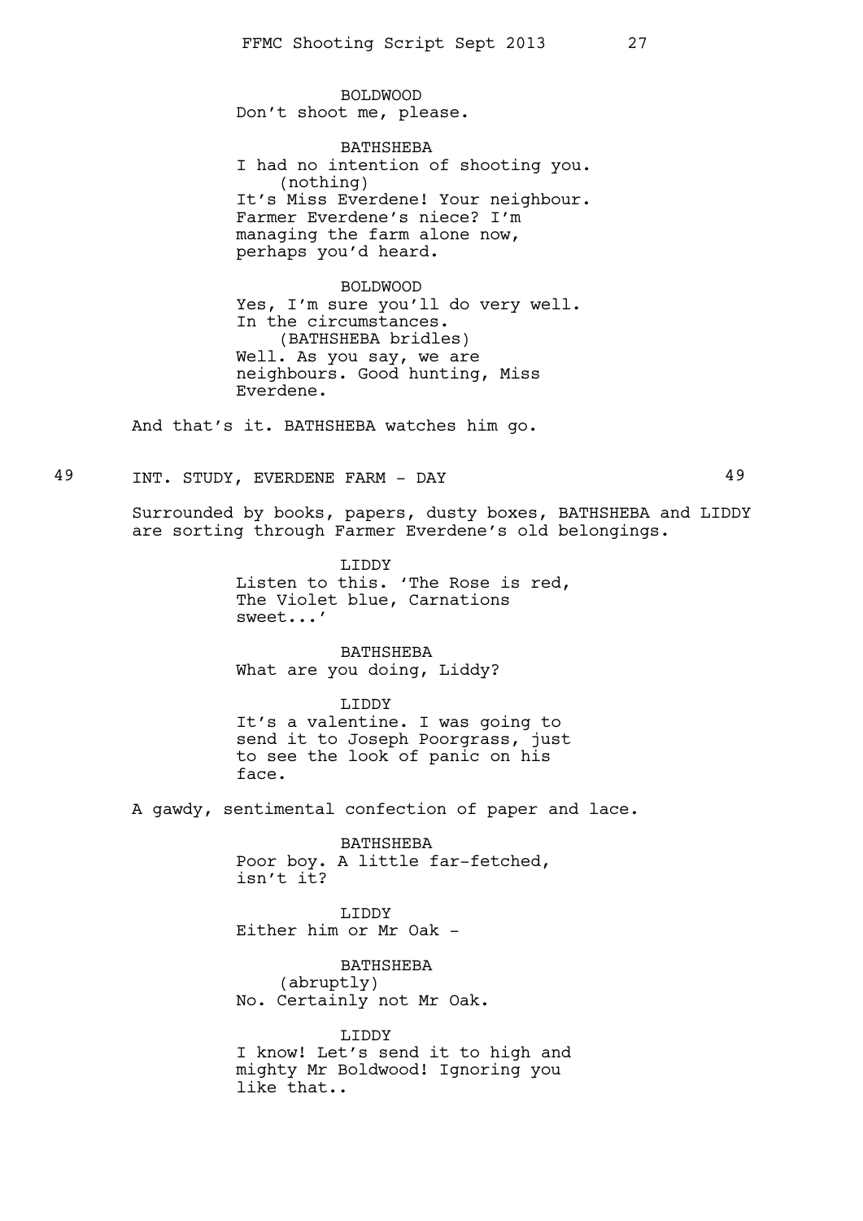BOLDWOOD
Don't shoot me, please.

BATHSHEBA
I had no intention of shooting you.
(nothing)
It's Miss Everdene! Your neighbour.
Farmer Everdene's niece? I'm
managing the farm alone now,
perhaps you'd heard.

BOLDWOOD
Yes, I'm sure you'll do very well.
In the circumstances.
(BATHSHEBA bridles)
Well. As you say, we are
neighbours. Good hunting, Miss
Everdene.

And that's it. BATHSHEBA watches him go.

## 49 INT. STUDY, EVERDENE FARM - DAY 49

Surrounded by books, papers, dusty boxes, BATHSHEBA and LIDDY are sorting through Farmer Everdene's old belongings.

LIDDY
Listen to this. 'The Rose is red,
The Violet blue, Carnations
sweet...'

BATHSHEBA
What are you doing, Liddy?

LIDDY
It's a valentine. I was going to
send it to Joseph Poorgrass, just
to see the look of panic on his
face.

A gawdy, sentimental confection of paper and lace.

BATHSHEBA
Poor boy. A little far-fetched,
isn't it?

LIDDY
Either him or Mr Oak -

BATHSHEBA
(abruptly)
No. Certainly not Mr Oak.

LIDDY
I know! Let's send it to high and
mighty Mr Boldwood! Ignoring you
like that..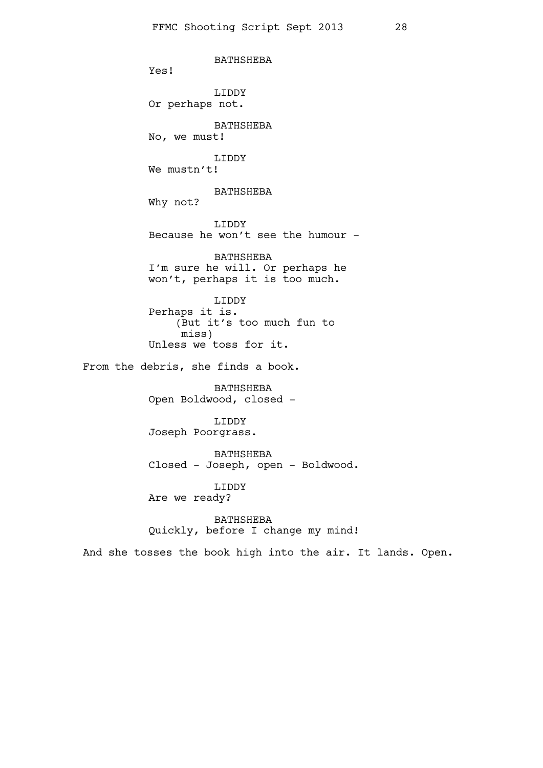BATHSHEBA
Yes!

LIDDY
Or perhaps not.

BATHSHEBA
No, we must!

LIDDY
We mustn't!

BATHSHEBA
Why not?

LIDDY
Because he won't see the humour -

BATHSHEBA
I'm sure he will. Or perhaps he won't, perhaps it is too much.

LIDDY
Perhaps it is.
(But it's too much fun to miss)
Unless we toss for it.

From the debris, she finds a book.

BATHSHEBA
Open Boldwood, closed -

LIDDY
Joseph Poorgrass.

BATHSHEBA
Closed - Joseph, open - Boldwood.

LIDDY
Are we ready?

BATHSHEBA
Quickly, before I change my mind!

And she tosses the book high into the air. It lands. Open.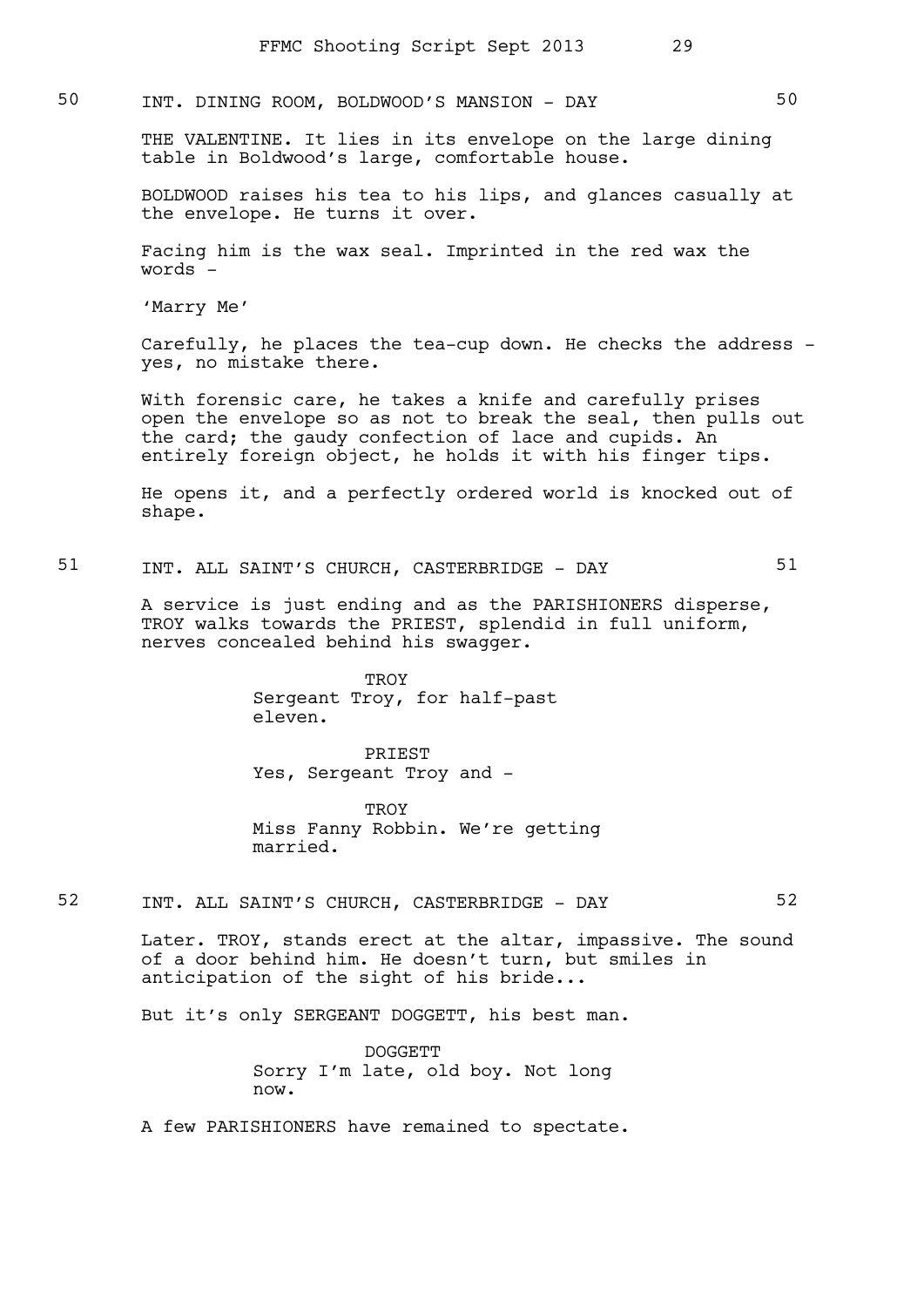50 INT. DINING ROOM, BOLDWOOD'S MANSION - DAY 50

THE VALENTINE. It lies in its envelope on the large dining table in Boldwood's large, comfortable house.

BOLDWOOD raises his tea to his lips, and glances casually at the envelope. He turns it over.

Facing him is the wax seal. Imprinted in the red wax the words -

'Marry Me'

Carefully, he places the tea-cup down. He checks the address - yes, no mistake there.

With forensic care, he takes a knife and carefully prises open the envelope so as not to break the seal, then pulls out the card; the gaudy confection of lace and cupids. An entirely foreign object, he holds it with his finger tips.

He opens it, and a perfectly ordered world is knocked out of shape.

51 INT. ALL SAINT'S CHURCH, CASTERBRIDGE - DAY 51

A service is just ending and as the PARISHIONERS disperse, TROY walks towards the PRIEST, splendid in full uniform, nerves concealed behind his swagger.

TROY
Sergeant Troy, for half-past eleven.

PRIEST
Yes, Sergeant Troy and -

TROY
Miss Fanny Robbin. We're getting married.

52 INT. ALL SAINT'S CHURCH, CASTERBRIDGE - DAY 52

Later. TROY, stands erect at the altar, impassive. The sound of a door behind him. He doesn't turn, but smiles in anticipation of the sight of his bride...

But it's only SERGEANT DOGGETT, his best man.

DOGGETT
Sorry I'm late, old boy. Not long now.

A few PARISHIONERS have remained to spectate.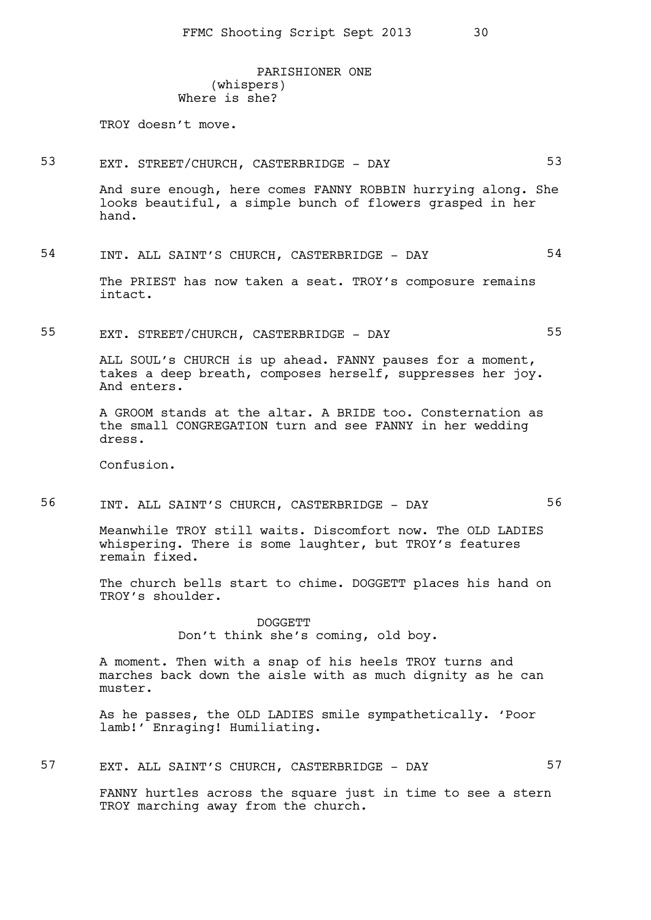PARISHIONER ONE
(whispers)
Where is she?

TROY doesn't move.

53 EXT. STREET/CHURCH, CASTERBRIDGE - DAY 53

And sure enough, here comes FANNY ROBBIN hurrying along. She looks beautiful, a simple bunch of flowers grasped in her hand.

54 INT. ALL SAINT'S CHURCH, CASTERBRIDGE - DAY 54

The PRIEST has now taken a seat. TROY's composure remains intact.

55 EXT. STREET/CHURCH, CASTERBRIDGE - DAY 55

ALL SOUL's CHURCH is up ahead. FANNY pauses for a moment, takes a deep breath, composes herself, suppresses her joy. And enters.

A GROOM stands at the altar. A BRIDE too. Consternation as the small CONGREGATION turn and see FANNY in her wedding dress.

Confusion.

56 INT. ALL SAINT'S CHURCH, CASTERBRIDGE - DAY 56

Meanwhile TROY still waits. Discomfort now. The OLD LADIES whispering. There is some laughter, but TROY's features remain fixed.

The church bells start to chime. DOGGETT places his hand on TROY's shoulder.

DOGGETT
Don't think she's coming, old boy.

A moment. Then with a snap of his heels TROY turns and marches back down the aisle with as much dignity as he can muster.

As he passes, the OLD LADIES smile sympathetically. 'Poor lamb!' Enraging! Humiliating.

57 EXT. ALL SAINT'S CHURCH, CASTERBRIDGE - DAY 57

FANNY hurtles across the square just in time to see a stern TROY marching away from the church.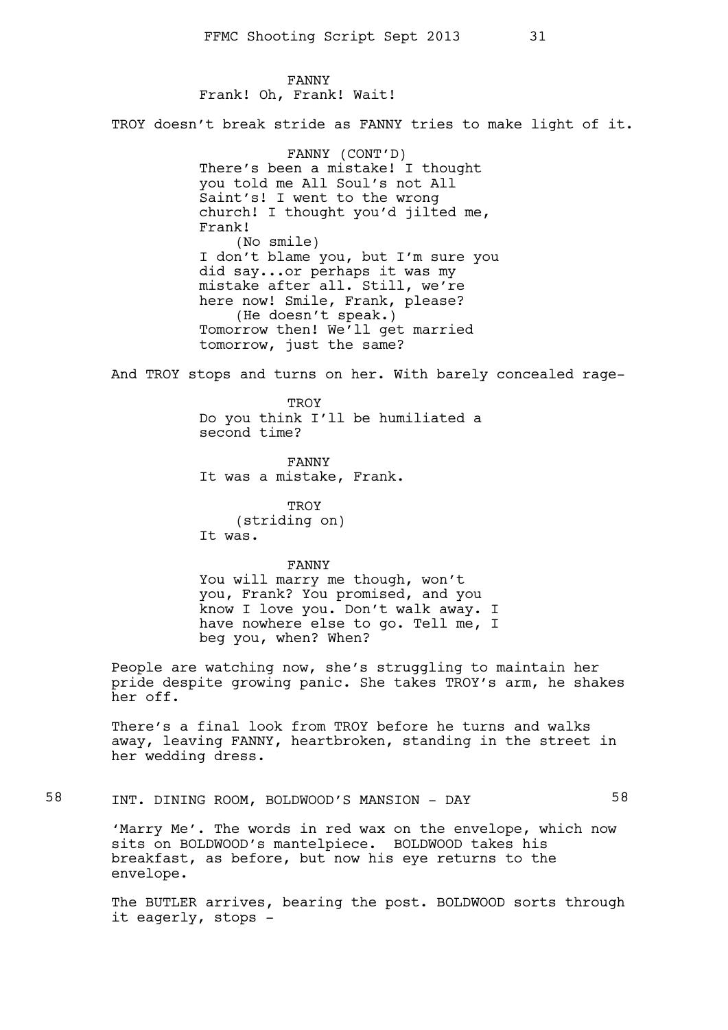FANNY
Frank! Oh, Frank! Wait!

TROY doesn't break stride as FANNY tries to make light of it.

FANNY (CONT'D)
There's been a mistake! I thought you told me All Soul's not All Saint's! I went to the wrong church! I thought you'd jilted me, Frank!
(No smile)
I don't blame you, but I'm sure you did say...or perhaps it was my mistake after all. Still, we're here now! Smile, Frank, please?
(He doesn't speak.)
Tomorrow then! We'll get married tomorrow, just the same?

And TROY stops and turns on her. With barely concealed rage-

TROY
Do you think I'll be humiliated a second time?

FANNY
It was a mistake, Frank.

TROY
(striding on)
It was.

FANNY
You will marry me though, won't you, Frank? You promised, and you know I love you. Don't walk away. I have nowhere else to go. Tell me, I beg you, when? When?

People are watching now, she's struggling to maintain her pride despite growing panic. She takes TROY's arm, he shakes her off.

There's a final look from TROY before he turns and walks away, leaving FANNY, heartbroken, standing in the street in her wedding dress.

58 INT. DINING ROOM, BOLDWOOD'S MANSION - DAY 58

'Marry Me'. The words in red wax on the envelope, which now sits on BOLDWOOD's mantelpiece. BOLDWOOD takes his breakfast, as before, but now his eye returns to the envelope.

The BUTLER arrives, bearing the post. BOLDWOOD sorts through it eagerly, stops -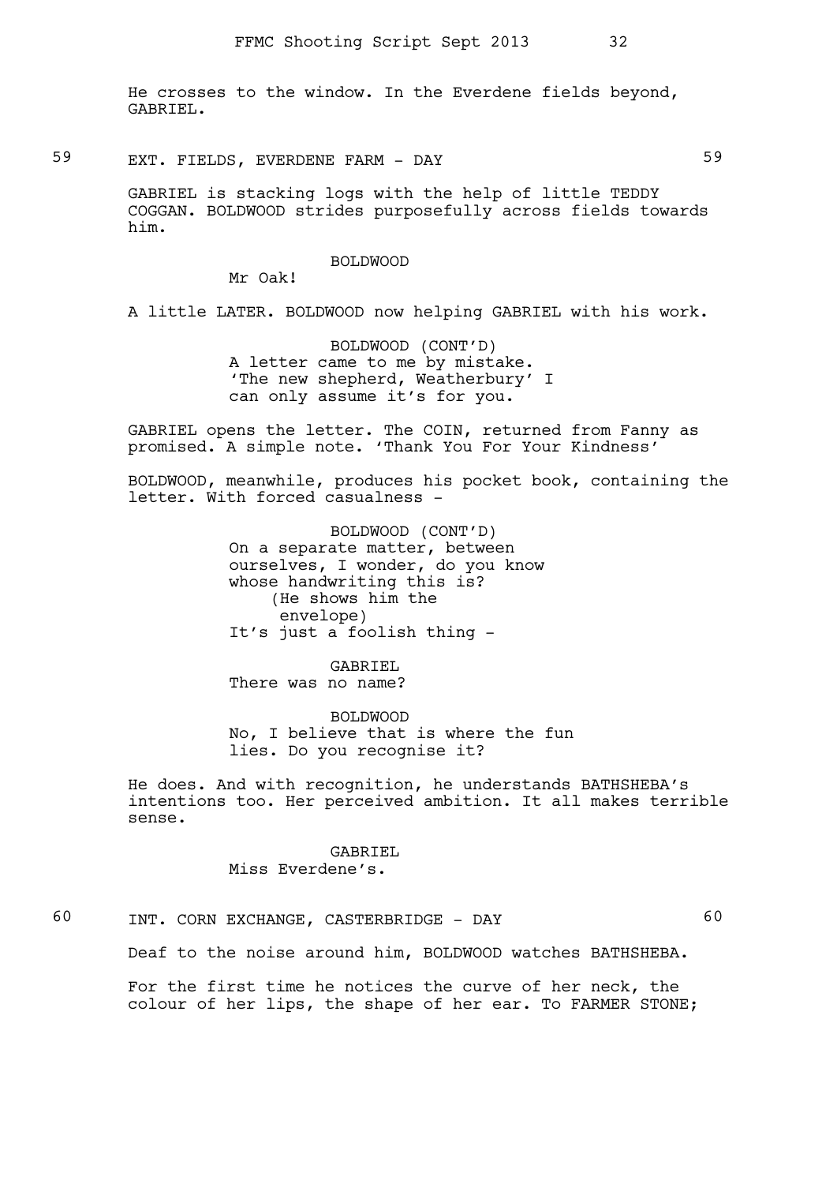He crosses to the window. In the Everdene fields beyond, GABRIEL.

## 59 EXT. FIELDS, EVERDENE FARM - DAY 59

GABRIEL is stacking logs with the help of little TEDDY COGGAN. BOLDWOOD strides purposefully across fields towards him.

BOLDWOOD
Mr Oak!

A little LATER. BOLDWOOD now helping GABRIEL with his work.

BOLDWOOD (CONT'D)
A letter came to me by mistake. 'The new shepherd, Weatherbury' I can only assume it's for you.

GABRIEL opens the letter. The COIN, returned from Fanny as promised. A simple note. 'Thank You For Your Kindness'

BOLDWOOD, meanwhile, produces his pocket book, containing the letter. With forced casualness -

BOLDWOOD (CONT'D)
On a separate matter, between ourselves, I wonder, do you know whose handwriting this is?
(He shows him the envelope)
It's just a foolish thing -

GABRIEL
There was no name?

BOLDWOOD
No, I believe that is where the fun lies. Do you recognise it?

He does. And with recognition, he understands BATHSHEBA's intentions too. Her perceived ambition. It all makes terrible sense.

GABRIEL
Miss Everdene's.

## 60 INT. CORN EXCHANGE, CASTERBRIDGE - DAY 60

Deaf to the noise around him, BOLDWOOD watches BATHSHEBA.

For the first time he notices the curve of her neck, the colour of her lips, the shape of her ear. To FARMER STONE;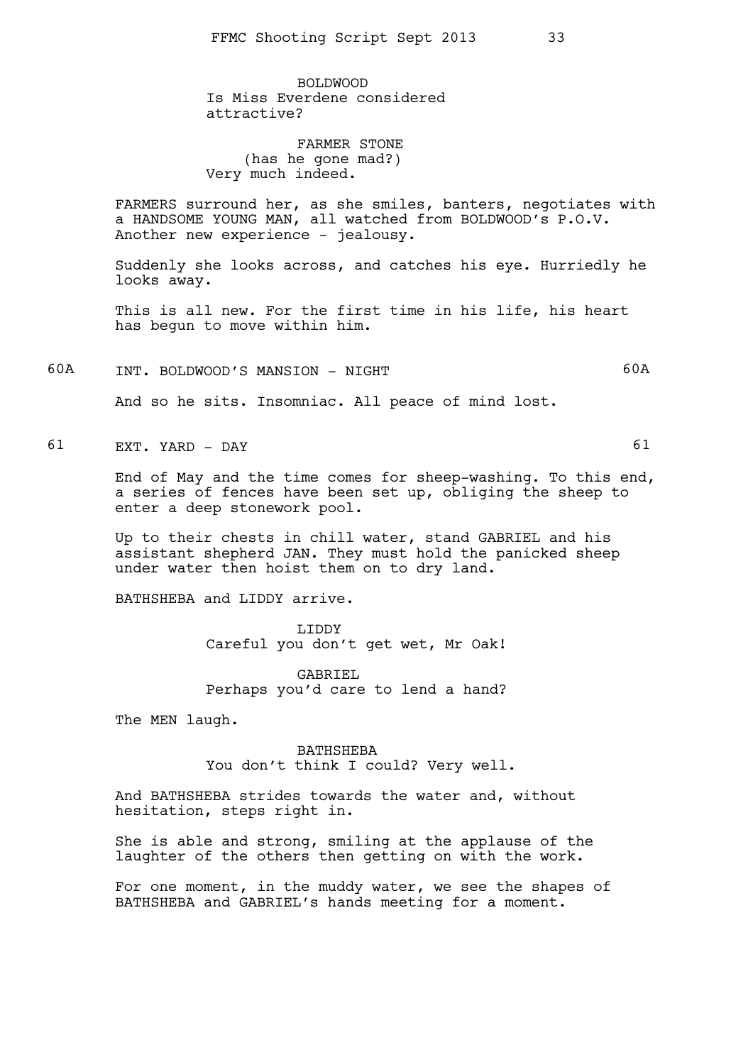BOLDWOOD
Is Miss Everdene considered attractive?

FARMER STONE
(has he gone mad?)
Very much indeed.

FARMERS surround her, as she smiles, banters, negotiates with a HANDSOME YOUNG MAN, all watched from BOLDWOOD's P.O.V. Another new experience - jealousy.

Suddenly she looks across, and catches his eye. Hurriedly he looks away.

This is all new. For the first time in his life, his heart has begun to move within him.

60A INT. BOLDWOOD'S MANSION - NIGHT 60A

And so he sits. Insomniac. All peace of mind lost.

61 EXT. YARD - DAY 61

End of May and the time comes for sheep-washing. To this end, a series of fences have been set up, obliging the sheep to enter a deep stonework pool.

Up to their chests in chill water, stand GABRIEL and his assistant shepherd JAN. They must hold the panicked sheep under water then hoist them on to dry land.

BATHSHEBA and LIDDY arrive.

LIDDY
Careful you don't get wet, Mr Oak!

GABRIEL
Perhaps you'd care to lend a hand?

The MEN laugh.

BATHSHEBA
You don't think I could? Very well.

And BATHSHEBA strides towards the water and, without hesitation, steps right in.

She is able and strong, smiling at the applause of the laughter of the others then getting on with the work.

For one moment, in the muddy water, we see the shapes of BATHSHEBA and GABRIEL's hands meeting for a moment.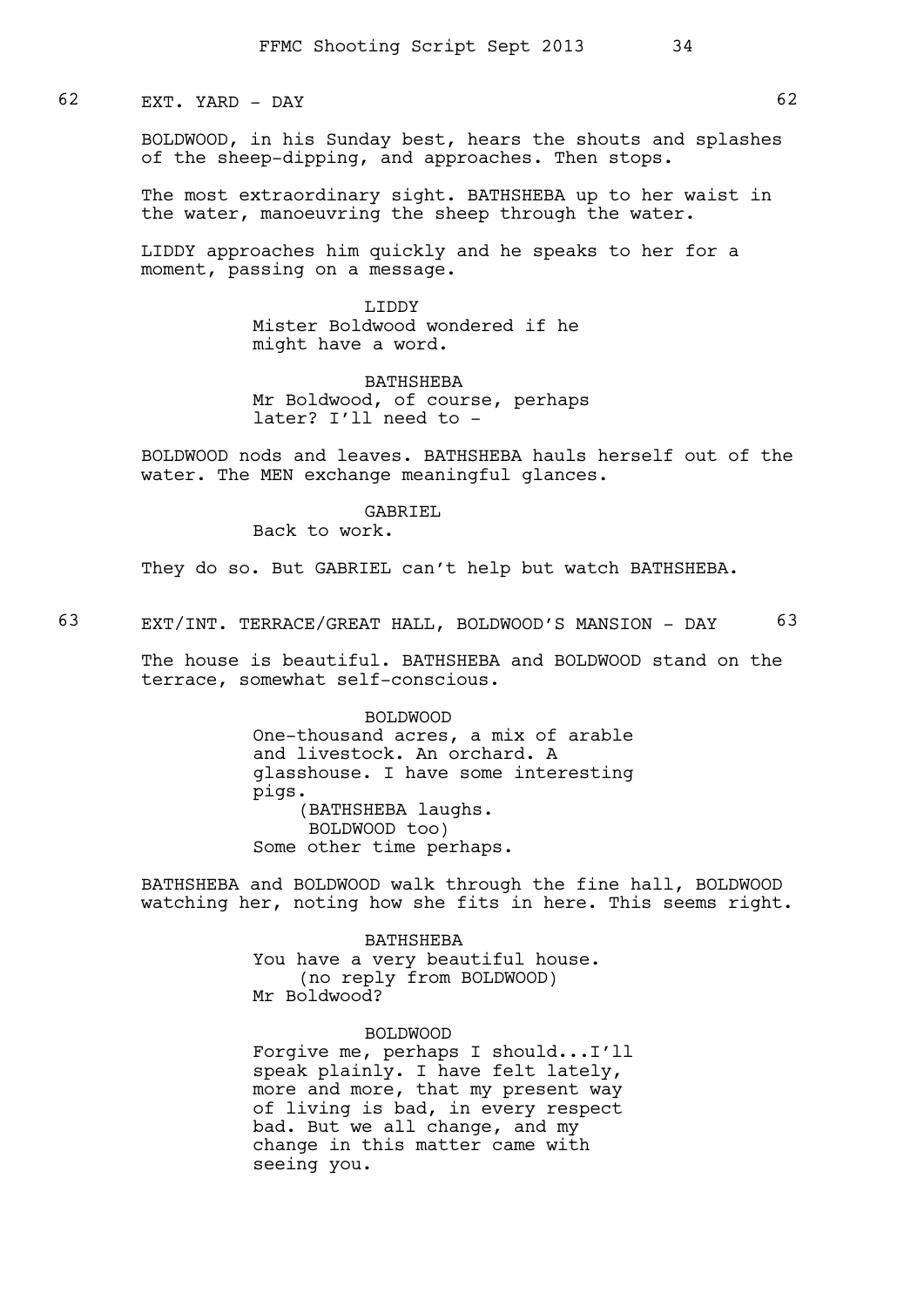62 EXT. YARD - DAY 62

BOLDWOOD, in his Sunday best, hears the shouts and splashes of the sheep-dipping, and approaches. Then stops.

The most extraordinary sight. BATHSHEBA up to her waist in the water, manoeuvring the sheep through the water.

LIDDY approaches him quickly and he speaks to her for a moment, passing on a message.

LIDDY
Mister Boldwood wondered if he might have a word.

BATHSHEBA
Mr Boldwood, of course, perhaps later? I'll need to -

BOLDWOOD nods and leaves. BATHSHEBA hauls herself out of the water. The MEN exchange meaningful glances.

GABRIEL
Back to work.

They do so. But GABRIEL can't help but watch BATHSHEBA.

63 EXT/INT. TERRACE/GREAT HALL, BOLDWOOD'S MANSION - DAY 63

The house is beautiful. BATHSHEBA and BOLDWOOD stand on the terrace, somewhat self-conscious.

BOLDWOOD
One-thousand acres, a mix of arable and livestock. An orchard. A glasshouse. I have some interesting pigs.
(BATHSHEBA laughs. BOLDWOOD too)
Some other time perhaps.

BATHSHEBA and BOLDWOOD walk through the fine hall, BOLDWOOD watching her, noting how she fits in here. This seems right.

BATHSHEBA
You have a very beautiful house.
(no reply from BOLDWOOD)
Mr Boldwood?

BOLDWOOD
Forgive me, perhaps I should...I'll speak plainly. I have felt lately, more and more, that my present way of living is bad, in every respect bad. But we all change, and my change in this matter came with seeing you.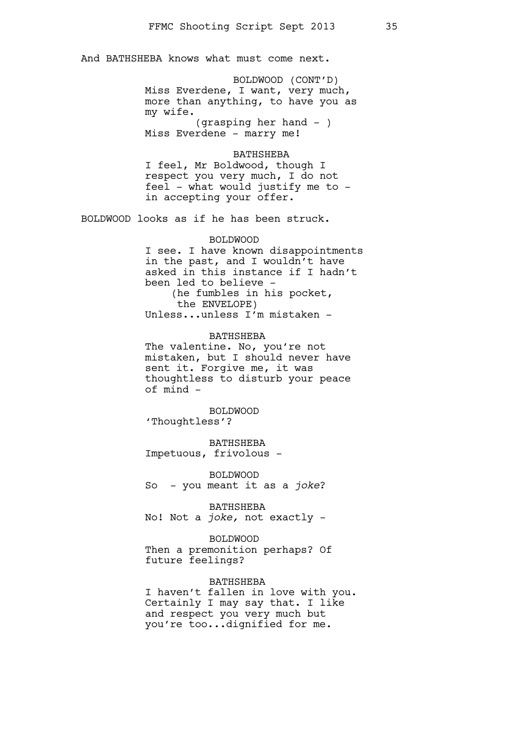And BATHSHEBA knows what must come next.

BOLDWOOD (CONT'D)
Miss Everdene, I want, very much, more than anything, to have you as my wife.
(grasping her hand - )
Miss Everdene - marry me!

BATHSHEBA
I feel, Mr Boldwood, though I respect you very much, I do not feel - what would justify me to - in accepting your offer.

BOLDWOOD looks as if he has been struck.

BOLDWOOD
I see. I have known disappointments in the past, and I wouldn't have asked in this instance if I hadn't been led to believe -
(he fumbles in his pocket, the ENVELOPE)
Unless...unless I'm mistaken -

BATHSHEBA
The valentine. No, you're not mistaken, but I should never have sent it. Forgive me, it was thoughtless to disturb your peace of mind -

BOLDWOOD
'Thoughtless'?

BATHSHEBA
Impetuous, frivolous -

BOLDWOOD
So - you meant it as a *joke*?

BATHSHEBA
No! Not a *joke,* not exactly -

BOLDWOOD
Then a premonition perhaps? Of future feelings?

BATHSHEBA
I haven't fallen in love with you. Certainly I may say that. I like and respect you very much but you're too...dignified for me.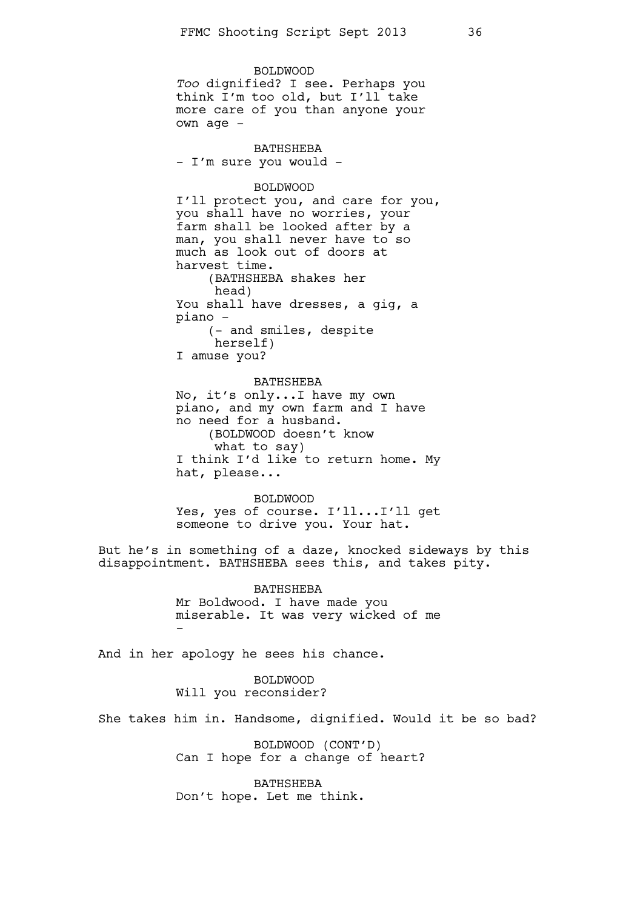BOLDWOOD
*Too* dignified? I see. Perhaps you think I'm too old, but I'll take more care of you than anyone your own age -

BATHSHEBA
- I'm sure you would -

BOLDWOOD
I'll protect you, and care for you, you shall have no worries, your farm shall be looked after by a man, you shall never have to so much as look out of doors at harvest time.
(BATHSHEBA shakes her head)
You shall have dresses, a gig, a piano -
(- and smiles, despite herself)
I amuse you?

BATHSHEBA
No, it's only...I have my own piano, and my own farm and I have no need for a husband.
(BOLDWOOD doesn't know what to say)
I think I'd like to return home. My hat, please...

BOLDWOOD
Yes, yes of course. I'll...I'll get someone to drive you. Your hat.

But he's in something of a daze, knocked sideways by this disappointment. BATHSHEBA sees this, and takes pity.

BATHSHEBA
Mr Boldwood. I have made you miserable. It was very wicked of me -

And in her apology he sees his chance.

BOLDWOOD
Will you reconsider?

She takes him in. Handsome, dignified. Would it be so bad?

BOLDWOOD (CONT'D)
Can I hope for a change of heart?

BATHSHEBA
Don't hope. Let me think.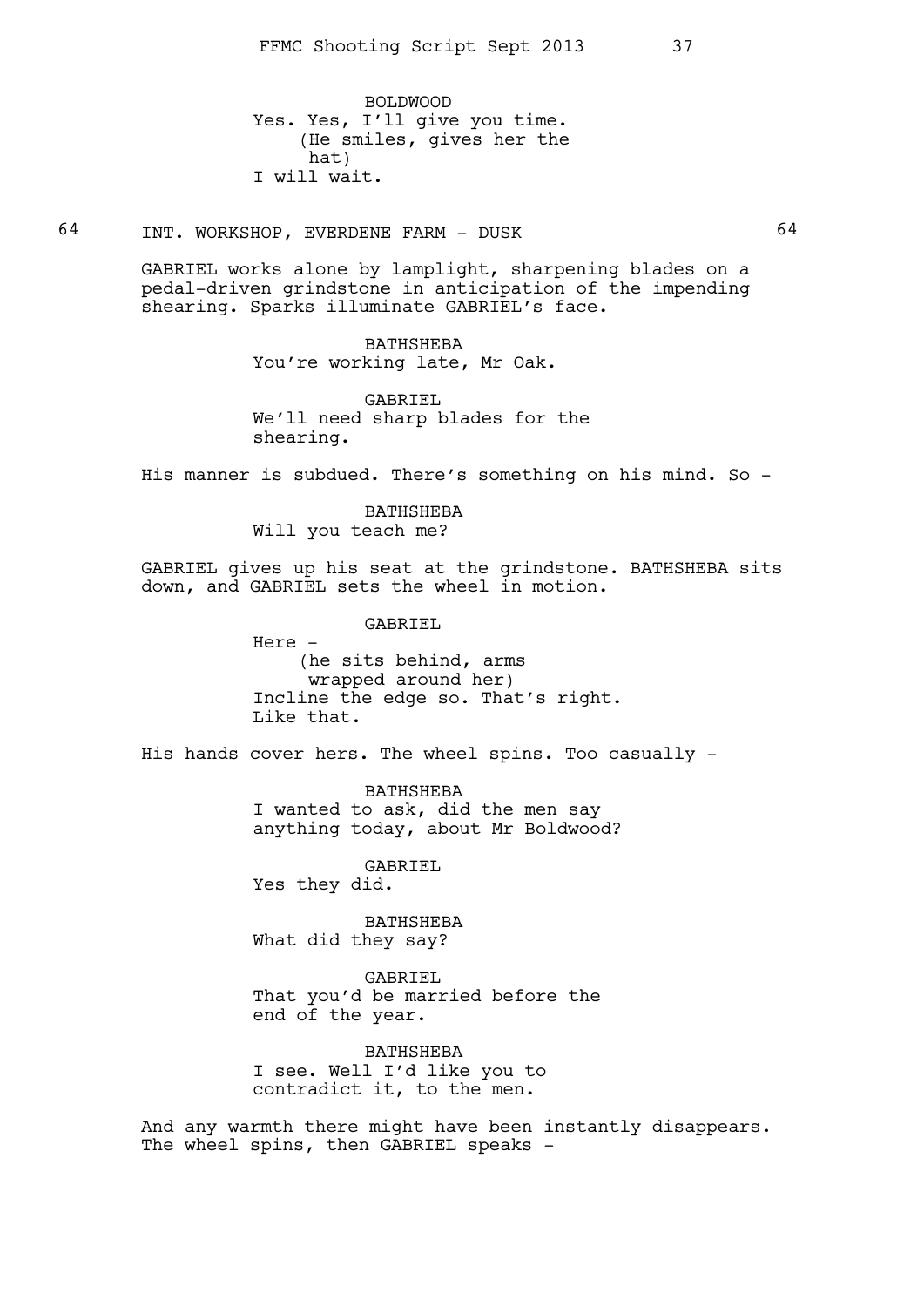BOLDWOOD
Yes. Yes, I'll give you time.
(He smiles, gives her the hat)
I will wait.

64 INT. WORKSHOP, EVERDENE FARM - DUSK 64

GABRIEL works alone by lamplight, sharpening blades on a pedal-driven grindstone in anticipation of the impending shearing. Sparks illuminate GABRIEL's face.

BATHSHEBA
You're working late, Mr Oak.

GABRIEL
We'll need sharp blades for the shearing.

His manner is subdued. There's something on his mind. So -

BATHSHEBA
Will you teach me?

GABRIEL gives up his seat at the grindstone. BATHSHEBA sits down, and GABRIEL sets the wheel in motion.

GABRIEL
Here -
(he sits behind, arms wrapped around her)
Incline the edge so. That's right. Like that.

His hands cover hers. The wheel spins. Too casually -

BATHSHEBA
I wanted to ask, did the men say anything today, about Mr Boldwood?

GABRIEL
Yes they did.

BATHSHEBA
What did they say?

GABRIEL
That you'd be married before the end of the year.

BATHSHEBA
I see. Well I'd like you to contradict it, to the men.

And any warmth there might have been instantly disappears. The wheel spins, then GABRIEL speaks -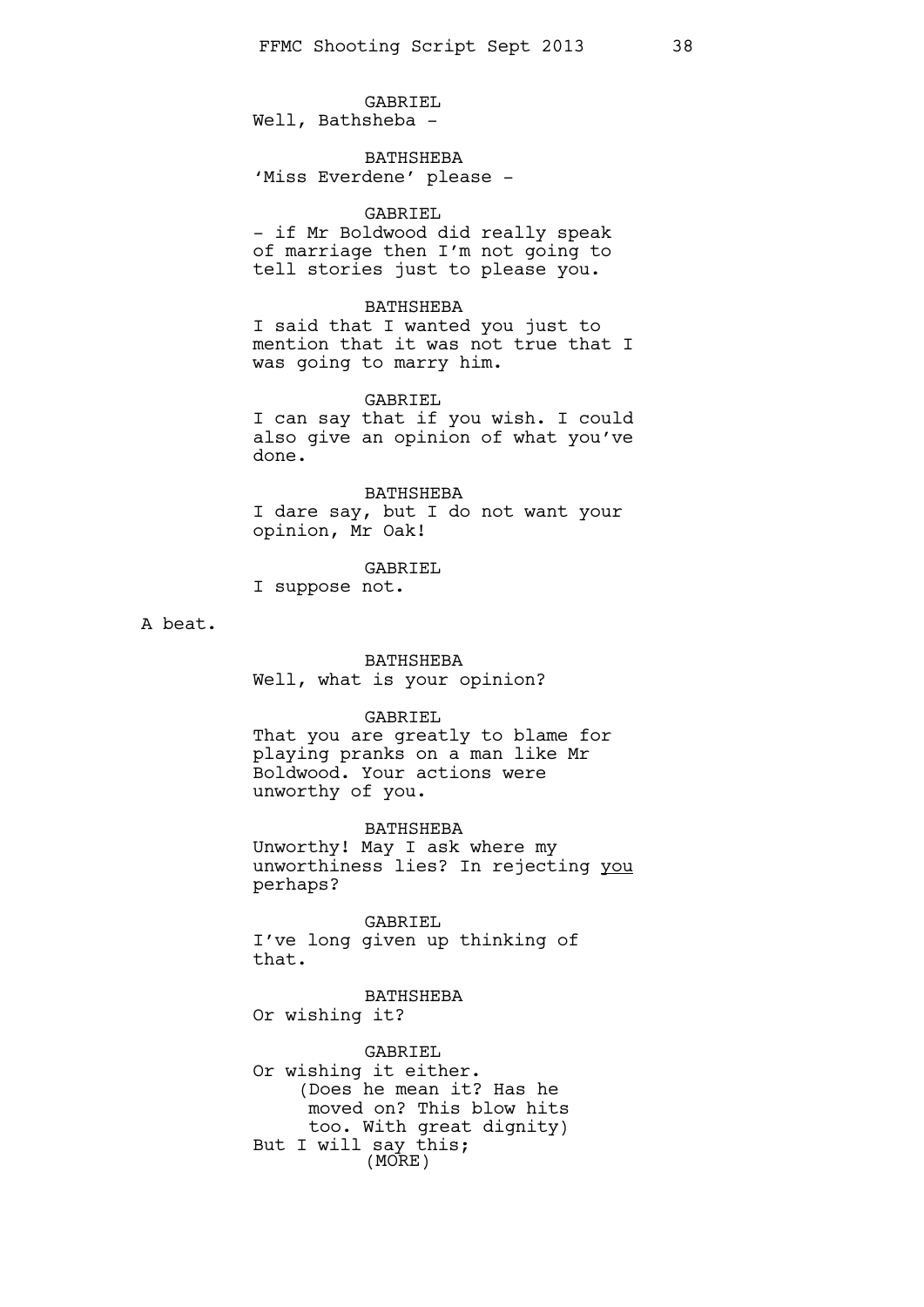GABRIEL
Well, Bathsheba -

BATHSHEBA
'Miss Everdene' please -

GABRIEL
- if Mr Boldwood did really speak of marriage then I'm not going to tell stories just to please you.

BATHSHEBA
I said that I wanted you just to mention that it was not true that I was going to marry him.

GABRIEL
I can say that if you wish. I could also give an opinion of what you've done.

BATHSHEBA
I dare say, but I do not want your opinion, Mr Oak!

GABRIEL
I suppose not.

A beat.

BATHSHEBA
Well, what is your opinion?

GABRIEL
That you are greatly to blame for playing pranks on a man like Mr Boldwood. Your actions were unworthy of you.

BATHSHEBA
Unworthy! May I ask where my unworthiness lies? In rejecting _you_ perhaps?

GABRIEL
I've long given up thinking of that.

BATHSHEBA
Or wishing it?

GABRIEL
Or wishing it either.
(Does he mean it? Has he moved on? This blow hits too. With great dignity)
But I will say this;
(MORE)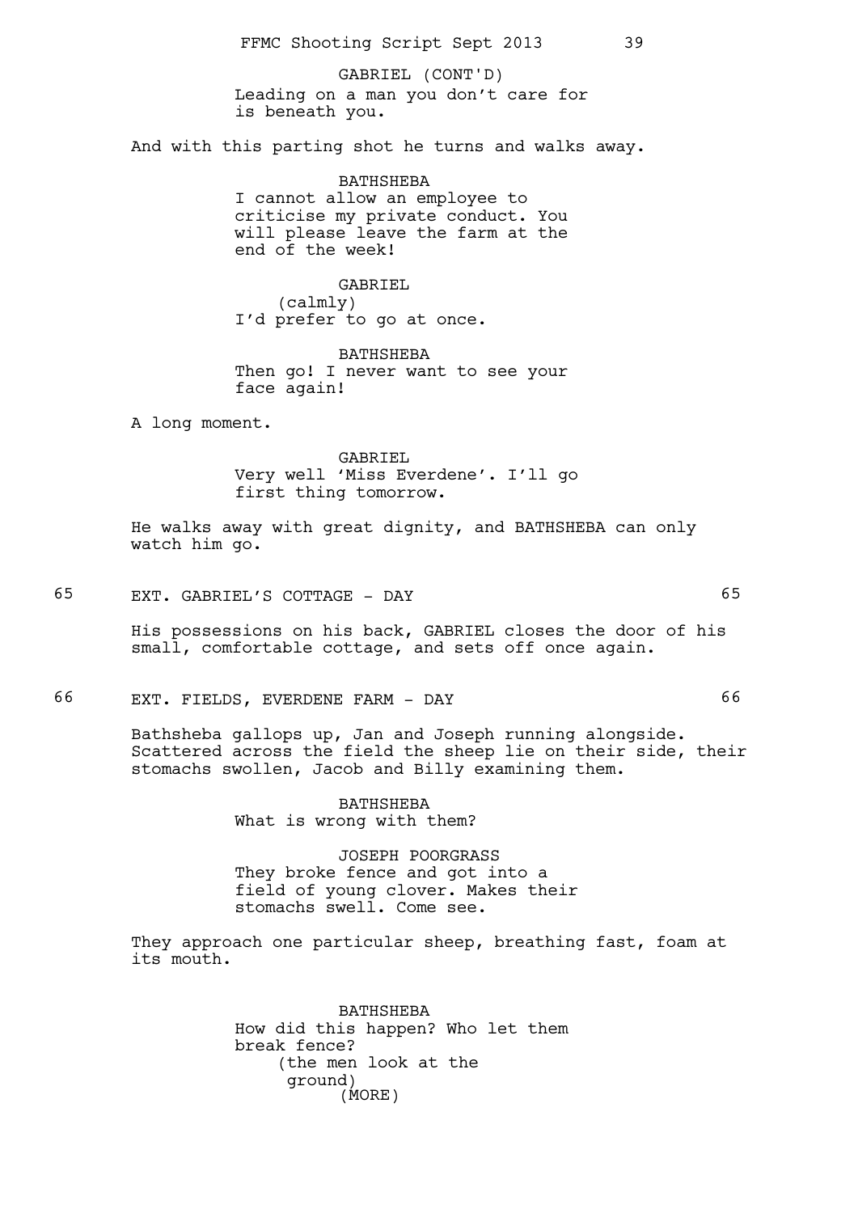GABRIEL (CONT'D)
Leading on a man you don't care for is beneath you.

And with this parting shot he turns and walks away.

BATHSHEBA
I cannot allow an employee to criticise my private conduct. You will please leave the farm at the end of the week!

GABRIEL
(calmly)
I'd prefer to go at once.

BATHSHEBA
Then go! I never want to see your face again!

A long moment.

GABRIEL
Very well 'Miss Everdene'. I'll go first thing tomorrow.

He walks away with great dignity, and BATHSHEBA can only watch him go.

65 EXT. GABRIEL'S COTTAGE - DAY 65

His possessions on his back, GABRIEL closes the door of his small, comfortable cottage, and sets off once again.

66 EXT. FIELDS, EVERDENE FARM - DAY 66

Bathsheba gallops up, Jan and Joseph running alongside. Scattered across the field the sheep lie on their side, their stomachs swollen, Jacob and Billy examining them.

BATHSHEBA
What is wrong with them?

JOSEPH POORGRASS
They broke fence and got into a field of young clover. Makes their stomachs swell. Come see.

They approach one particular sheep, breathing fast, foam at its mouth.

BATHSHEBA
How did this happen? Who let them break fence?
(the men look at the ground)
(MORE)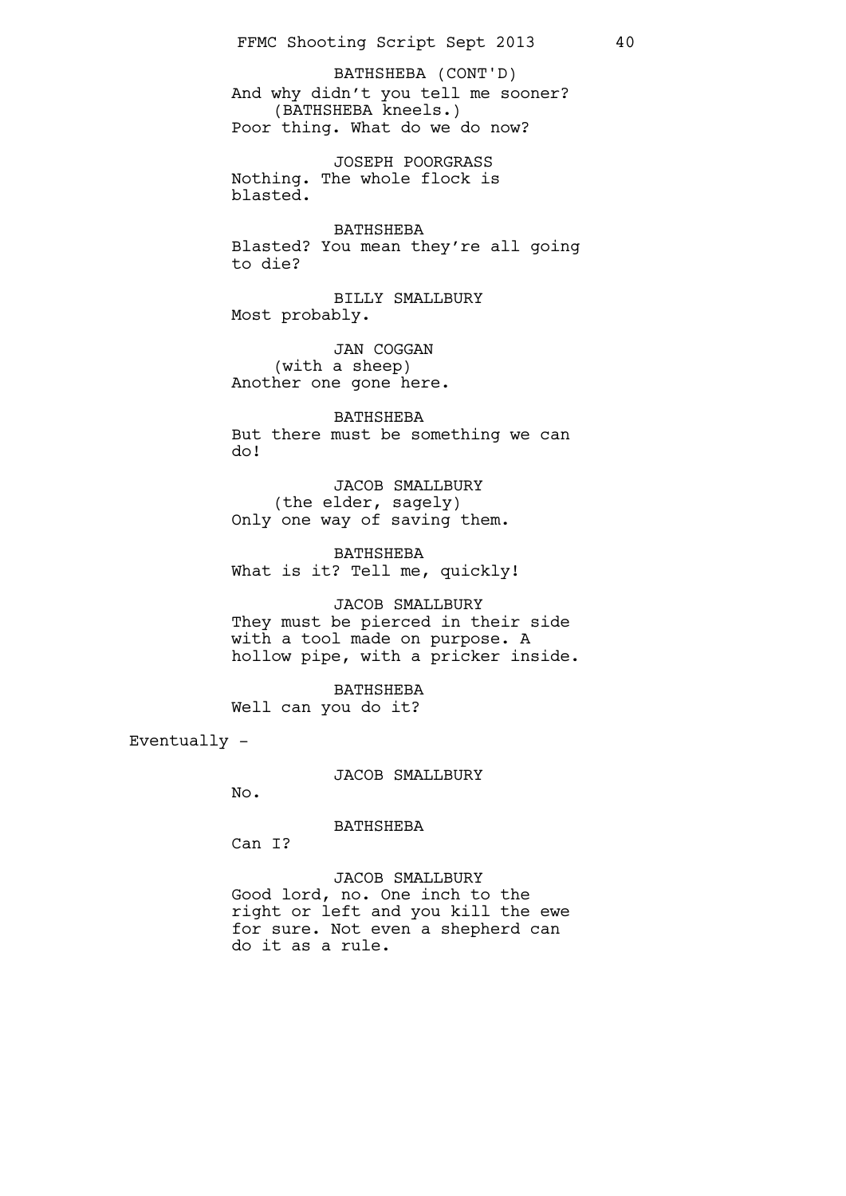BATHSHEBA (CONT'D)
And why didn't you tell me sooner?
(BATHSHEBA kneels.)
Poor thing. What do we do now?

JOSEPH POORGRASS
Nothing. The whole flock is blasted.

BATHSHEBA
Blasted? You mean they're all going to die?

BILLY SMALLBURY
Most probably.

JAN COGGAN
(with a sheep)
Another one gone here.

BATHSHEBA
But there must be something we can do!

JACOB SMALLBURY
(the elder, sagely)
Only one way of saving them.

BATHSHEBA
What is it? Tell me, quickly!

JACOB SMALLBURY
They must be pierced in their side with a tool made on purpose. A hollow pipe, with a pricker inside.

BATHSHEBA
Well can you do it?

Eventually -

JACOB SMALLBURY
No.

BATHSHEBA
Can I?

JACOB SMALLBURY
Good lord, no. One inch to the right or left and you kill the ewe for sure. Not even a shepherd can do it as a rule.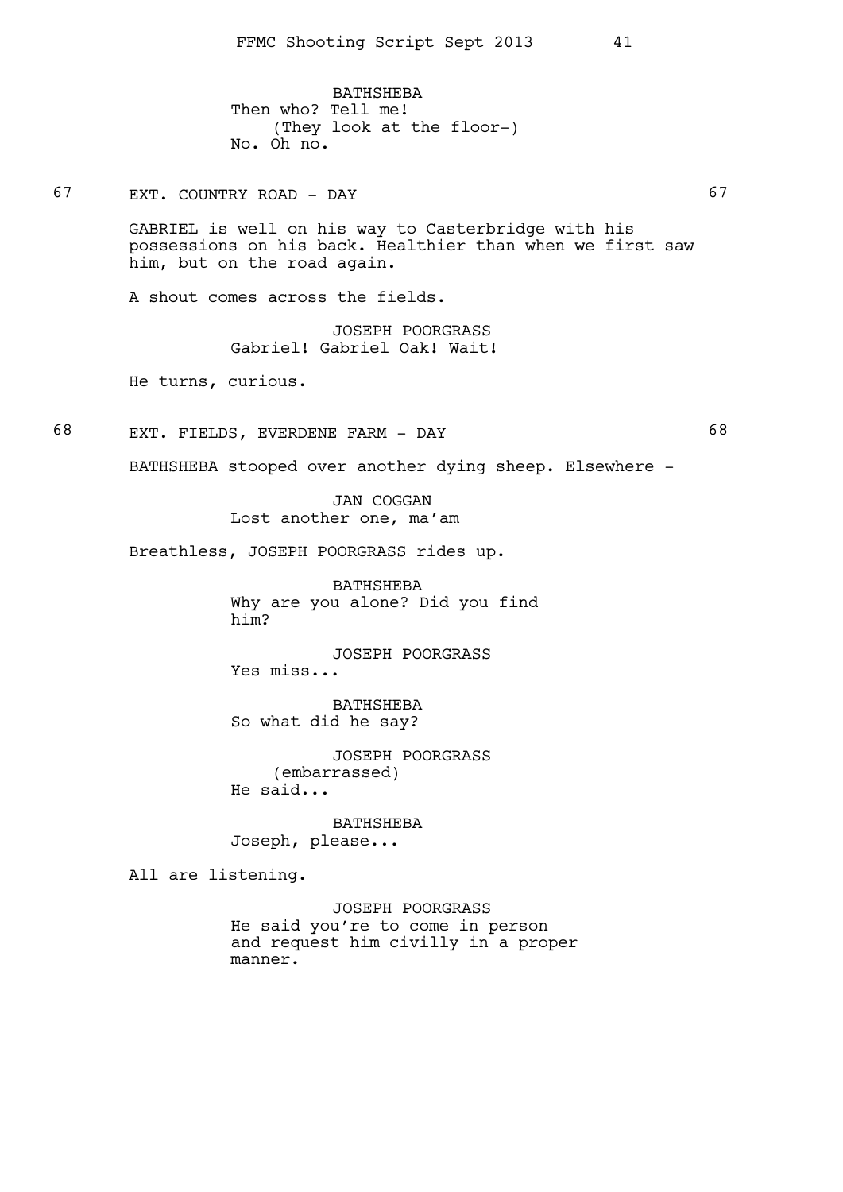BATHSHEBA
Then who? Tell me!
(They look at the floor-)
No. Oh no.

67 EXT. COUNTRY ROAD - DAY 67

GABRIEL is well on his way to Casterbridge with his possessions on his back. Healthier than when we first saw him, but on the road again.

A shout comes across the fields.

JOSEPH POORGRASS
Gabriel! Gabriel Oak! Wait!

He turns, curious.

68 EXT. FIELDS, EVERDENE FARM - DAY 68

BATHSHEBA stooped over another dying sheep. Elsewhere -

JAN COGGAN
Lost another one, ma'am

Breathless, JOSEPH POORGRASS rides up.

BATHSHEBA
Why are you alone? Did you find him?

JOSEPH POORGRASS
Yes miss...

BATHSHEBA
So what did he say?

JOSEPH POORGRASS
(embarrassed)
He said...

BATHSHEBA
Joseph, please...

All are listening.

JOSEPH POORGRASS
He said you're to come in person and request him civilly in a proper manner.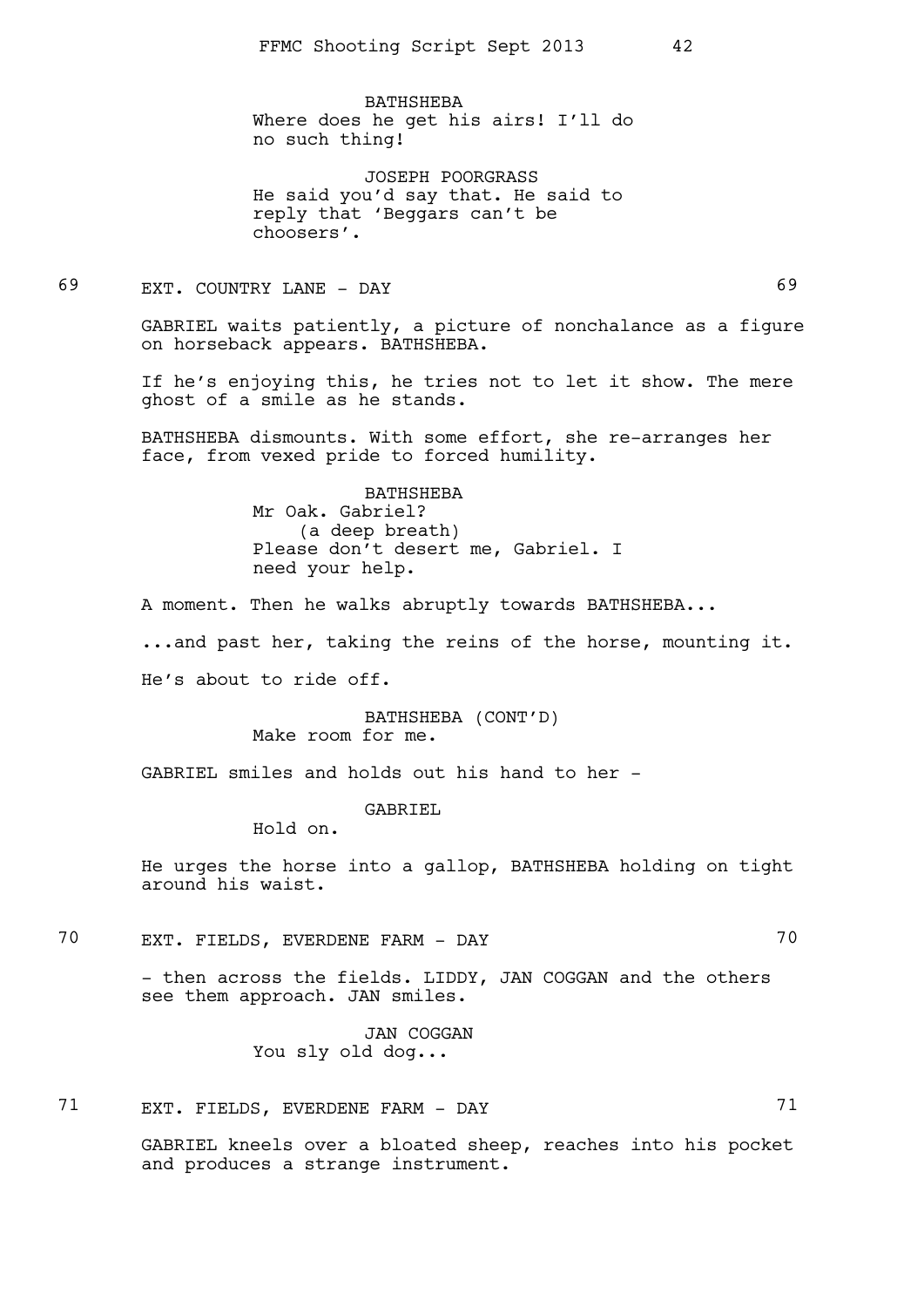BATHSHEBA
Where does he get his airs! I'll do no such thing!

JOSEPH POORGRASS
He said you'd say that. He said to reply that 'Beggars can't be choosers'.

69 EXT. COUNTRY LANE - DAY 69

GABRIEL waits patiently, a picture of nonchalance as a figure on horseback appears. BATHSHEBA.

If he's enjoying this, he tries not to let it show. The mere ghost of a smile as he stands.

BATHSHEBA dismounts. With some effort, she re-arranges her face, from vexed pride to forced humility.

BATHSHEBA
Mr Oak. Gabriel?
(a deep breath)
Please don't desert me, Gabriel. I need your help.

A moment. Then he walks abruptly towards BATHSHEBA...

...and past her, taking the reins of the horse, mounting it.

He's about to ride off.

BATHSHEBA (CONT'D)
Make room for me.

GABRIEL smiles and holds out his hand to her -

GABRIEL
Hold on.

He urges the horse into a gallop, BATHSHEBA holding on tight around his waist.

70 EXT. FIELDS, EVERDENE FARM - DAY 70

- then across the fields. LIDDY, JAN COGGAN and the others see them approach. JAN smiles.

JAN COGGAN
You sly old dog...

71 EXT. FIELDS, EVERDENE FARM - DAY 71

GABRIEL kneels over a bloated sheep, reaches into his pocket and produces a strange instrument.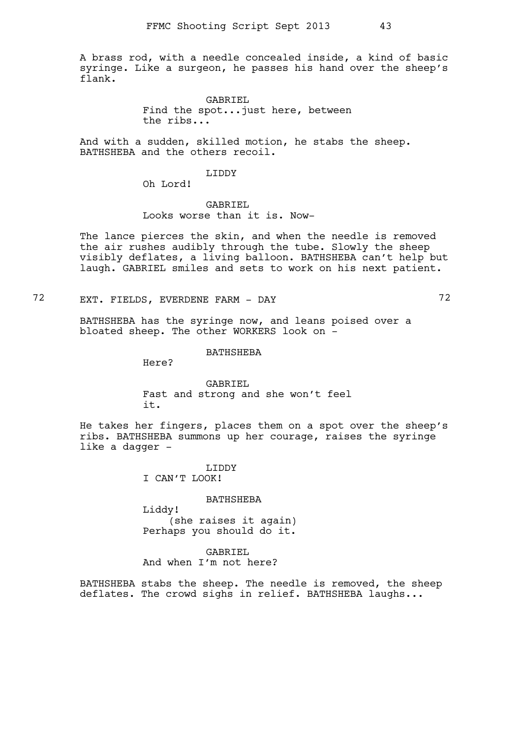A brass rod, with a needle concealed inside, a kind of basic syringe. Like a surgeon, he passes his hand over the sheep's flank.

GABRIEL
Find the spot...just here, between the ribs...

And with a sudden, skilled motion, he stabs the sheep. BATHSHEBA and the others recoil.

LIDDY
Oh Lord!

GABRIEL
Looks worse than it is. Now-

The lance pierces the skin, and when the needle is removed the air rushes audibly through the tube. Slowly the sheep visibly deflates, a living balloon. BATHSHEBA can't help but laugh. GABRIEL smiles and sets to work on his next patient.

72 EXT. FIELDS, EVERDENE FARM - DAY 72

BATHSHEBA has the syringe now, and leans poised over a bloated sheep. The other WORKERS look on -

BATHSHEBA
Here?

GABRIEL
Fast and strong and she won't feel it.

He takes her fingers, places them on a spot over the sheep's ribs. BATHSHEBA summons up her courage, raises the syringe like a dagger -

LIDDY
I CAN'T LOOK!

BATHSHEBA
Liddy!
(she raises it again)
Perhaps you should do it.

GABRIEL
And when I'm not here?

BATHSHEBA stabs the sheep. The needle is removed, the sheep deflates. The crowd sighs in relief. BATHSHEBA laughs...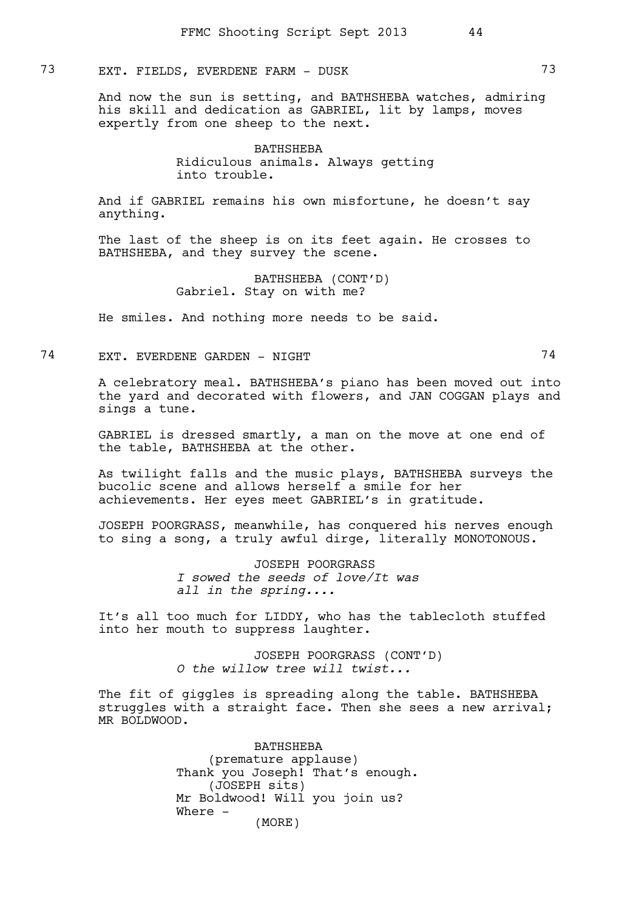73 EXT. FIELDS, EVERDENE FARM - DUSK 73

And now the sun is setting, and BATHSHEBA watches, admiring his skill and dedication as GABRIEL, lit by lamps, moves expertly from one sheep to the next.

BATHSHEBA
Ridiculous animals. Always getting into trouble.

And if GABRIEL remains his own misfortune, he doesn't say anything.

The last of the sheep is on its feet again. He crosses to BATHSHEBA, and they survey the scene.

BATHSHEBA (CONT'D)
Gabriel. Stay on with me?

He smiles. And nothing more needs to be said.

74 EXT. EVERDENE GARDEN - NIGHT 74

A celebratory meal. BATHSHEBA's piano has been moved out into the yard and decorated with flowers, and JAN COGGAN plays and sings a tune.

GABRIEL is dressed smartly, a man on the move at one end of the table, BATHSHEBA at the other.

As twilight falls and the music plays, BATHSHEBA surveys the bucolic scene and allows herself a smile for her achievements. Her eyes meet GABRIEL's in gratitude.

JOSEPH POORGRASS, meanwhile, has conquered his nerves enough to sing a song, a truly awful dirge, literally MONOTONOUS.

JOSEPH POORGRASS
*I sowed the seeds of love/It was all in the spring....*

It's all too much for LIDDY, who has the tablecloth stuffed into her mouth to suppress laughter.

JOSEPH POORGRASS (CONT'D)
*O the willow tree will twist...*

The fit of giggles is spreading along the table. BATHSHEBA struggles with a straight face. Then she sees a new arrival; MR BOLDWOOD.

BATHSHEBA
(premature applause)
Thank you Joseph! That's enough.
(JOSEPH sits)
Mr Boldwood! Will you join us?
Where -
(MORE)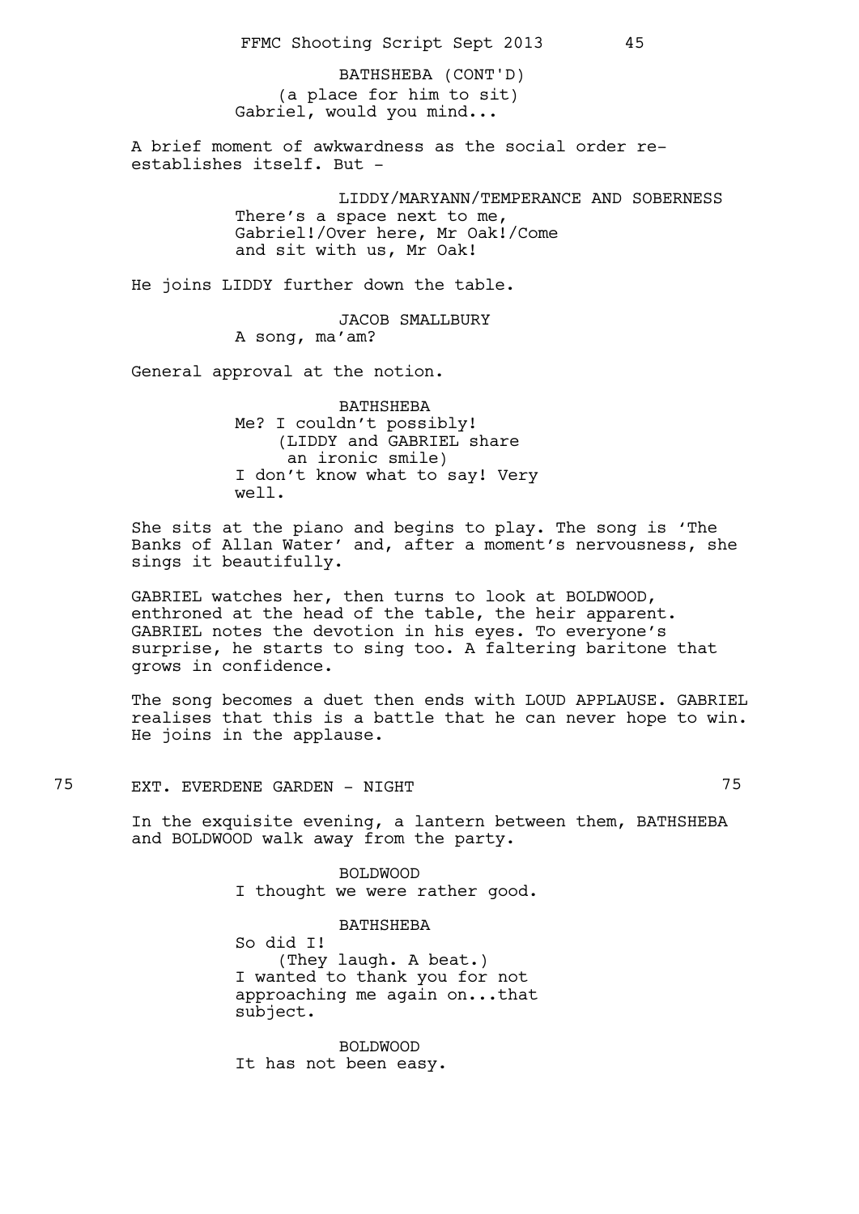BATHSHEBA (CONT'D)
(a place for him to sit)
Gabriel, would you mind...

A brief moment of awkwardness as the social order re-establishes itself. But -

LIDDY/MARYANN/TEMPERANCE AND SOBERNESS
There's a space next to me, Gabriel!/Over here, Mr Oak!/Come and sit with us, Mr Oak!

He joins LIDDY further down the table.

JACOB SMALLBURY
A song, ma'am?

General approval at the notion.

BATHSHEBA
Me? I couldn't possibly!
(LIDDY and GABRIEL share an ironic smile)
I don't know what to say! Very well.

She sits at the piano and begins to play. The song is 'The Banks of Allan Water' and, after a moment's nervousness, she sings it beautifully.

GABRIEL watches her, then turns to look at BOLDWOOD, enthroned at the head of the table, the heir apparent. GABRIEL notes the devotion in his eyes. To everyone's surprise, he starts to sing too. A faltering baritone that grows in confidence.

The song becomes a duet then ends with LOUD APPLAUSE. GABRIEL realises that this is a battle that he can never hope to win. He joins in the applause.

## 75 EXT. EVERDENE GARDEN - NIGHT 75

In the exquisite evening, a lantern between them, BATHSHEBA and BOLDWOOD walk away from the party.

BOLDWOOD
I thought we were rather good.

BATHSHEBA
So did I!
(They laugh. A beat.)
I wanted to thank you for not approaching me again on...that subject.

BOLDWOOD
It has not been easy.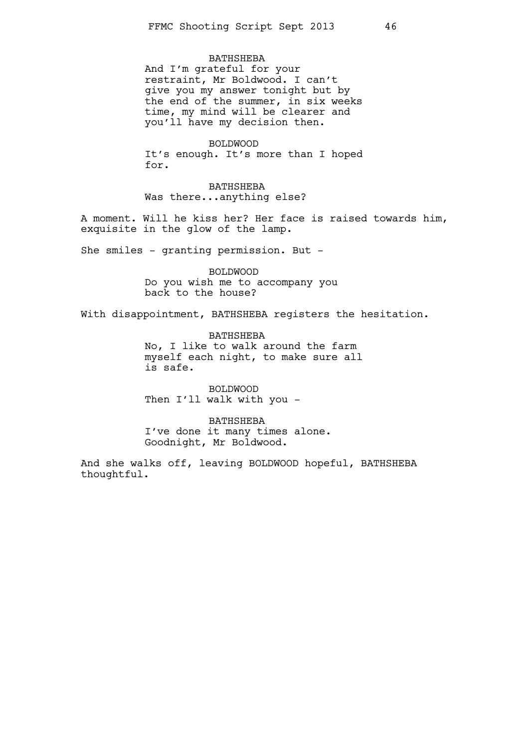BATHSHEBA

And I'm grateful for your restraint, Mr Boldwood. I can't give you my answer tonight but by the end of the summer, in six weeks time, my mind will be clearer and you'll have my decision then.

BOLDWOOD

It's enough. It's more than I hoped for.

BATHSHEBA

Was there...anything else?

A moment. Will he kiss her? Her face is raised towards him, exquisite in the glow of the lamp.

She smiles - granting permission. But -

BOLDWOOD

Do you wish me to accompany you back to the house?

With disappointment, BATHSHEBA registers the hesitation.

BATHSHEBA

No, I like to walk around the farm myself each night, to make sure all is safe.

BOLDWOOD

Then I'll walk with you -

BATHSHEBA

I've done it many times alone. Goodnight, Mr Boldwood.

And she walks off, leaving BOLDWOOD hopeful, BATHSHEBA thoughtful.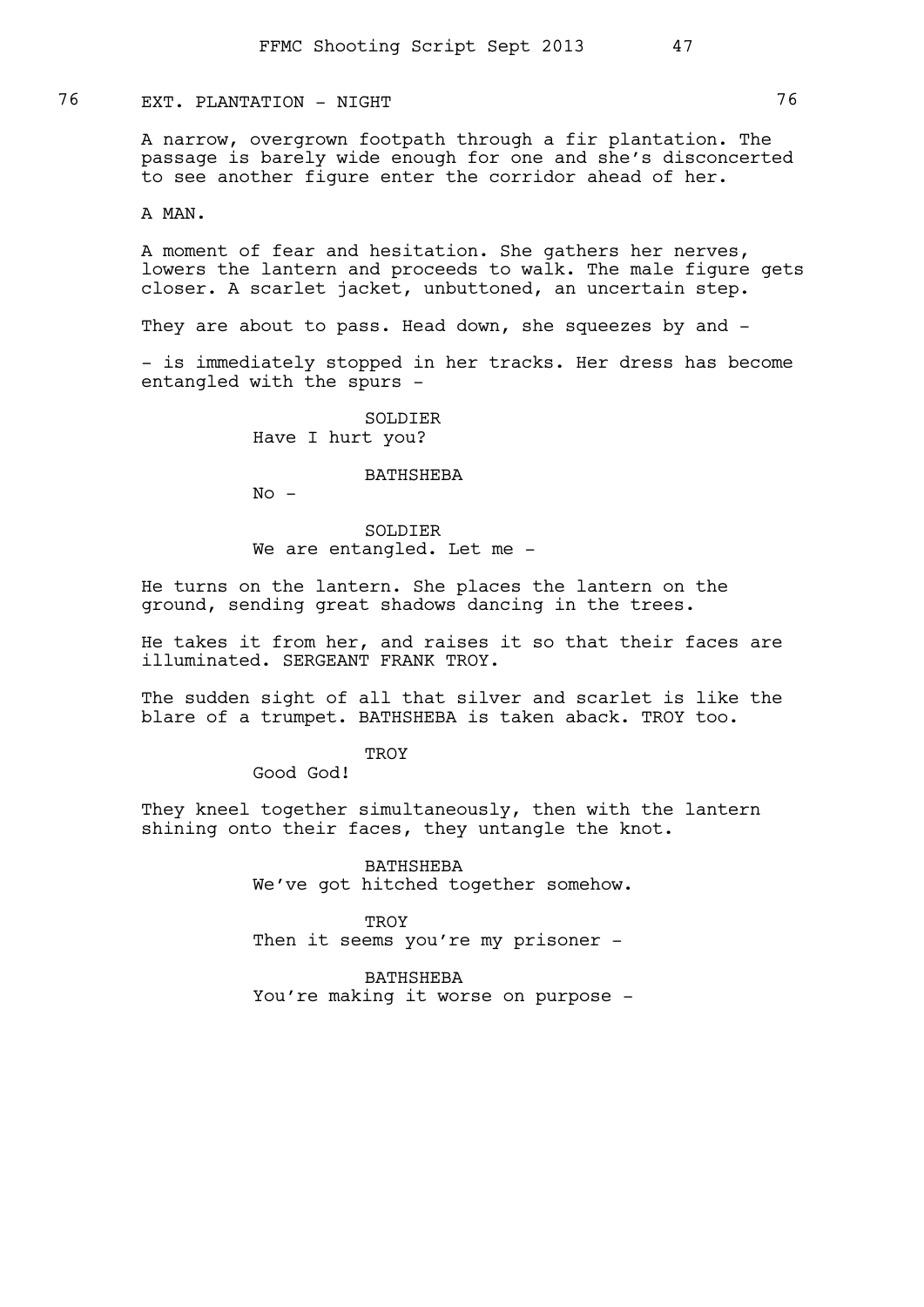76 EXT. PLANTATION - NIGHT 76

A narrow, overgrown footpath through a fir plantation. The passage is barely wide enough for one and she's disconcerted to see another figure enter the corridor ahead of her.

A MAN.

A moment of fear and hesitation. She gathers her nerves, lowers the lantern and proceeds to walk. The male figure gets closer. A scarlet jacket, unbuttoned, an uncertain step.

They are about to pass. Head down, she squeezes by and -

- is immediately stopped in her tracks. Her dress has become entangled with the spurs -

SOLDIER
Have I hurt you?

BATHSHEBA
No -

SOLDIER
We are entangled. Let me -

He turns on the lantern. She places the lantern on the ground, sending great shadows dancing in the trees.

He takes it from her, and raises it so that their faces are illuminated. SERGEANT FRANK TROY.

The sudden sight of all that silver and scarlet is like the blare of a trumpet. BATHSHEBA is taken aback. TROY too.

TROY
Good God!

They kneel together simultaneously, then with the lantern shining onto their faces, they untangle the knot.

BATHSHEBA
We've got hitched together somehow.

TROY
Then it seems you're my prisoner -

BATHSHEBA
You're making it worse on purpose -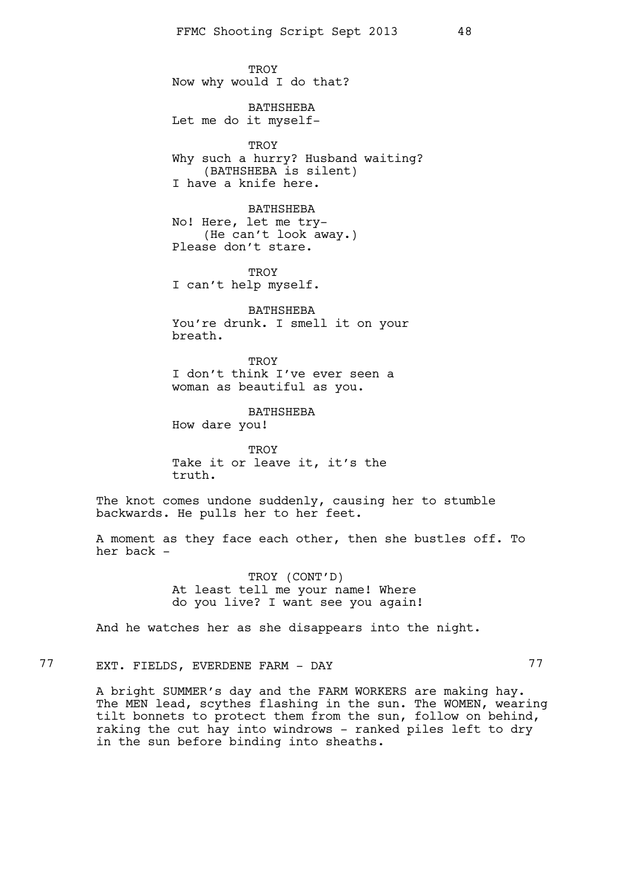TROY
Now why would I do that?

BATHSHEBA
Let me do it myself-

TROY
Why such a hurry? Husband waiting?
(BATHSHEBA is silent)
I have a knife here.

BATHSHEBA
No! Here, let me try-
(He can't look away.)
Please don't stare.

TROY
I can't help myself.

BATHSHEBA
You're drunk. I smell it on your breath.

TROY
I don't think I've ever seen a woman as beautiful as you.

BATHSHEBA
How dare you!

TROY
Take it or leave it, it's the truth.

The knot comes undone suddenly, causing her to stumble backwards. He pulls her to her feet.

A moment as they face each other, then she bustles off. To her back -

TROY (CONT'D)
At least tell me your name! Where do you live? I want see you again!

And he watches her as she disappears into the night.

77 EXT. FIELDS, EVERDENE FARM - DAY 77

A bright SUMMER's day and the FARM WORKERS are making hay. The MEN lead, scythes flashing in the sun. The WOMEN, wearing tilt bonnets to protect them from the sun, follow on behind, raking the cut hay into windrows - ranked piles left to dry in the sun before binding into sheaths.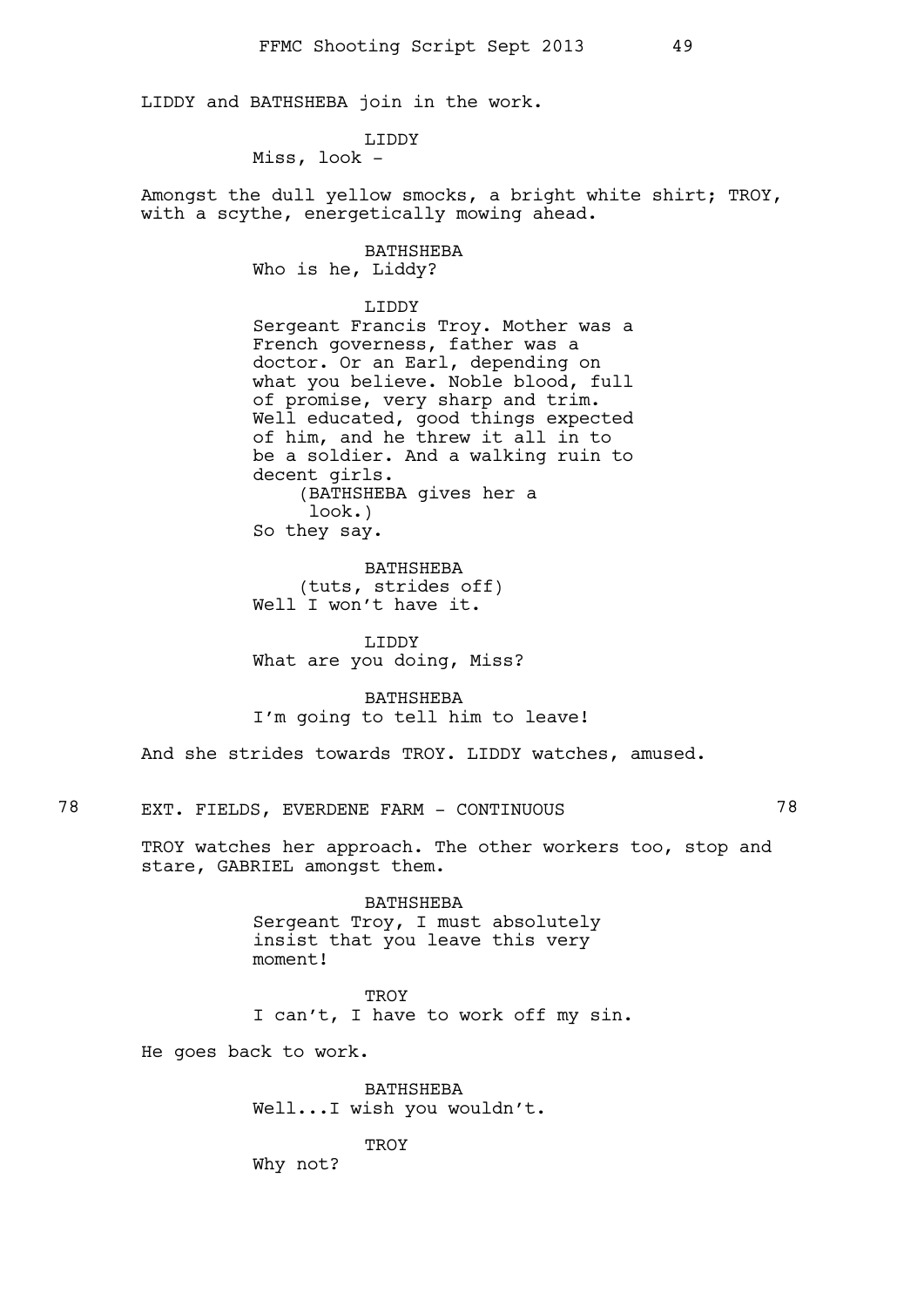LIDDY and BATHSHEBA join in the work.

LIDDY
Miss, look -

Amongst the dull yellow smocks, a bright white shirt; TROY, with a scythe, energetically mowing ahead.

BATHSHEBA
Who is he, Liddy?

LIDDY
Sergeant Francis Troy. Mother was a French governess, father was a doctor. Or an Earl, depending on what you believe. Noble blood, full of promise, very sharp and trim. Well educated, good things expected of him, and he threw it all in to be a soldier. And a walking ruin to decent girls.
(BATHSHEBA gives her a look.)
So they say.

BATHSHEBA
(tuts, strides off)
Well I won't have it.

LIDDY
What are you doing, Miss?

BATHSHEBA
I'm going to tell him to leave!

And she strides towards TROY. LIDDY watches, amused.

78 EXT. FIELDS, EVERDENE FARM - CONTINUOUS 78

TROY watches her approach. The other workers too, stop and stare, GABRIEL amongst them.

BATHSHEBA
Sergeant Troy, I must absolutely insist that you leave this very moment!

TROY
I can't, I have to work off my sin.

He goes back to work.

BATHSHEBA
Well...I wish you wouldn't.

TROY
Why not?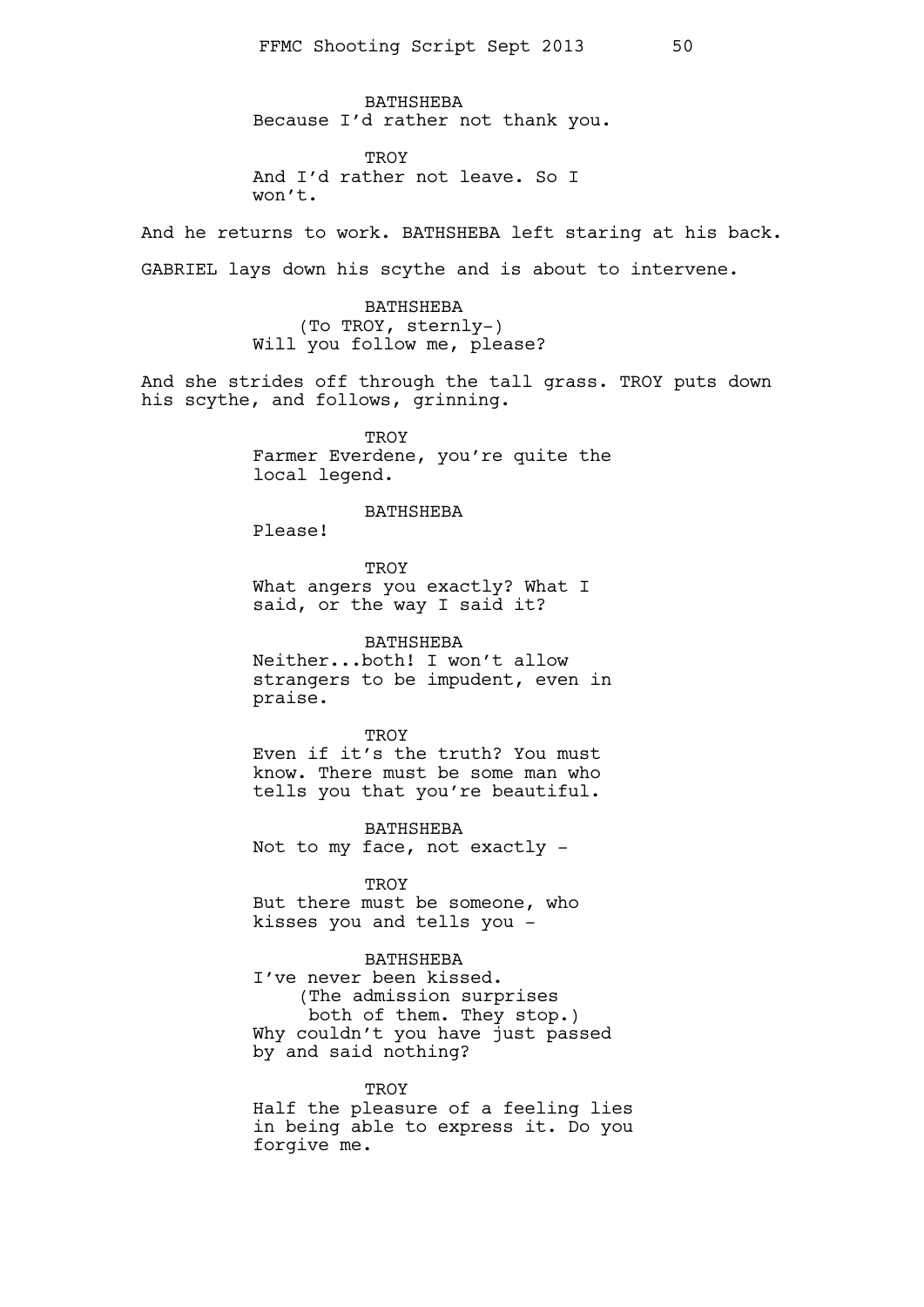BATHSHEBA
Because I'd rather not thank you.

TROY
And I'd rather not leave. So I won't.

And he returns to work. BATHSHEBA left staring at his back.

GABRIEL lays down his scythe and is about to intervene.

BATHSHEBA
(To TROY, sternly-)
Will you follow me, please?

And she strides off through the tall grass. TROY puts down his scythe, and follows, grinning.

TROY
Farmer Everdene, you're quite the local legend.

BATHSHEBA
Please!

TROY
What angers you exactly? What I said, or the way I said it?

BATHSHEBA
Neither...both! I won't allow strangers to be impudent, even in praise.

TROY
Even if it's the truth? You must know. There must be some man who tells you that you're beautiful.

BATHSHEBA
Not to my face, not exactly -

TROY
But there must be someone, who kisses you and tells you -

BATHSHEBA
I've never been kissed.
(The admission surprises both of them. They stop.)
Why couldn't you have just passed by and said nothing?

TROY
Half the pleasure of a feeling lies in being able to express it. Do you forgive me.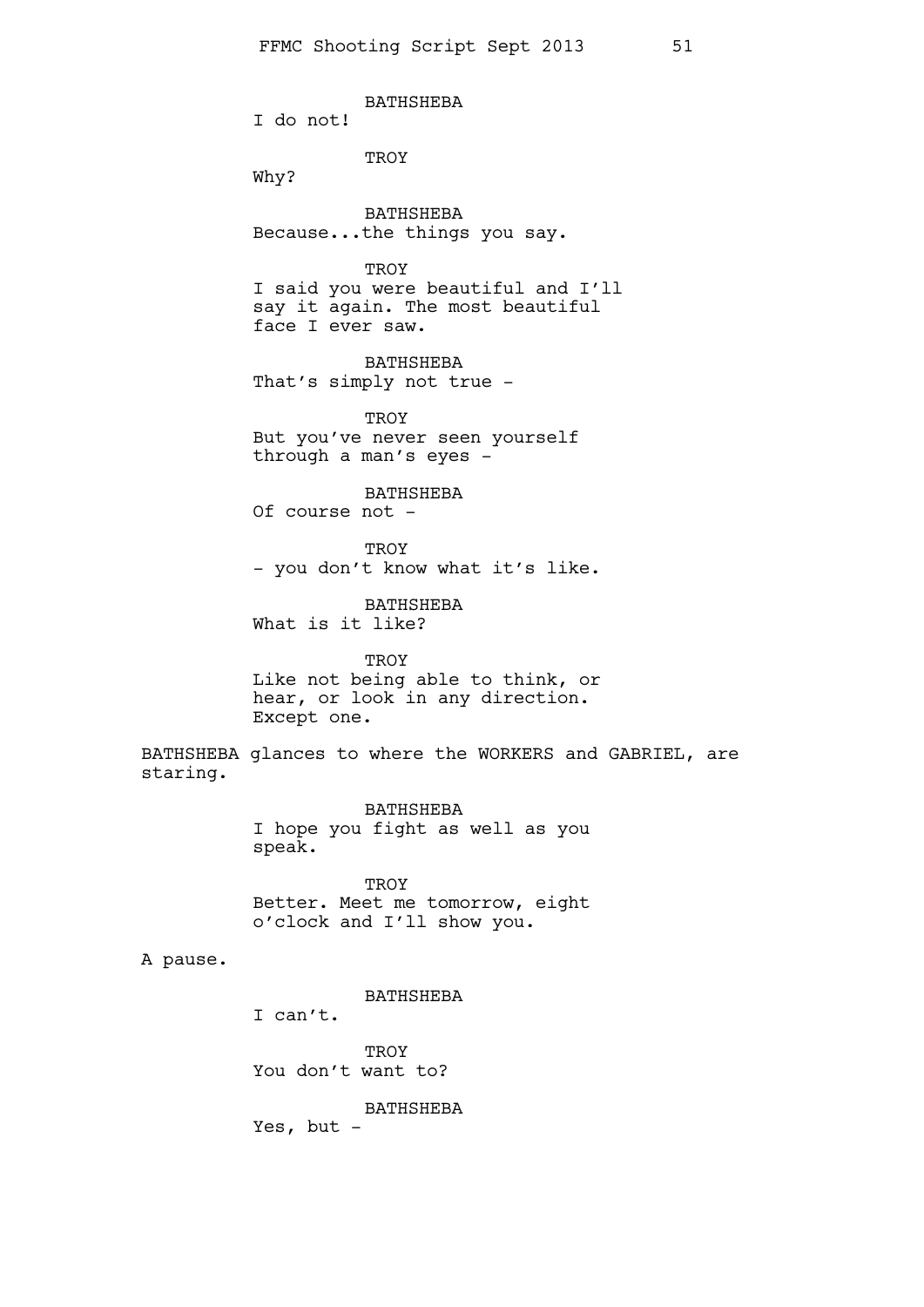BATHSHEBA
I do not!

TROY
Why?

BATHSHEBA
Because...the things you say.

TROY
I said you were beautiful and I'll say it again. The most beautiful face I ever saw.

BATHSHEBA
That's simply not true -

TROY
But you've never seen yourself through a man's eyes -

BATHSHEBA
Of course not -

TROY
- you don't know what it's like.

BATHSHEBA
What is it like?

TROY
Like not being able to think, or hear, or look in any direction. Except one.

BATHSHEBA glances to where the WORKERS and GABRIEL, are staring.

BATHSHEBA
I hope you fight as well as you speak.

TROY
Better. Meet me tomorrow, eight o'clock and I'll show you.

A pause.

BATHSHEBA
I can't.

TROY
You don't want to?

BATHSHEBA
Yes, but -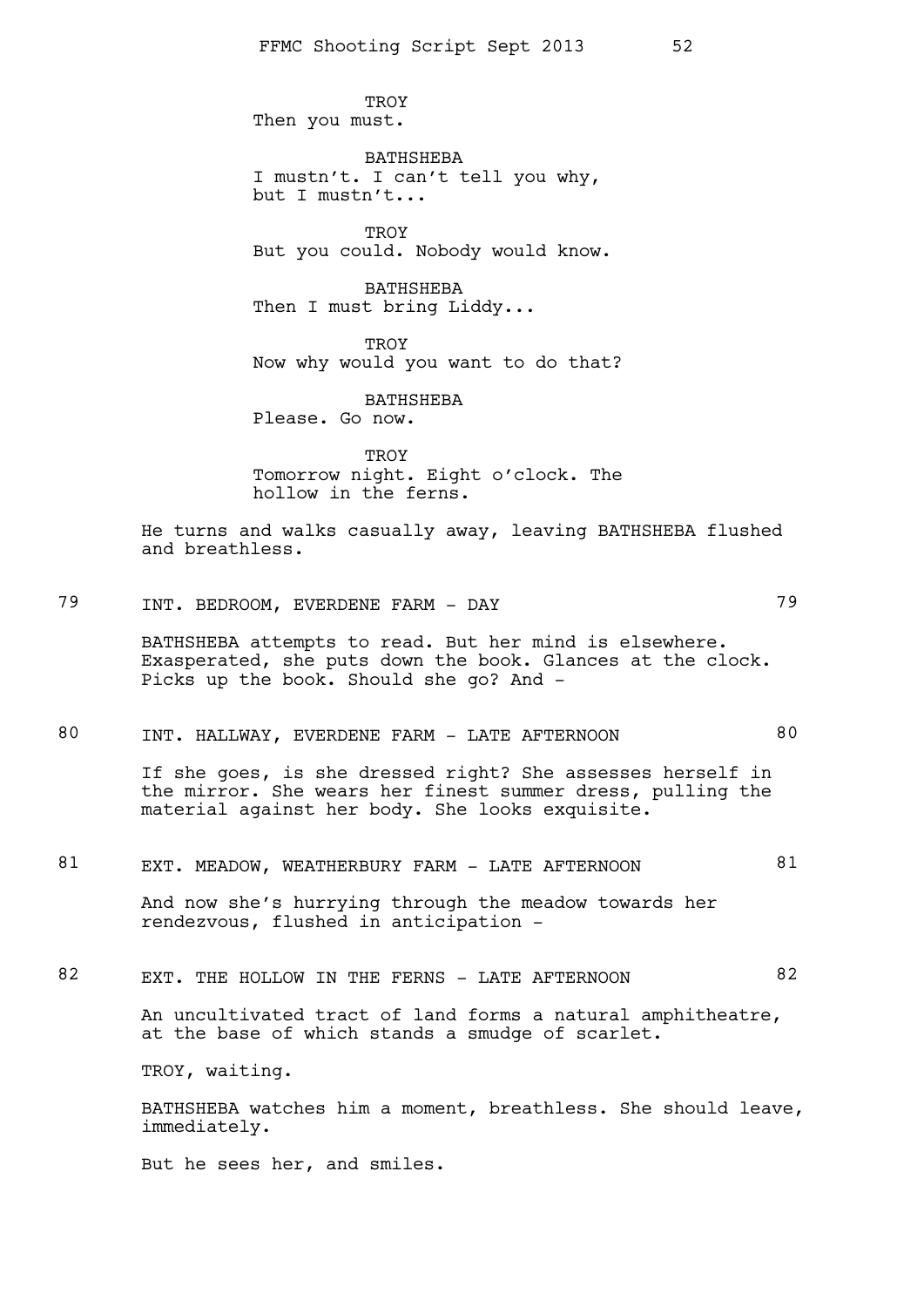TROY
Then you must.

BATHSHEBA
I mustn't. I can't tell you why, but I mustn't...

TROY
But you could. Nobody would know.

BATHSHEBA
Then I must bring Liddy...

TROY
Now why would you want to do that?

BATHSHEBA
Please. Go now.

TROY
Tomorrow night. Eight o'clock. The hollow in the ferns.

He turns and walks casually away, leaving BATHSHEBA flushed and breathless.

79 INT. BEDROOM, EVERDENE FARM - DAY 79

BATHSHEBA attempts to read. But her mind is elsewhere. Exasperated, she puts down the book. Glances at the clock. Picks up the book. Should she go? And -

80 INT. HALLWAY, EVERDENE FARM - LATE AFTERNOON 80

If she goes, is she dressed right? She assesses herself in the mirror. She wears her finest summer dress, pulling the material against her body. She looks exquisite.

81 EXT. MEADOW, WEATHERBURY FARM - LATE AFTERNOON 81

And now she's hurrying through the meadow towards her rendezvous, flushed in anticipation -

82 EXT. THE HOLLOW IN THE FERNS - LATE AFTERNOON 82

An uncultivated tract of land forms a natural amphitheatre, at the base of which stands a smudge of scarlet.

TROY, waiting.

BATHSHEBA watches him a moment, breathless. She should leave, immediately.

But he sees her, and smiles.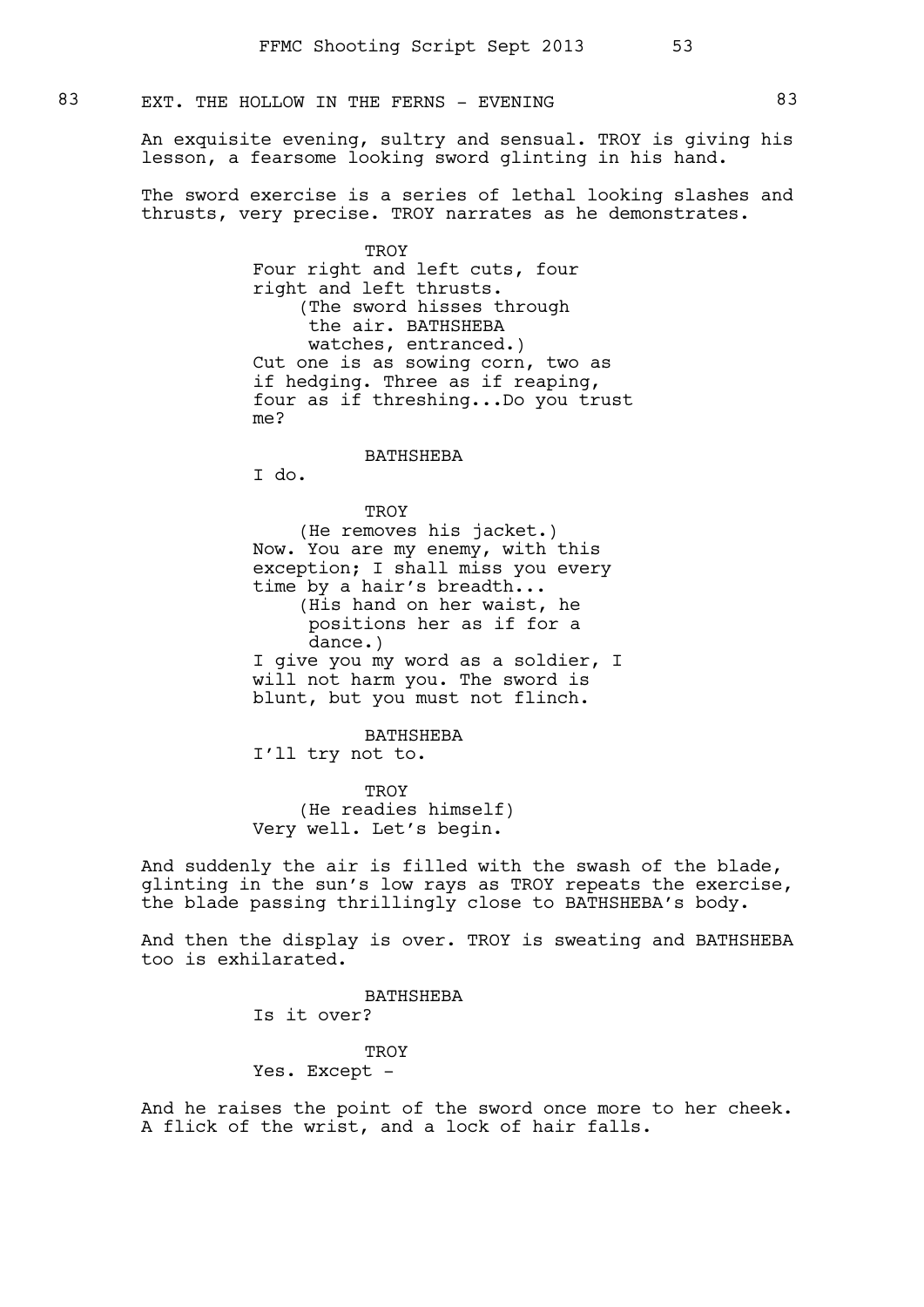83 EXT. THE HOLLOW IN THE FERNS - EVENING 83

An exquisite evening, sultry and sensual. TROY is giving his lesson, a fearsome looking sword glinting in his hand.

The sword exercise is a series of lethal looking slashes and thrusts, very precise. TROY narrates as he demonstrates.

TROY
Four right and left cuts, four right and left thrusts.
(The sword hisses through the air. BATHSHEBA watches, entranced.)
Cut one is as sowing corn, two as if hedging. Three as if reaping, four as if threshing...Do you trust me?

BATHSHEBA
I do.

TROY
(He removes his jacket.)
Now. You are my enemy, with this exception; I shall miss you every time by a hair's breadth...
(His hand on her waist, he positions her as if for a dance.)
I give you my word as a soldier, I will not harm you. The sword is blunt, but you must not flinch.

BATHSHEBA
I'll try not to.

TROY
(He readies himself)
Very well. Let's begin.

And suddenly the air is filled with the swash of the blade, glinting in the sun's low rays as TROY repeats the exercise, the blade passing thrillingly close to BATHSHEBA's body.

And then the display is over. TROY is sweating and BATHSHEBA too is exhilarated.

BATHSHEBA
Is it over?

TROY
Yes. Except -

And he raises the point of the sword once more to her cheek. A flick of the wrist, and a lock of hair falls.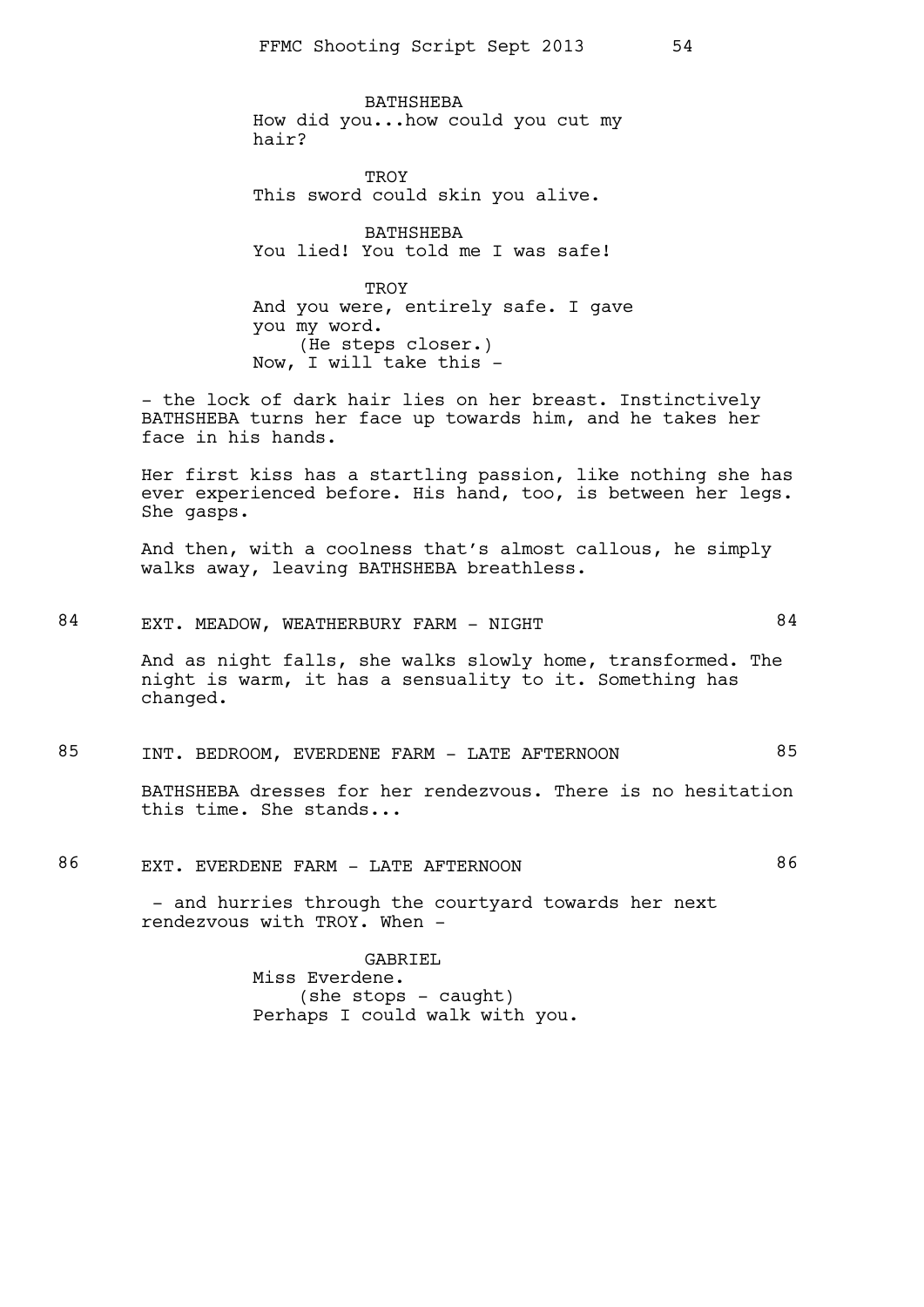BATHSHEBA
How did you...how could you cut my hair?

TROY
This sword could skin you alive.

BATHSHEBA
You lied! You told me I was safe!

TROY
And you were, entirely safe. I gave you my word.
(He steps closer.)
Now, I will take this -

- the lock of dark hair lies on her breast. Instinctively BATHSHEBA turns her face up towards him, and he takes her face in his hands.

Her first kiss has a startling passion, like nothing she has ever experienced before. His hand, too, is between her legs. She gasps.

And then, with a coolness that's almost callous, he simply walks away, leaving BATHSHEBA breathless.

84 EXT. MEADOW, WEATHERBURY FARM - NIGHT 84

And as night falls, she walks slowly home, transformed. The night is warm, it has a sensuality to it. Something has changed.

85 INT. BEDROOM, EVERDENE FARM - LATE AFTERNOON 85

BATHSHEBA dresses for her rendezvous. There is no hesitation this time. She stands...

86 EXT. EVERDENE FARM - LATE AFTERNOON 86

- and hurries through the courtyard towards her next rendezvous with TROY. When -

GABRIEL
Miss Everdene.
(she stops - caught)
Perhaps I could walk with you.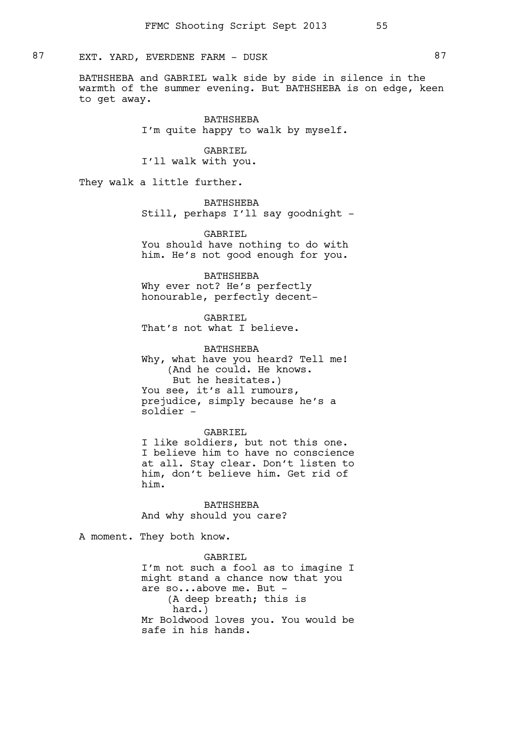87 EXT. YARD, EVERDENE FARM - DUSK 87

BATHSHEBA and GABRIEL walk side by side in silence in the warmth of the summer evening. But BATHSHEBA is on edge, keen to get away.

BATHSHEBA
I'm quite happy to walk by myself.

GABRIEL
I'll walk with you.

They walk a little further.

BATHSHEBA
Still, perhaps I'll say goodnight -

GABRIEL
You should have nothing to do with him. He's not good enough for you.

BATHSHEBA
Why ever not? He's perfectly honourable, perfectly decent-

GABRIEL
That's not what I believe.

BATHSHEBA
Why, what have you heard? Tell me!
(And he could. He knows. But he hesitates.)
You see, it's all rumours, prejudice, simply because he's a soldier -

GABRIEL
I like soldiers, but not this one. I believe him to have no conscience at all. Stay clear. Don't listen to him, don't believe him. Get rid of him.

BATHSHEBA
And why should you care?

A moment. They both know.

GABRIEL
I'm not such a fool as to imagine I might stand a chance now that you are so...above me. But -
(A deep breath; this is hard.)
Mr Boldwood loves you. You would be safe in his hands.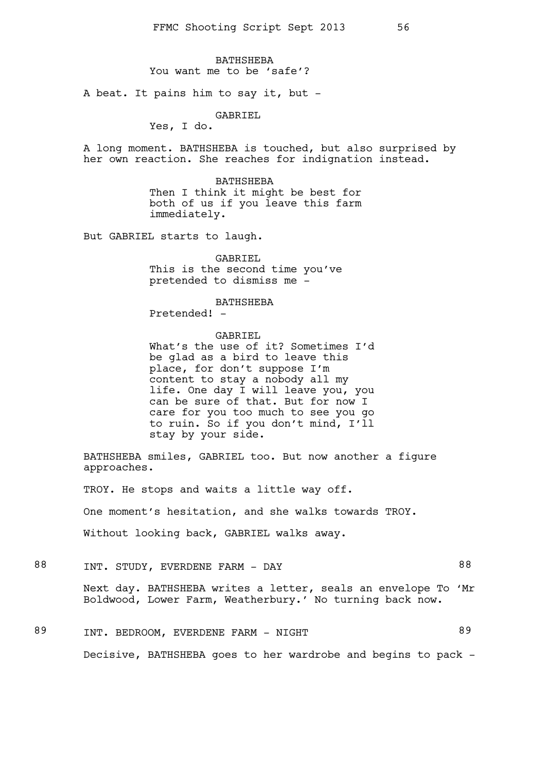BATHSHEBA
You want me to be 'safe'?

A beat. It pains him to say it, but -

GABRIEL
Yes, I do.

A long moment. BATHSHEBA is touched, but also surprised by her own reaction. She reaches for indignation instead.

BATHSHEBA
Then I think it might be best for both of us if you leave this farm immediately.

But GABRIEL starts to laugh.

GABRIEL
This is the second time you've pretended to dismiss me -

BATHSHEBA
Pretended! -

GABRIEL
What's the use of it? Sometimes I'd be glad as a bird to leave this place, for don't suppose I'm content to stay a nobody all my life. One day I will leave you, you can be sure of that. But for now I care for you too much to see you go to ruin. So if you don't mind, I'll stay by your side.

BATHSHEBA smiles, GABRIEL too. But now another a figure approaches.

TROY. He stops and waits a little way off.

One moment's hesitation, and she walks towards TROY.

Without looking back, GABRIEL walks away.

88 INT. STUDY, EVERDENE FARM - DAY 88

Next day. BATHSHEBA writes a letter, seals an envelope To 'Mr Boldwood, Lower Farm, Weatherbury.' No turning back now.

89 INT. BEDROOM, EVERDENE FARM - NIGHT 89

Decisive, BATHSHEBA goes to her wardrobe and begins to pack -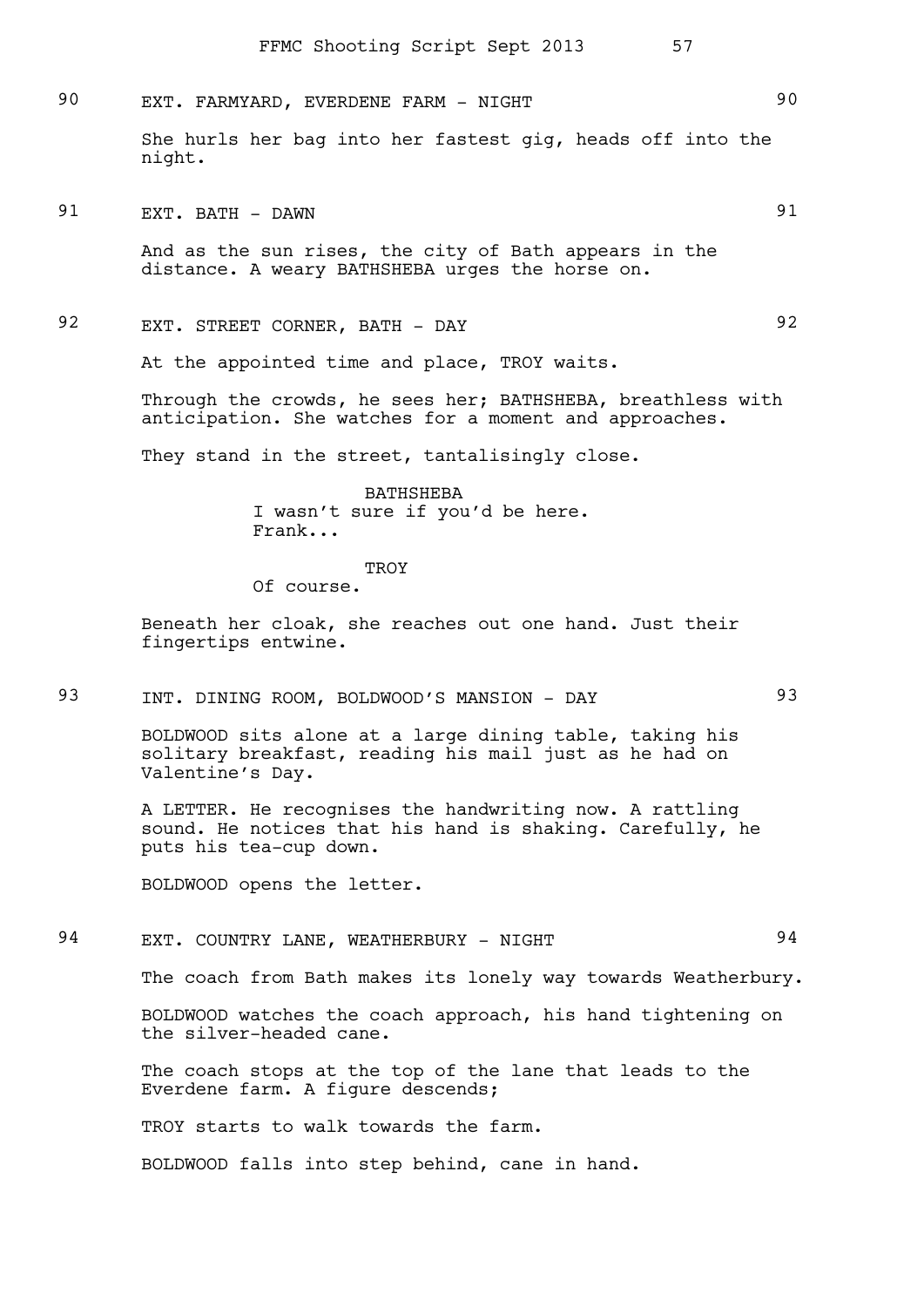90 EXT. FARMYARD, EVERDENE FARM - NIGHT 90

She hurls her bag into her fastest gig, heads off into the night.

91 EXT. BATH - DAWN 91

And as the sun rises, the city of Bath appears in the distance. A weary BATHSHEBA urges the horse on.

92 EXT. STREET CORNER, BATH - DAY 92

At the appointed time and place, TROY waits.

Through the crowds, he sees her; BATHSHEBA, breathless with anticipation. She watches for a moment and approaches.

They stand in the street, tantalisingly close.

BATHSHEBA
I wasn't sure if you'd be here.
Frank...

TROY
Of course.

Beneath her cloak, she reaches out one hand. Just their fingertips entwine.

93 INT. DINING ROOM, BOLDWOOD'S MANSION - DAY 93

BOLDWOOD sits alone at a large dining table, taking his solitary breakfast, reading his mail just as he had on Valentine's Day.

A LETTER. He recognises the handwriting now. A rattling sound. He notices that his hand is shaking. Carefully, he puts his tea-cup down.

BOLDWOOD opens the letter.

94 EXT. COUNTRY LANE, WEATHERBURY - NIGHT 94

The coach from Bath makes its lonely way towards Weatherbury.

BOLDWOOD watches the coach approach, his hand tightening on the silver-headed cane.

The coach stops at the top of the lane that leads to the Everdene farm. A figure descends;

TROY starts to walk towards the farm.

BOLDWOOD falls into step behind, cane in hand.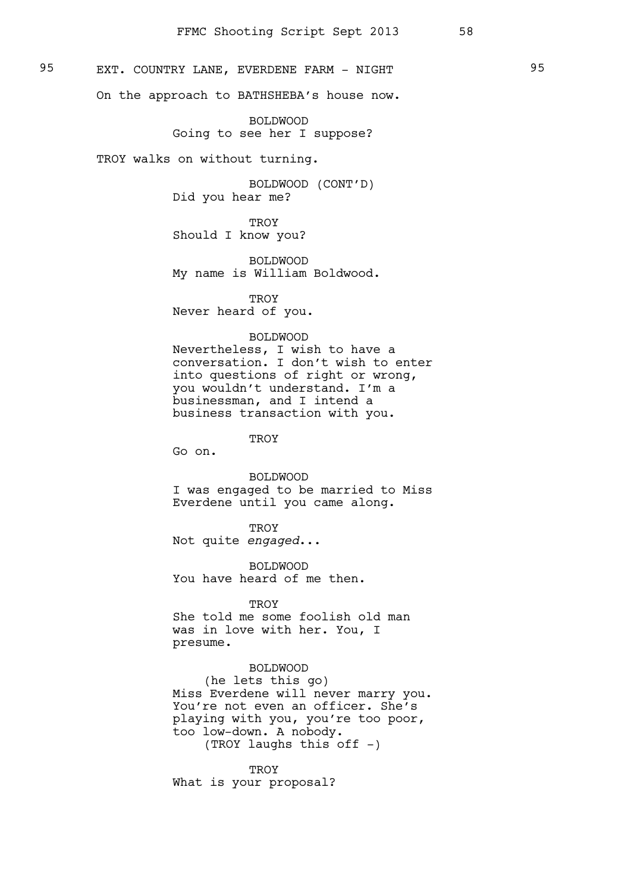95 EXT. COUNTRY LANE, EVERDENE FARM - NIGHT 95

On the approach to BATHSHEBA's house now.

BOLDWOOD
Going to see her I suppose?

TROY walks on without turning.

BOLDWOOD (CONT'D)
Did you hear me?

TROY
Should I know you?

BOLDWOOD
My name is William Boldwood.

TROY
Never heard of you.

BOLDWOOD
Nevertheless, I wish to have a conversation. I don't wish to enter into questions of right or wrong, you wouldn't understand. I'm a businessman, and I intend a business transaction with you.

TROY
Go on.

BOLDWOOD
I was engaged to be married to Miss Everdene until you came along.

TROY
Not quite *engaged*...

BOLDWOOD
You have heard of me then.

TROY
She told me some foolish old man was in love with her. You, I presume.

BOLDWOOD
(he lets this go)
Miss Everdene will never marry you. You're not even an officer. She's playing with you, you're too poor, too low-down. A nobody.
(TROY laughs this off -)

TROY
What is your proposal?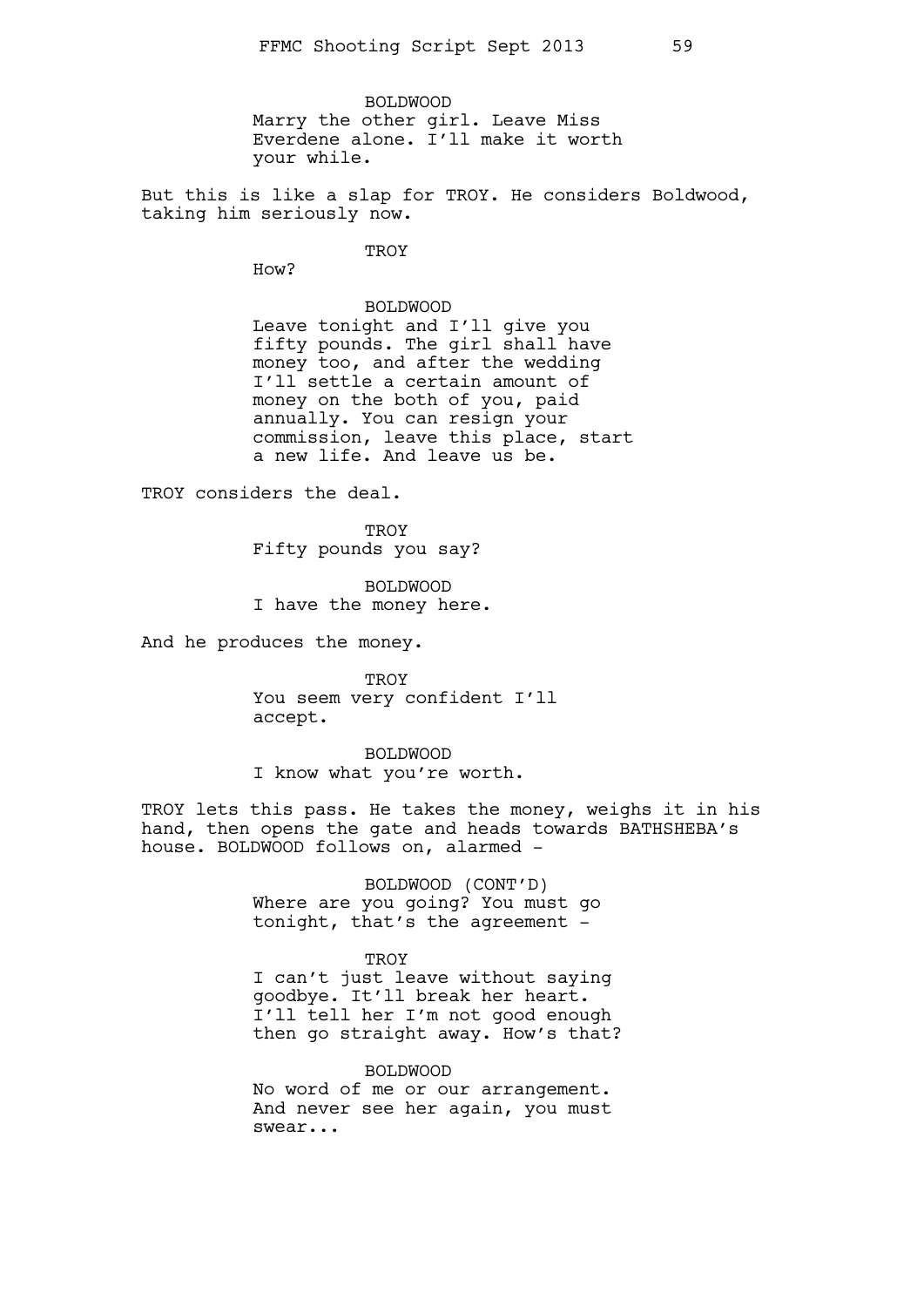BOLDWOOD
Marry the other girl. Leave Miss Everdene alone. I'll make it worth your while.

But this is like a slap for TROY. He considers Boldwood, taking him seriously now.

TROY
How?

BOLDWOOD
Leave tonight and I'll give you fifty pounds. The girl shall have money too, and after the wedding I'll settle a certain amount of money on the both of you, paid annually. You can resign your commission, leave this place, start a new life. And leave us be.

TROY considers the deal.

TROY
Fifty pounds you say?

BOLDWOOD
I have the money here.

And he produces the money.

TROY
You seem very confident I'll accept.

BOLDWOOD
I know what you're worth.

TROY lets this pass. He takes the money, weighs it in his hand, then opens the gate and heads towards BATHSHEBA's house. BOLDWOOD follows on, alarmed -

BOLDWOOD (CONT'D)
Where are you going? You must go tonight, that's the agreement -

TROY
I can't just leave without saying goodbye. It'll break her heart. I'll tell her I'm not good enough then go straight away. How's that?

BOLDWOOD
No word of me or our arrangement. And never see her again, you must swear...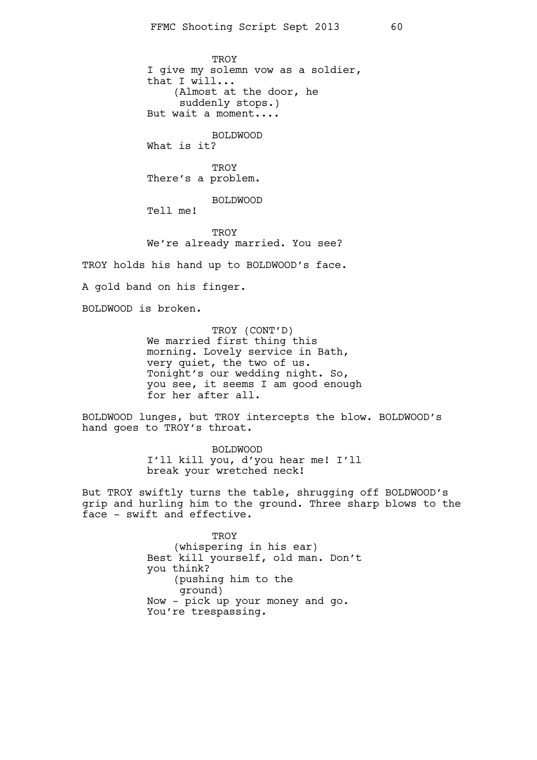TROY
I give my solemn vow as a soldier, that I will...
(Almost at the door, he suddenly stops.)
But wait a moment....

BOLDWOOD
What is it?

TROY
There's a problem.

BOLDWOOD
Tell me!

TROY
We're already married. You see?

TROY holds his hand up to BOLDWOOD's face.

A gold band on his finger.

BOLDWOOD is broken.

TROY (CONT'D)
We married first thing this morning. Lovely service in Bath, very quiet, the two of us. Tonight's our wedding night. So, you see, it seems I am good enough for her after all.

BOLDWOOD lunges, but TROY intercepts the blow. BOLDWOOD's hand goes to TROY's throat.

BOLDWOOD
I'll kill you, d'you hear me! I'll break your wretched neck!

But TROY swiftly turns the table, shrugging off BOLDWOOD's grip and hurling him to the ground. Three sharp blows to the face - swift and effective.

TROY
(whispering in his ear)
Best kill yourself, old man. Don't you think?
(pushing him to the ground)
Now - pick up your money and go. You're trespassing.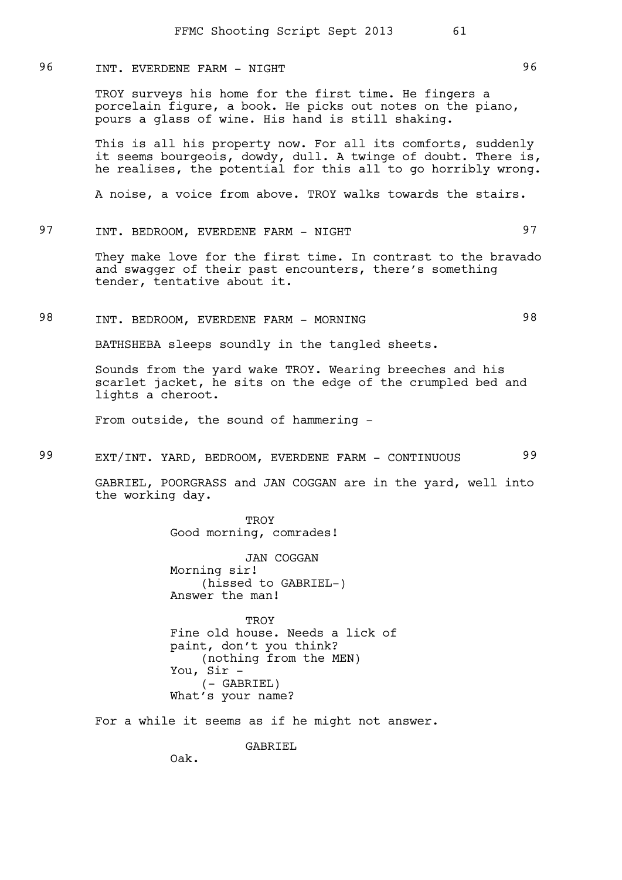96 INT. EVERDENE FARM - NIGHT 96

TROY surveys his home for the first time. He fingers a porcelain figure, a book. He picks out notes on the piano, pours a glass of wine. His hand is still shaking.

This is all his property now. For all its comforts, suddenly it seems bourgeois, dowdy, dull. A twinge of doubt. There is, he realises, the potential for this all to go horribly wrong.

A noise, a voice from above. TROY walks towards the stairs.

97 INT. BEDROOM, EVERDENE FARM - NIGHT 97

They make love for the first time. In contrast to the bravado and swagger of their past encounters, there's something tender, tentative about it.

98 INT. BEDROOM, EVERDENE FARM - MORNING 98

BATHSHEBA sleeps soundly in the tangled sheets.

Sounds from the yard wake TROY. Wearing breeches and his scarlet jacket, he sits on the edge of the crumpled bed and lights a cheroot.

From outside, the sound of hammering -

99 EXT/INT. YARD, BEDROOM, EVERDENE FARM - CONTINUOUS 99

GABRIEL, POORGRASS and JAN COGGAN are in the yard, well into the working day.

TROY
Good morning, comrades!

JAN COGGAN
Morning sir!
(hissed to GABRIEL-)
Answer the man!

TROY
Fine old house. Needs a lick of paint, don't you think?
(nothing from the MEN)
You, Sir -
(- GABRIEL)
What's your name?

For a while it seems as if he might not answer.

GABRIEL
Oak.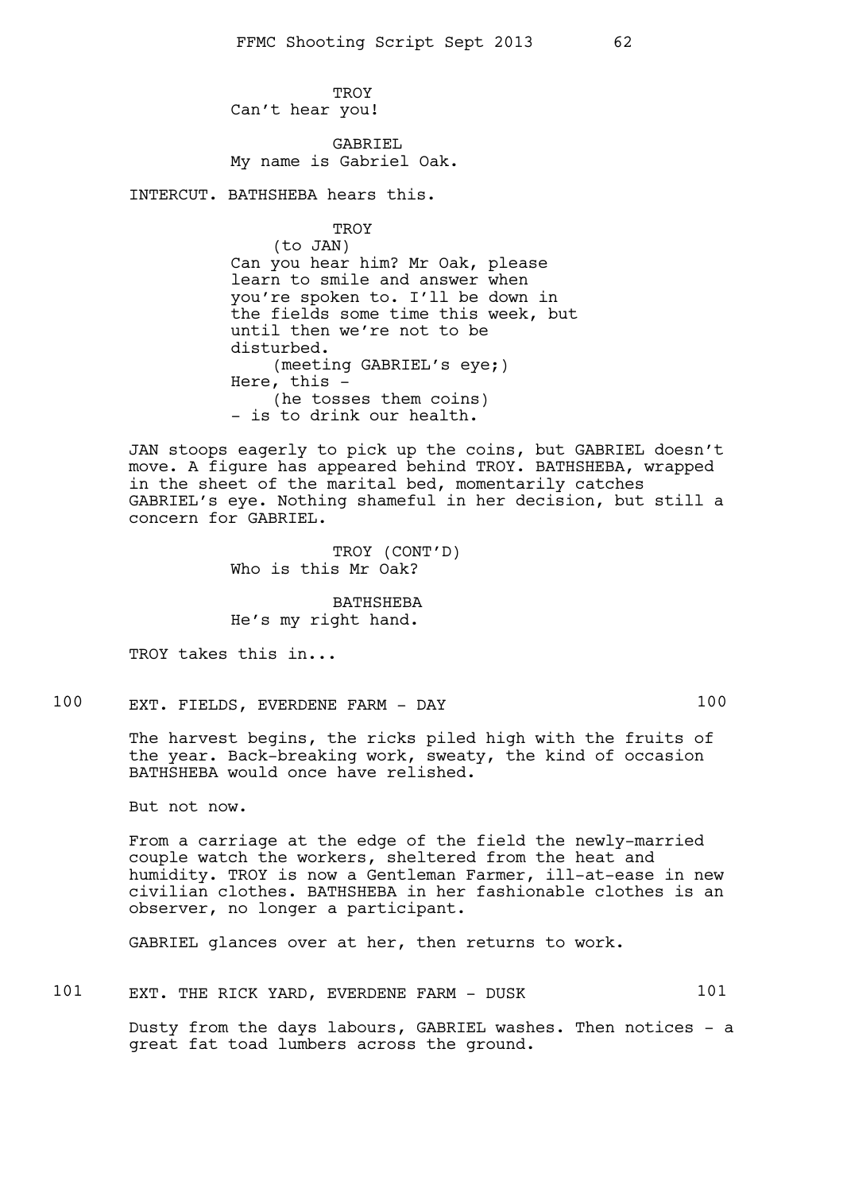TROY
Can't hear you!

GABRIEL
My name is Gabriel Oak.

INTERCUT. BATHSHEBA hears this.

TROY
(to JAN)
Can you hear him? Mr Oak, please learn to smile and answer when you're spoken to. I'll be down in the fields some time this week, but until then we're not to be disturbed.
(meeting GABRIEL's eye;)
Here, this -
(he tosses them coins)
- is to drink our health.

JAN stoops eagerly to pick up the coins, but GABRIEL doesn't move. A figure has appeared behind TROY. BATHSHEBA, wrapped in the sheet of the marital bed, momentarily catches GABRIEL's eye. Nothing shameful in her decision, but still a concern for GABRIEL.

TROY (CONT'D)
Who is this Mr Oak?

BATHSHEBA
He's my right hand.

TROY takes this in...

100 EXT. FIELDS, EVERDENE FARM - DAY 100

The harvest begins, the ricks piled high with the fruits of the year. Back-breaking work, sweaty, the kind of occasion BATHSHEBA would once have relished.

But not now.

From a carriage at the edge of the field the newly-married couple watch the workers, sheltered from the heat and humidity. TROY is now a Gentleman Farmer, ill-at-ease in new civilian clothes. BATHSHEBA in her fashionable clothes is an observer, no longer a participant.

GABRIEL glances over at her, then returns to work.

101 EXT. THE RICK YARD, EVERDENE FARM - DUSK 101

Dusty from the days labours, GABRIEL washes. Then notices - a great fat toad lumbers across the ground.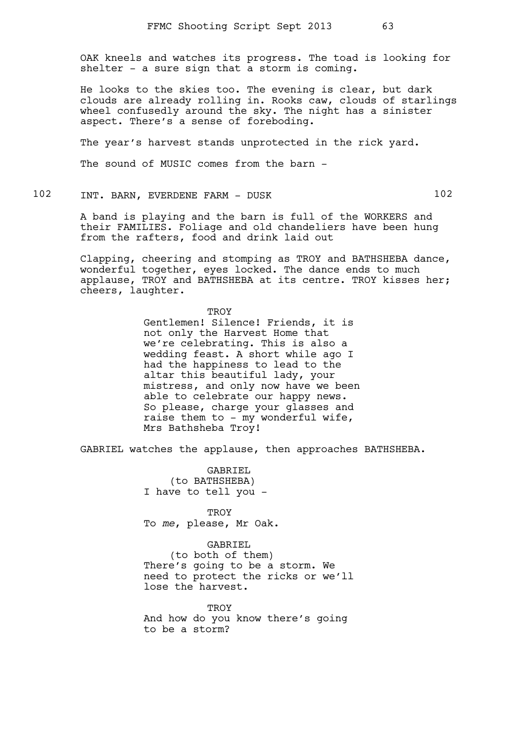OAK kneels and watches its progress. The toad is looking for shelter - a sure sign that a storm is coming.

He looks to the skies too. The evening is clear, but dark clouds are already rolling in. Rooks caw, clouds of starlings wheel confusedly around the sky. The night has a sinister aspect. There's a sense of foreboding.

The year's harvest stands unprotected in the rick yard.

The sound of MUSIC comes from the barn -

## 102 INT. BARN, EVERDENE FARM - DUSK 102

A band is playing and the barn is full of the WORKERS and their FAMILIES. Foliage and old chandeliers have been hung from the rafters, food and drink laid out

Clapping, cheering and stomping as TROY and BATHSHEBA dance, wonderful together, eyes locked. The dance ends to much applause, TROY and BATHSHEBA at its centre. TROY kisses her; cheers, laughter.

TROY
Gentlemen! Silence! Friends, it is not only the Harvest Home that we're celebrating. This is also a wedding feast. A short while ago I had the happiness to lead to the altar this beautiful lady, your mistress, and only now have we been able to celebrate our happy news. So please, charge your glasses and raise them to - my wonderful wife, Mrs Bathsheba Troy!

GABRIEL watches the applause, then approaches BATHSHEBA.

GABRIEL
(to BATHSHEBA)
I have to tell you -

TROY
To *me*, please, Mr Oak.

GABRIEL
(to both of them)
There's going to be a storm. We need to protect the ricks or we'll lose the harvest.

TROY
And how do you know there's going to be a storm?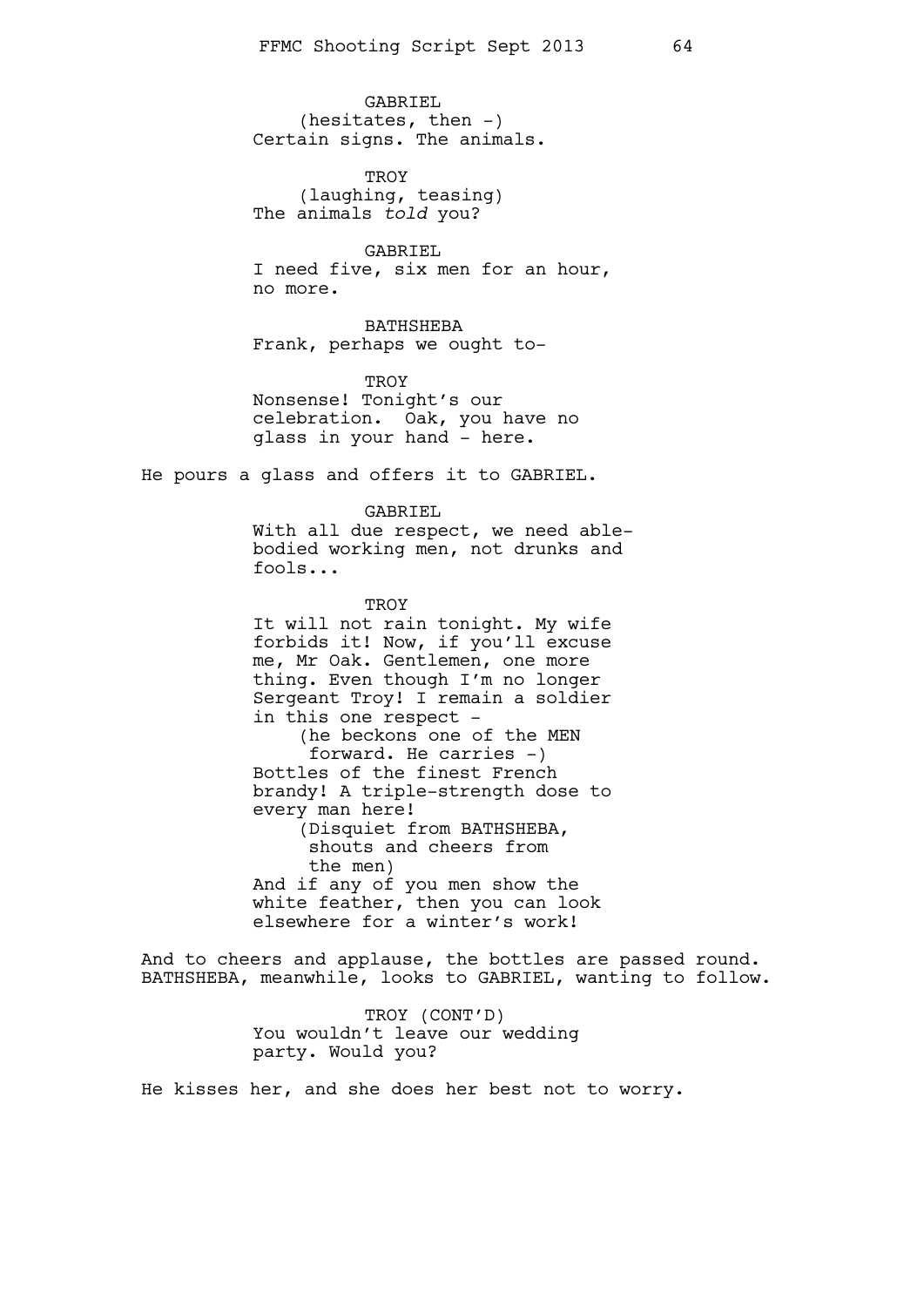GABRIEL
(hesitates, then -)
Certain signs. The animals.

TROY
(laughing, teasing)
The animals *told* you?

GABRIEL
I need five, six men for an hour, no more.

BATHSHEBA
Frank, perhaps we ought to-

TROY
Nonsense! Tonight's our celebration. Oak, you have no glass in your hand - here.

He pours a glass and offers it to GABRIEL.

GABRIEL
With all due respect, we need able-bodied working men, not drunks and fools...

TROY
It will not rain tonight. My wife forbids it! Now, if you'll excuse me, Mr Oak. Gentlemen, one more thing. Even though I'm no longer Sergeant Troy! I remain a soldier in this one respect -
(he beckons one of the MEN forward. He carries -)
Bottles of the finest French brandy! A triple-strength dose to every man here!
(Disquiet from BATHSHEBA, shouts and cheers from the men)
And if any of you men show the white feather, then you can look elsewhere for a winter's work!

And to cheers and applause, the bottles are passed round. BATHSHEBA, meanwhile, looks to GABRIEL, wanting to follow.

TROY (CONT'D)
You wouldn't leave our wedding party. Would you?

He kisses her, and she does her best not to worry.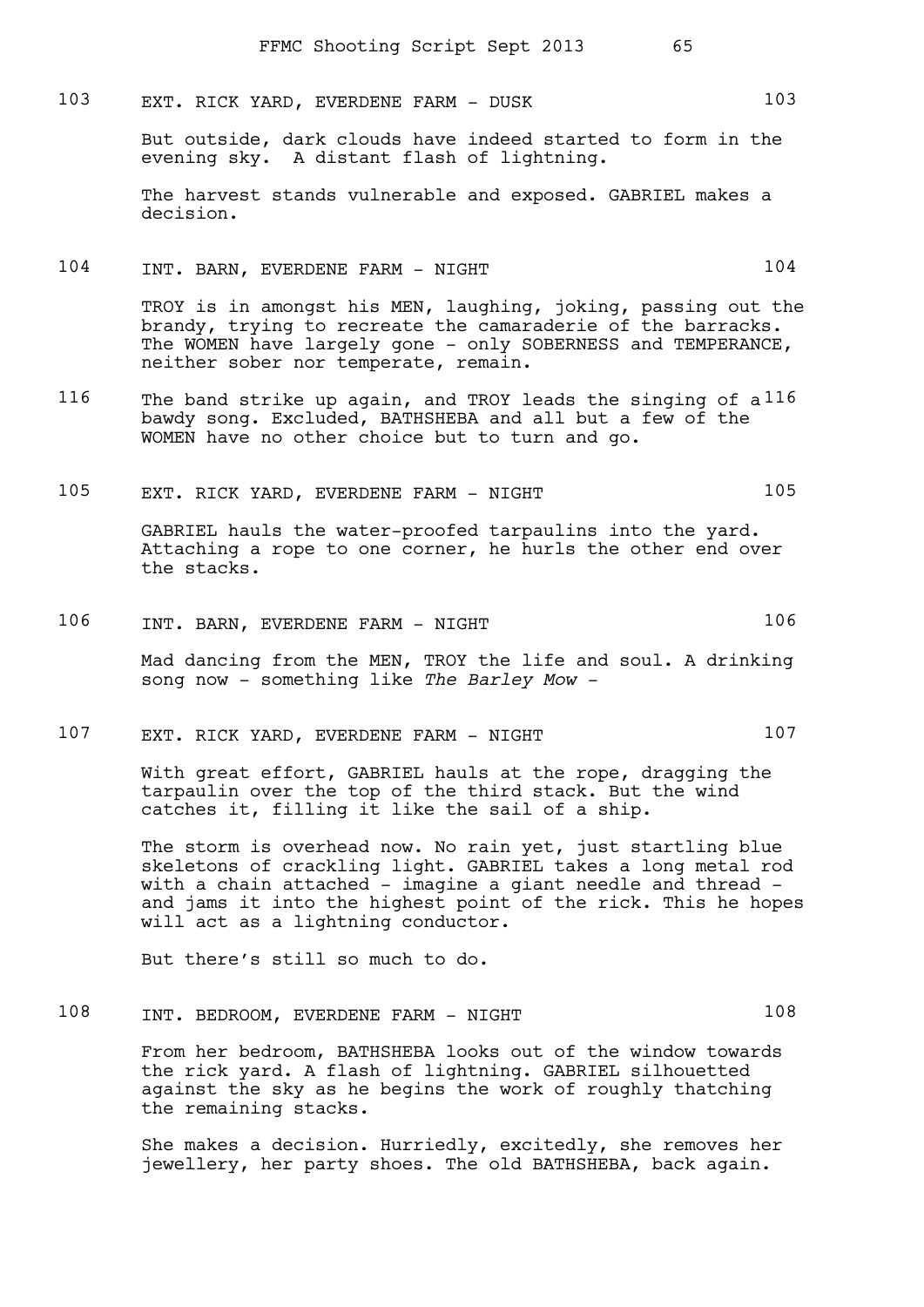103 EXT. RICK YARD, EVERDENE FARM - DUSK 103

But outside, dark clouds have indeed started to form in the evening sky. A distant flash of lightning.

The harvest stands vulnerable and exposed. GABRIEL makes a decision.

104 INT. BARN, EVERDENE FARM - NIGHT 104

TROY is in amongst his MEN, laughing, joking, passing out the brandy, trying to recreate the camaraderie of the barracks. The WOMEN have largely gone - only SOBERNESS and TEMPERANCE, neither sober nor temperate, remain.

116 The band strike up again, and TROY leads the singing of a bawdy song. Excluded, BATHSHEBA and all but a few of the WOMEN have no other choice but to turn and go. 116

105 EXT. RICK YARD, EVERDENE FARM - NIGHT 105

GABRIEL hauls the water-proofed tarpaulins into the yard. Attaching a rope to one corner, he hurls the other end over the stacks.

106 INT. BARN, EVERDENE FARM - NIGHT 106

Mad dancing from the MEN, TROY the life and soul. A drinking song now - something like *The Barley Mow* -

107 EXT. RICK YARD, EVERDENE FARM - NIGHT 107

With great effort, GABRIEL hauls at the rope, dragging the tarpaulin over the top of the third stack. But the wind catches it, filling it like the sail of a ship.

The storm is overhead now. No rain yet, just startling blue skeletons of crackling light. GABRIEL takes a long metal rod with a chain attached - imagine a giant needle and thread - and jams it into the highest point of the rick. This he hopes will act as a lightning conductor.

But there's still so much to do.

108 INT. BEDROOM, EVERDENE FARM - NIGHT 108

From her bedroom, BATHSHEBA looks out of the window towards the rick yard. A flash of lightning. GABRIEL silhouetted against the sky as he begins the work of roughly thatching the remaining stacks.

She makes a decision. Hurriedly, excitedly, she removes her jewellery, her party shoes. The old BATHSHEBA, back again.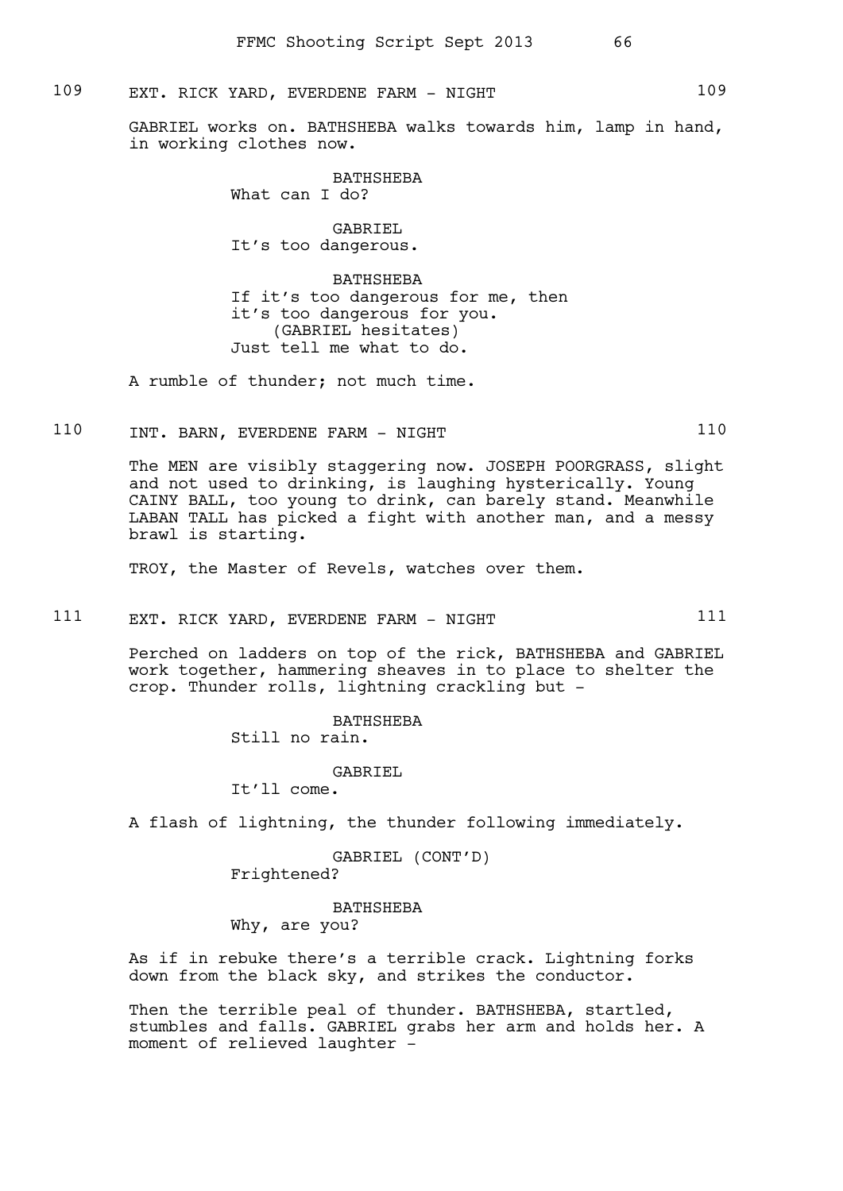## 109 EXT. RICK YARD, EVERDENE FARM - NIGHT 109

GABRIEL works on. BATHSHEBA walks towards him, lamp in hand, in working clothes now.

BATHSHEBA
What can I do?

GABRIEL
It's too dangerous.

BATHSHEBA
If it's too dangerous for me, then it's too dangerous for you.
(GABRIEL hesitates)
Just tell me what to do.

A rumble of thunder; not much time.

## 110 INT. BARN, EVERDENE FARM - NIGHT 110

The MEN are visibly staggering now. JOSEPH POORGRASS, slight and not used to drinking, is laughing hysterically. Young CAINY BALL, too young to drink, can barely stand. Meanwhile LABAN TALL has picked a fight with another man, and a messy brawl is starting.

TROY, the Master of Revels, watches over them.

## 111 EXT. RICK YARD, EVERDENE FARM - NIGHT 111

Perched on ladders on top of the rick, BATHSHEBA and GABRIEL work together, hammering sheaves in to place to shelter the crop. Thunder rolls, lightning crackling but -

BATHSHEBA
Still no rain.

GABRIEL
It'll come.

A flash of lightning, the thunder following immediately.

GABRIEL (CONT'D)
Frightened?

BATHSHEBA
Why, are you?

As if in rebuke there's a terrible crack. Lightning forks down from the black sky, and strikes the conductor.

Then the terrible peal of thunder. BATHSHEBA, startled, stumbles and falls. GABRIEL grabs her arm and holds her. A moment of relieved laughter -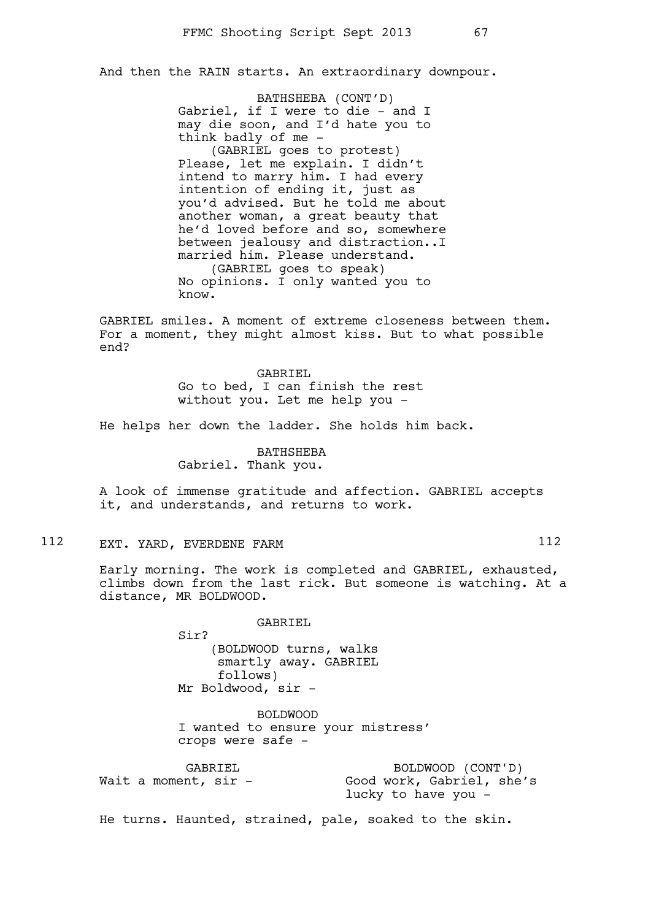And then the RAIN starts. An extraordinary downpour.

BATHSHEBA (CONT'D)
Gabriel, if I were to die - and I may die soon, and I'd hate you to think badly of me -
(GABRIEL goes to protest)
Please, let me explain. I didn't intend to marry him. I had every intention of ending it, just as you'd advised. But he told me about another woman, a great beauty that he'd loved before and so, somewhere between jealousy and distraction..I married him. Please understand.
(GABRIEL goes to speak)
No opinions. I only wanted you to know.

GABRIEL smiles. A moment of extreme closeness between them. For a moment, they might almost kiss. But to what possible end?

GABRIEL
Go to bed, I can finish the rest without you. Let me help you -

He helps her down the ladder. She holds him back.

BATHSHEBA
Gabriel. Thank you.

A look of immense gratitude and affection. GABRIEL accepts it, and understands, and returns to work.

## 112 EXT. YARD, EVERDENE FARM 112

Early morning. The work is completed and GABRIEL, exhausted, climbs down from the last rick. But someone is watching. At a distance, MR BOLDWOOD.

GABRIEL
Sir?
(BOLDWOOD turns, walks smartly away. GABRIEL follows)
Mr Boldwood, sir -

BOLDWOOD
I wanted to ensure your mistress' crops were safe -

GABRIEL
Wait a moment, sir -

BOLDWOOD (CONT'D)
Good work, Gabriel, she's lucky to have you -

He turns. Haunted, strained, pale, soaked to the skin.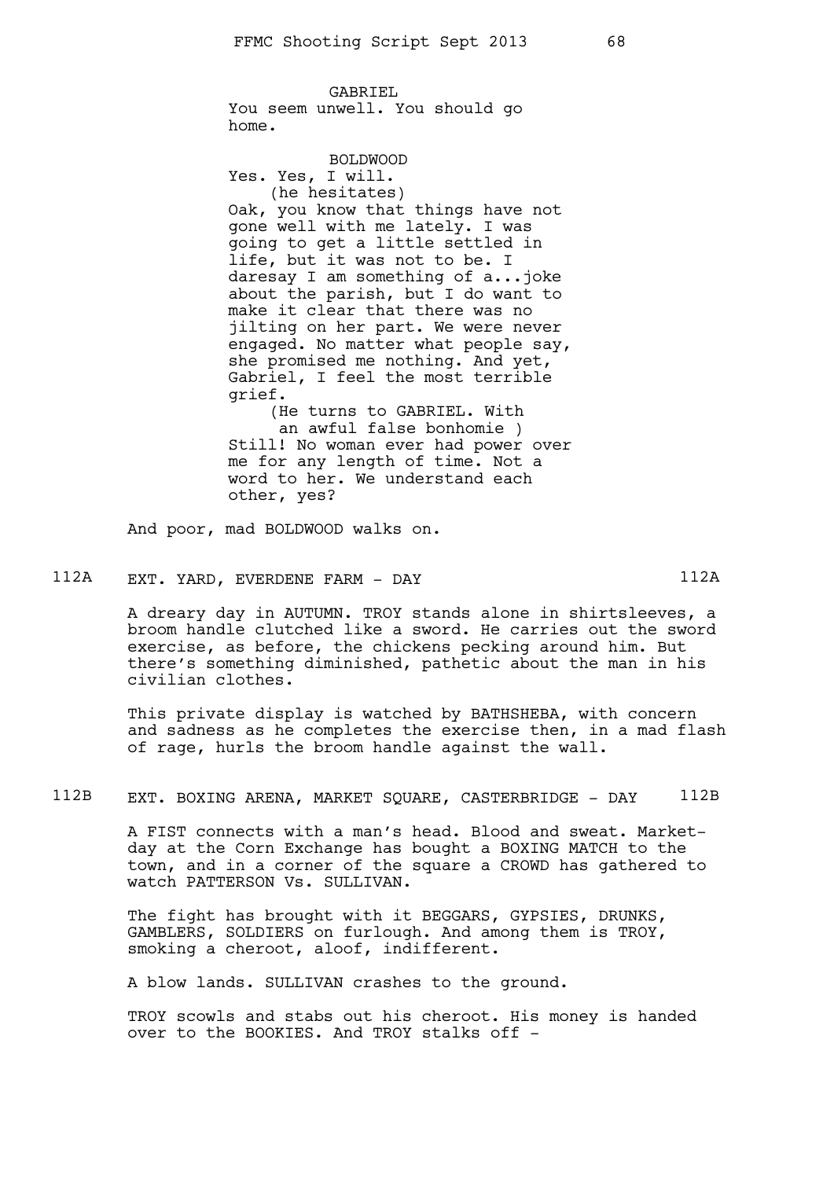GABRIEL

You seem unwell. You should go home.

BOLDWOOD

Yes. Yes, I will.

(he hesitates)

Oak, you know that things have not gone well with me lately. I was going to get a little settled in life, but it was not to be. I daresay I am something of a...joke about the parish, but I do want to make it clear that there was no jilting on her part. We were never engaged. No matter what people say, she promised me nothing. And yet, Gabriel, I feel the most terrible grief.

(He turns to GABRIEL. With an awful false bonhomie )

Still! No woman ever had power over me for any length of time. Not a word to her. We understand each other, yes?

And poor, mad BOLDWOOD walks on.

112A EXT. YARD, EVERDENE FARM - DAY 112A

A dreary day in AUTUMN. TROY stands alone in shirtsleeves, a broom handle clutched like a sword. He carries out the sword exercise, as before, the chickens pecking around him. But there's something diminished, pathetic about the man in his civilian clothes.

This private display is watched by BATHSHEBA, with concern and sadness as he completes the exercise then, in a mad flash of rage, hurls the broom handle against the wall.

112B EXT. BOXING ARENA, MARKET SQUARE, CASTERBRIDGE - DAY 112B

A FIST connects with a man's head. Blood and sweat. Market-day at the Corn Exchange has bought a BOXING MATCH to the town, and in a corner of the square a CROWD has gathered to watch PATTERSON Vs. SULLIVAN.

The fight has brought with it BEGGARS, GYPSIES, DRUNKS, GAMBLERS, SOLDIERS on furlough. And among them is TROY, smoking a cheroot, aloof, indifferent.

A blow lands. SULLIVAN crashes to the ground.

TROY scowls and stabs out his cheroot. His money is handed over to the BOOKIES. And TROY stalks off -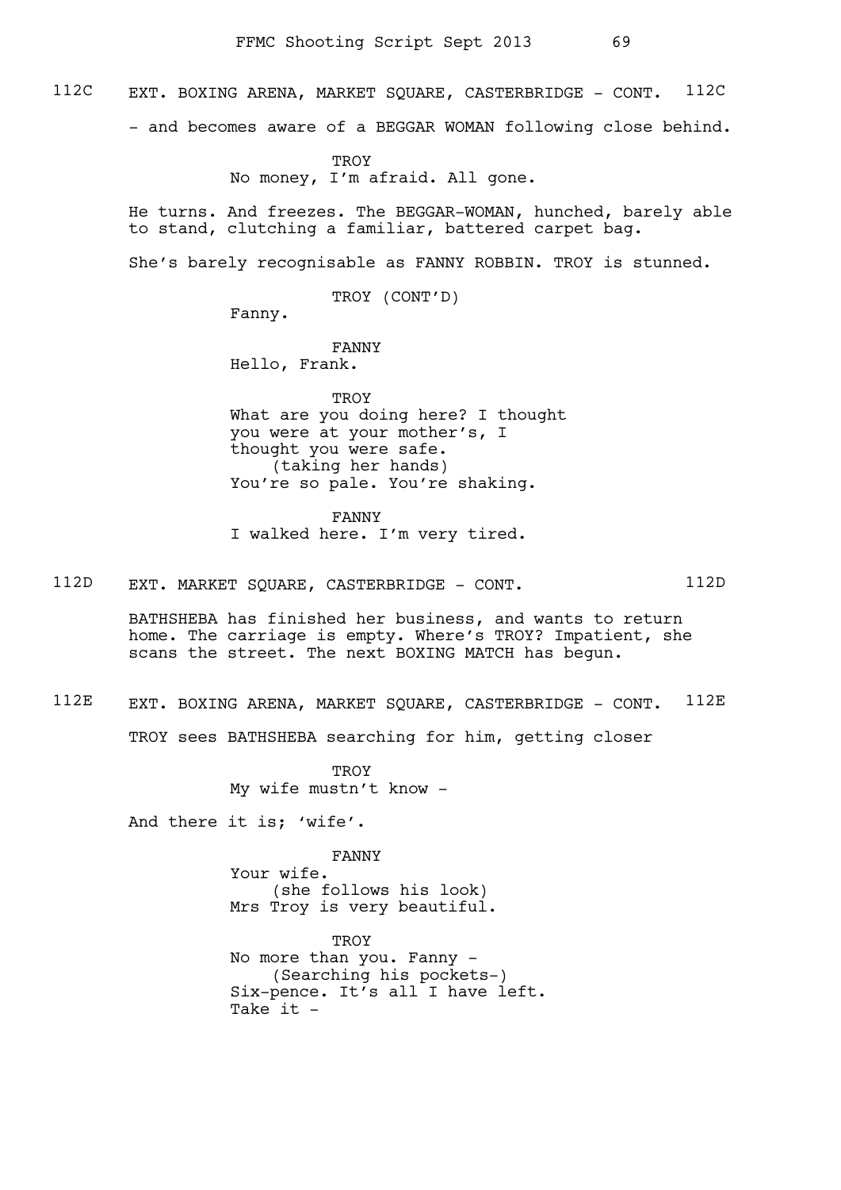112C EXT. BOXING ARENA, MARKET SQUARE, CASTERBRIDGE - CONT. 112C

- and becomes aware of a BEGGAR WOMAN following close behind.

TROY
No money, I'm afraid. All gone.

He turns. And freezes. The BEGGAR-WOMAN, hunched, barely able to stand, clutching a familiar, battered carpet bag.

She's barely recognisable as FANNY ROBBIN. TROY is stunned.

TROY (CONT'D)
Fanny.

FANNY
Hello, Frank.

TROY
What are you doing here? I thought you were at your mother's, I thought you were safe.
(taking her hands)
You're so pale. You're shaking.

FANNY
I walked here. I'm very tired.

112D EXT. MARKET SQUARE, CASTERBRIDGE - CONT. 112D

BATHSHEBA has finished her business, and wants to return home. The carriage is empty. Where's TROY? Impatient, she scans the street. The next BOXING MATCH has begun.

112E EXT. BOXING ARENA, MARKET SQUARE, CASTERBRIDGE - CONT. 112E

TROY sees BATHSHEBA searching for him, getting closer

TROY
My wife mustn't know -

And there it is; 'wife'.

FANNY
Your wife.
(she follows his look)
Mrs Troy is very beautiful.

TROY
No more than you. Fanny -
(Searching his pockets-)
Six-pence. It's all I have left.
Take it -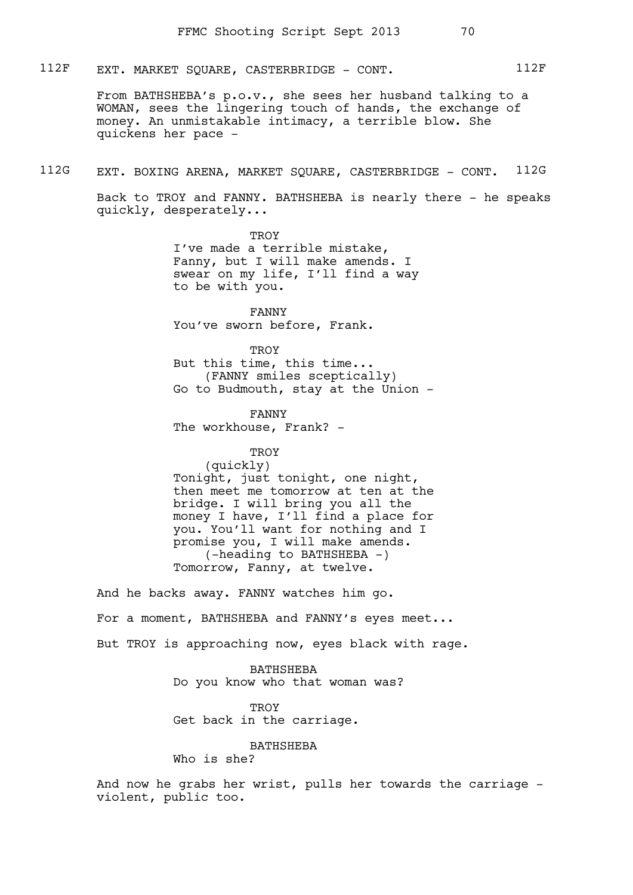112F EXT. MARKET SQUARE, CASTERBRIDGE - CONT. 112F

From BATHSHEBA's p.o.v., she sees her husband talking to a WOMAN, sees the lingering touch of hands, the exchange of money. An unmistakable intimacy, a terrible blow. She quickens her pace -

112G EXT. BOXING ARENA, MARKET SQUARE, CASTERBRIDGE - CONT. 112G

Back to TROY and FANNY. BATHSHEBA is nearly there - he speaks quickly, desperately...

TROY
I've made a terrible mistake, Fanny, but I will make amends. I swear on my life, I'll find a way to be with you.

FANNY
You've sworn before, Frank.

TROY
But this time, this time...
(FANNY smiles sceptically)
Go to Budmouth, stay at the Union -

FANNY
The workhouse, Frank? -

TROY
(quickly)
Tonight, just tonight, one night, then meet me tomorrow at ten at the bridge. I will bring you all the money I have, I'll find a place for you. You'll want for nothing and I promise you, I will make amends.
(-heading to BATHSHEBA -)
Tomorrow, Fanny, at twelve.

And he backs away. FANNY watches him go.

For a moment, BATHSHEBA and FANNY's eyes meet...

But TROY is approaching now, eyes black with rage.

BATHSHEBA
Do you know who that woman was?

TROY
Get back in the carriage.

BATHSHEBA
Who is she?

And now he grabs her wrist, pulls her towards the carriage - violent, public too.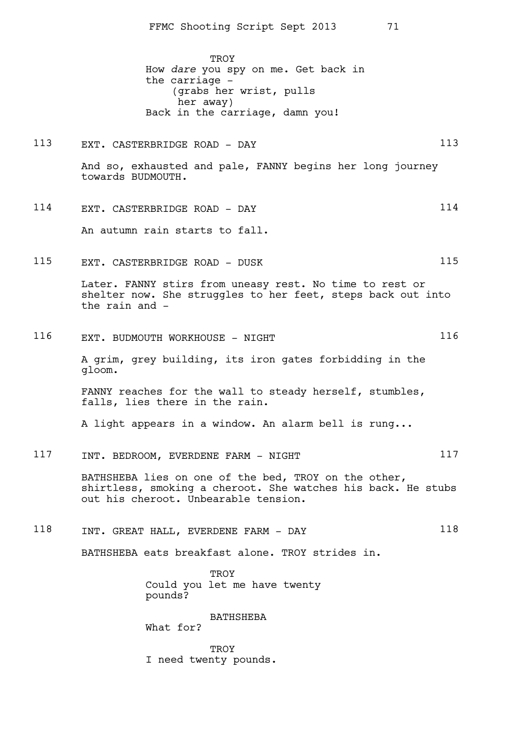TROY
How *dare* you spy on me. Get back in the carriage -
(grabs her wrist, pulls her away)
Back in the carriage, damn you!

113 EXT. CASTERBRIDGE ROAD - DAY 113

And so, exhausted and pale, FANNY begins her long journey towards BUDMOUTH.

114 EXT. CASTERBRIDGE ROAD - DAY 114

An autumn rain starts to fall.

115 EXT. CASTERBRIDGE ROAD - DUSK 115

Later. FANNY stirs from uneasy rest. No time to rest or shelter now. She struggles to her feet, steps back out into the rain and -

116 EXT. BUDMOUTH WORKHOUSE - NIGHT 116

A grim, grey building, its iron gates forbidding in the gloom.

FANNY reaches for the wall to steady herself, stumbles, falls, lies there in the rain.

A light appears in a window. An alarm bell is rung...

117 INT. BEDROOM, EVERDENE FARM - NIGHT 117

BATHSHEBA lies on one of the bed, TROY on the other, shirtless, smoking a cheroot. She watches his back. He stubs out his cheroot. Unbearable tension.

118 INT. GREAT HALL, EVERDENE FARM - DAY 118

BATHSHEBA eats breakfast alone. TROY strides in.

TROY
Could you let me have twenty pounds?

BATHSHEBA
What for?

TROY
I need twenty pounds.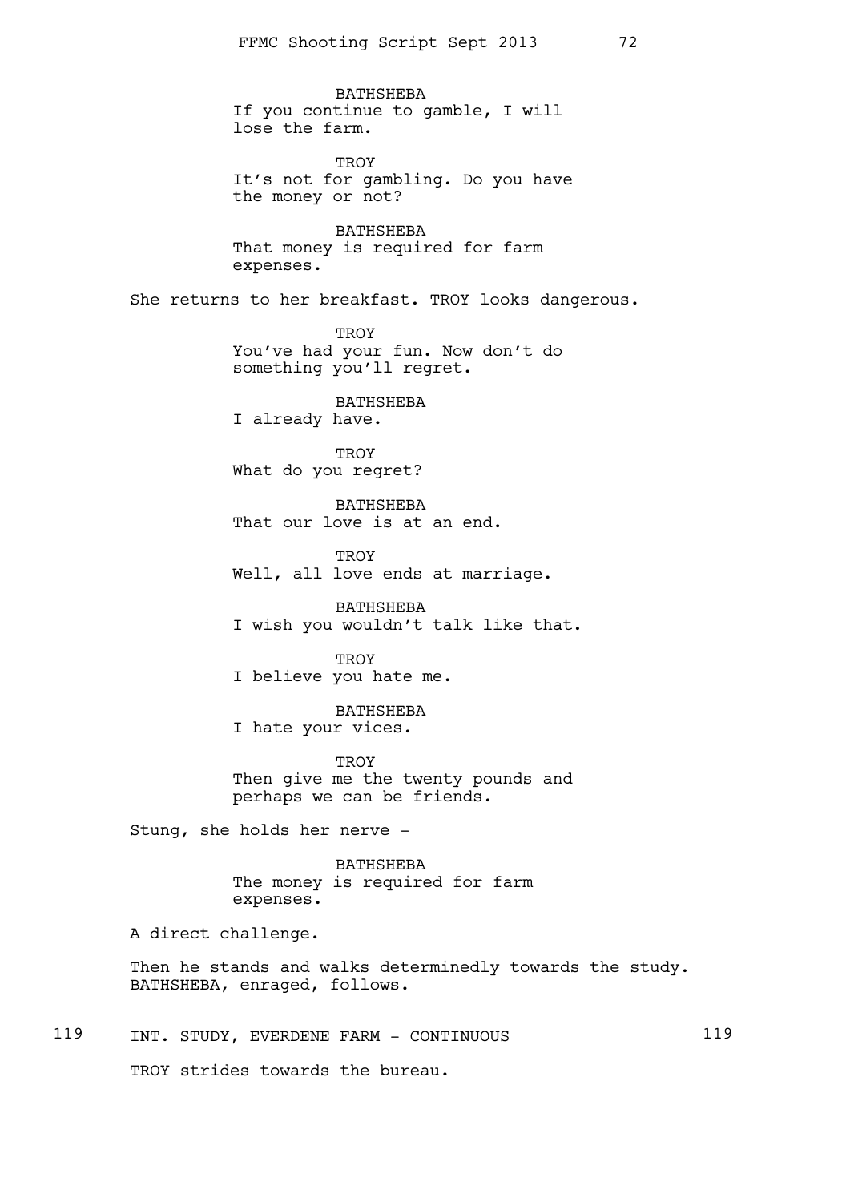BATHSHEBA
If you continue to gamble, I will lose the farm.

TROY
It's not for gambling. Do you have the money or not?

BATHSHEBA
That money is required for farm expenses.

She returns to her breakfast. TROY looks dangerous.

TROY
You've had your fun. Now don't do something you'll regret.

BATHSHEBA
I already have.

TROY
What do you regret?

BATHSHEBA
That our love is at an end.

TROY
Well, all love ends at marriage.

BATHSHEBA
I wish you wouldn't talk like that.

TROY
I believe you hate me.

BATHSHEBA
I hate your vices.

TROY
Then give me the twenty pounds and perhaps we can be friends.

Stung, she holds her nerve -

BATHSHEBA
The money is required for farm expenses.

A direct challenge.

Then he stands and walks determinedly towards the study. BATHSHEBA, enraged, follows.

119 INT. STUDY, EVERDENE FARM - CONTINUOUS 119

TROY strides towards the bureau.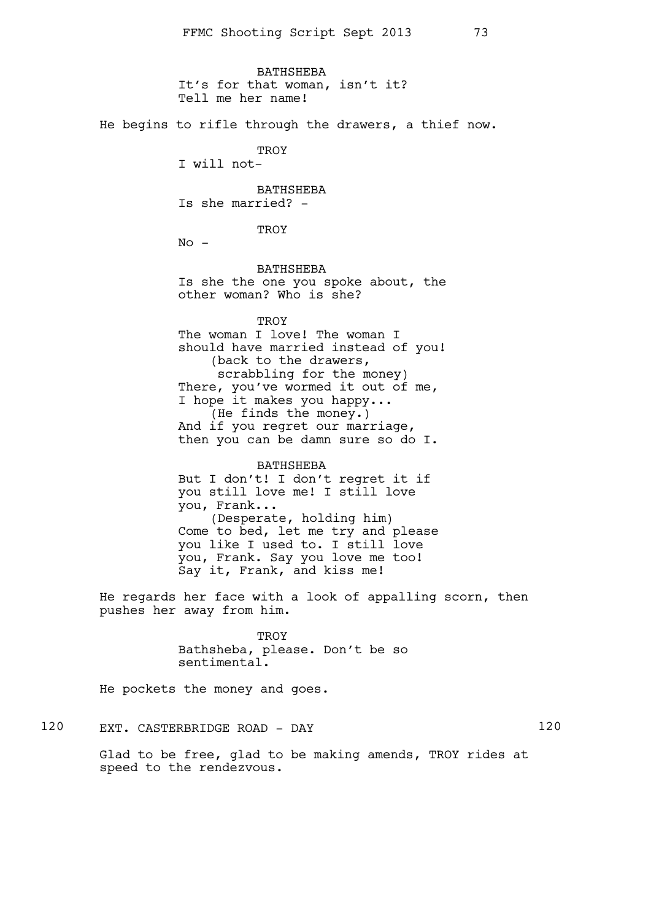BATHSHEBA
It's for that woman, isn't it?
Tell me her name!

He begins to rifle through the drawers, a thief now.

TROY
I will not-

BATHSHEBA
Is she married? -

TROY
No -

BATHSHEBA
Is she the one you spoke about, the other woman? Who is she?

TROY
The woman I love! The woman I should have married instead of you!
(back to the drawers, scrabbling for the money)
There, you've wormed it out of me, I hope it makes you happy...
(He finds the money.)
And if you regret our marriage, then you can be damn sure so do I.

BATHSHEBA
But I don't! I don't regret it if you still love me! I still love you, Frank...
(Desperate, holding him)
Come to bed, let me try and please you like I used to. I still love you, Frank. Say you love me too! Say it, Frank, and kiss me!

He regards her face with a look of appalling scorn, then pushes her away from him.

TROY
Bathsheba, please. Don't be so sentimental.

He pockets the money and goes.

120 EXT. CASTERBRIDGE ROAD - DAY 120

Glad to be free, glad to be making amends, TROY rides at speed to the rendezvous.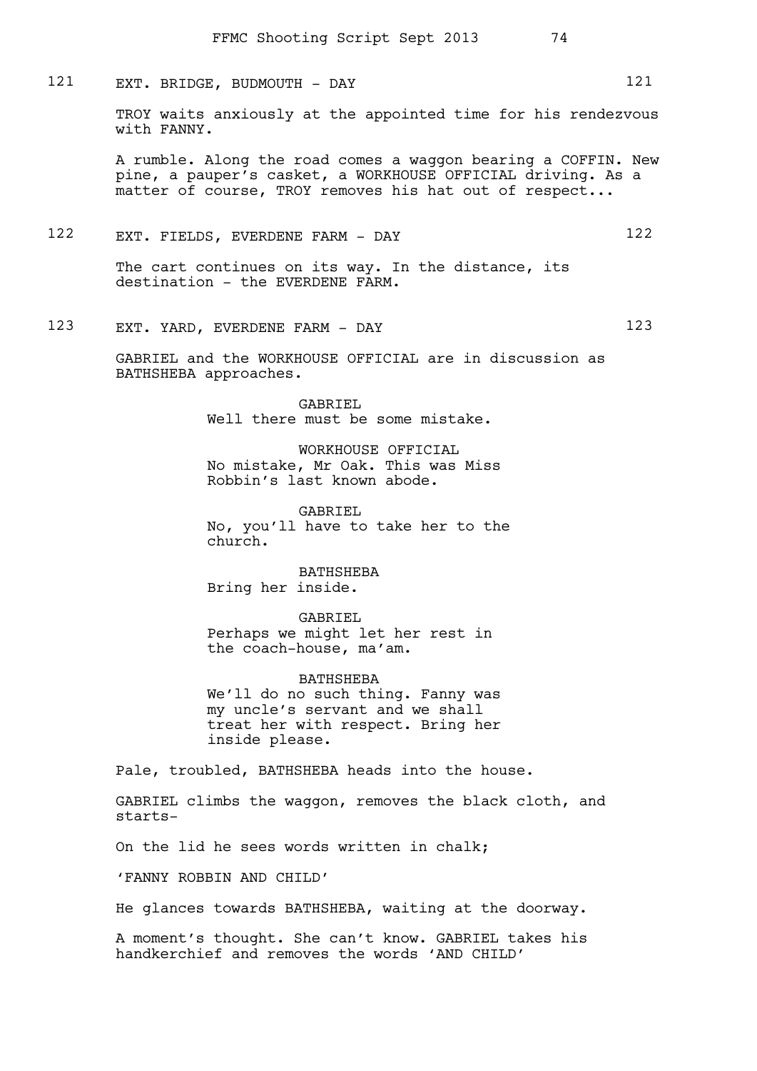121 EXT. BRIDGE, BUDMOUTH - DAY 121

TROY waits anxiously at the appointed time for his rendezvous with FANNY.

A rumble. Along the road comes a waggon bearing a COFFIN. New pine, a pauper's casket, a WORKHOUSE OFFICIAL driving. As a matter of course, TROY removes his hat out of respect...

122 EXT. FIELDS, EVERDENE FARM - DAY 122

The cart continues on its way. In the distance, its destination - the EVERDENE FARM.

123 EXT. YARD, EVERDENE FARM - DAY 123

GABRIEL and the WORKHOUSE OFFICIAL are in discussion as BATHSHEBA approaches.

GABRIEL
Well there must be some mistake.

WORKHOUSE OFFICIAL
No mistake, Mr Oak. This was Miss Robbin's last known abode.

GABRIEL
No, you'll have to take her to the church.

BATHSHEBA
Bring her inside.

GABRIEL
Perhaps we might let her rest in the coach-house, ma'am.

BATHSHEBA
We'll do no such thing. Fanny was my uncle's servant and we shall treat her with respect. Bring her inside please.

Pale, troubled, BATHSHEBA heads into the house.

GABRIEL climbs the waggon, removes the black cloth, and starts-

On the lid he sees words written in chalk;

'FANNY ROBBIN AND CHILD'

He glances towards BATHSHEBA, waiting at the doorway.

A moment's thought. She can't know. GABRIEL takes his handkerchief and removes the words 'AND CHILD'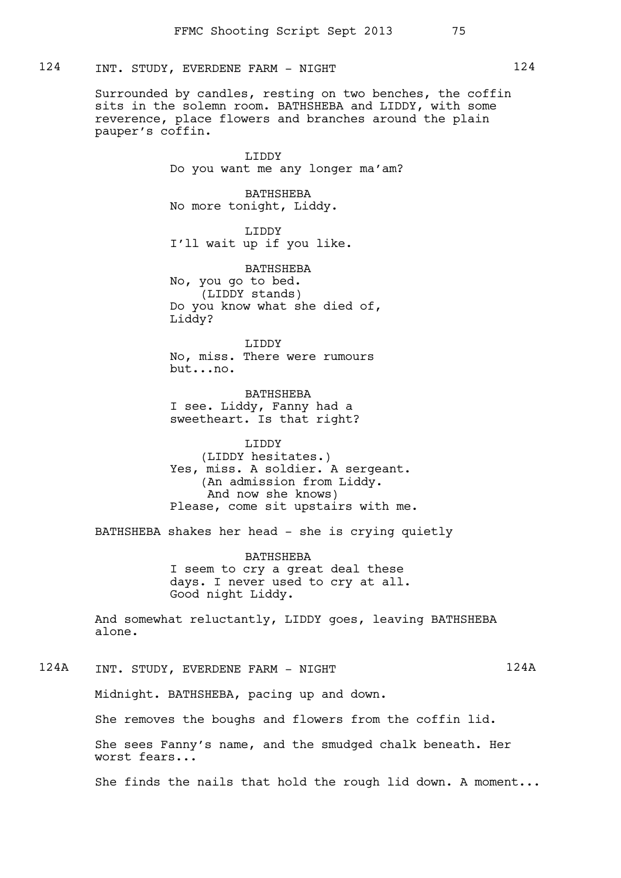124 INT. STUDY, EVERDENE FARM - NIGHT 124

Surrounded by candles, resting on two benches, the coffin sits in the solemn room. BATHSHEBA and LIDDY, with some reverence, place flowers and branches around the plain pauper's coffin.

LIDDY
Do you want me any longer ma'am?

BATHSHEBA
No more tonight, Liddy.

LIDDY
I'll wait up if you like.

BATHSHEBA
No, you go to bed.
(LIDDY stands)
Do you know what she died of, Liddy?

LIDDY
No, miss. There were rumours but...no.

BATHSHEBA
I see. Liddy, Fanny had a sweetheart. Is that right?

LIDDY
(LIDDY hesitates.)
Yes, miss. A soldier. A sergeant.
(An admission from Liddy. And now she knows)
Please, come sit upstairs with me.

BATHSHEBA shakes her head - she is crying quietly

BATHSHEBA
I seem to cry a great deal these days. I never used to cry at all. Good night Liddy.

And somewhat reluctantly, LIDDY goes, leaving BATHSHEBA alone.

124A INT. STUDY, EVERDENE FARM - NIGHT 124A

Midnight. BATHSHEBA, pacing up and down.

She removes the boughs and flowers from the coffin lid.

She sees Fanny's name, and the smudged chalk beneath. Her worst fears...

She finds the nails that hold the rough lid down. A moment...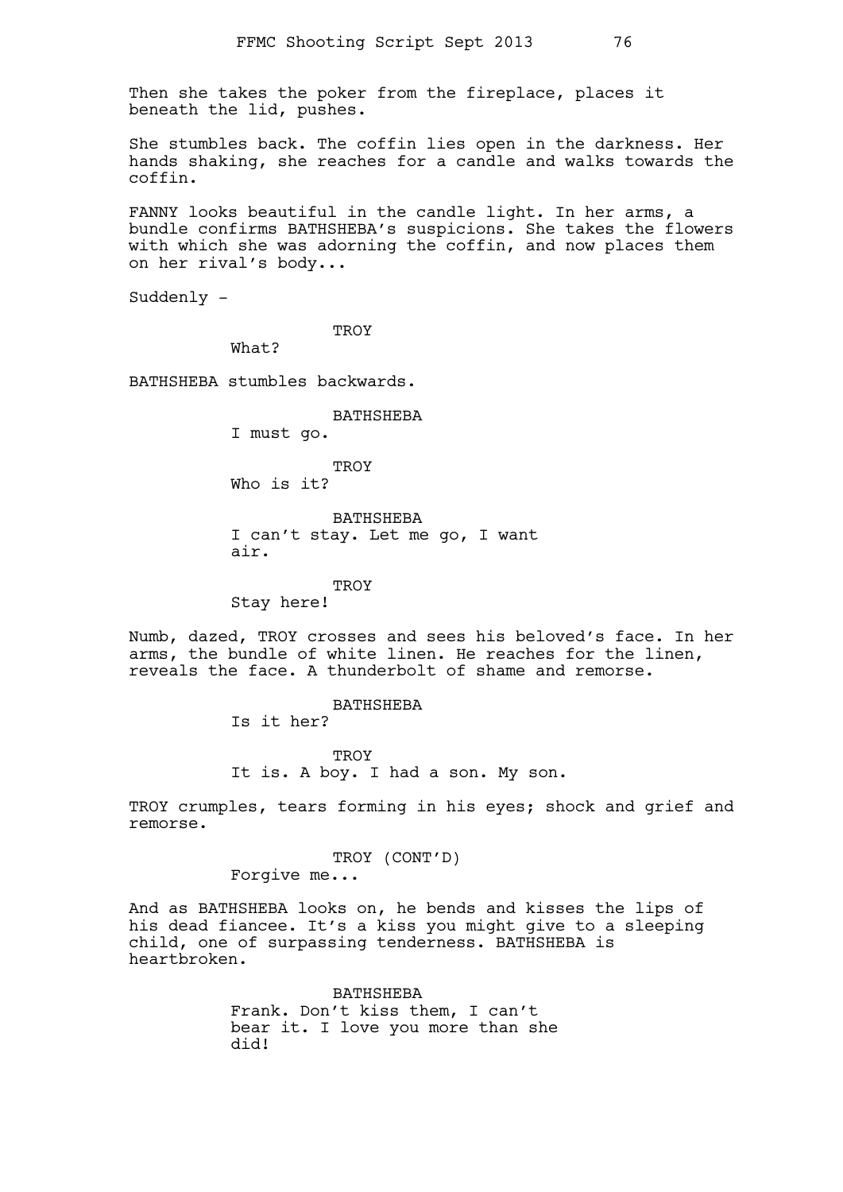Then she takes the poker from the fireplace, places it beneath the lid, pushes.

She stumbles back. The coffin lies open in the darkness. Her hands shaking, she reaches for a candle and walks towards the coffin.

FANNY looks beautiful in the candle light. In her arms, a bundle confirms BATHSHEBA's suspicions. She takes the flowers with which she was adorning the coffin, and now places them on her rival's body...

Suddenly -

TROY
What?

BATHSHEBA stumbles backwards.

BATHSHEBA
I must go.

TROY
Who is it?

BATHSHEBA
I can't stay. Let me go, I want air.

TROY
Stay here!

Numb, dazed, TROY crosses and sees his beloved's face. In her arms, the bundle of white linen. He reaches for the linen, reveals the face. A thunderbolt of shame and remorse.

BATHSHEBA
Is it her?

TROY
It is. A boy. I had a son. My son.

TROY crumples, tears forming in his eyes; shock and grief and remorse.

TROY (CONT'D)
Forgive me...

And as BATHSHEBA looks on, he bends and kisses the lips of his dead fiancee. It's a kiss you might give to a sleeping child, one of surpassing tenderness. BATHSHEBA is heartbroken.

BATHSHEBA
Frank. Don't kiss them, I can't bear it. I love you more than she did!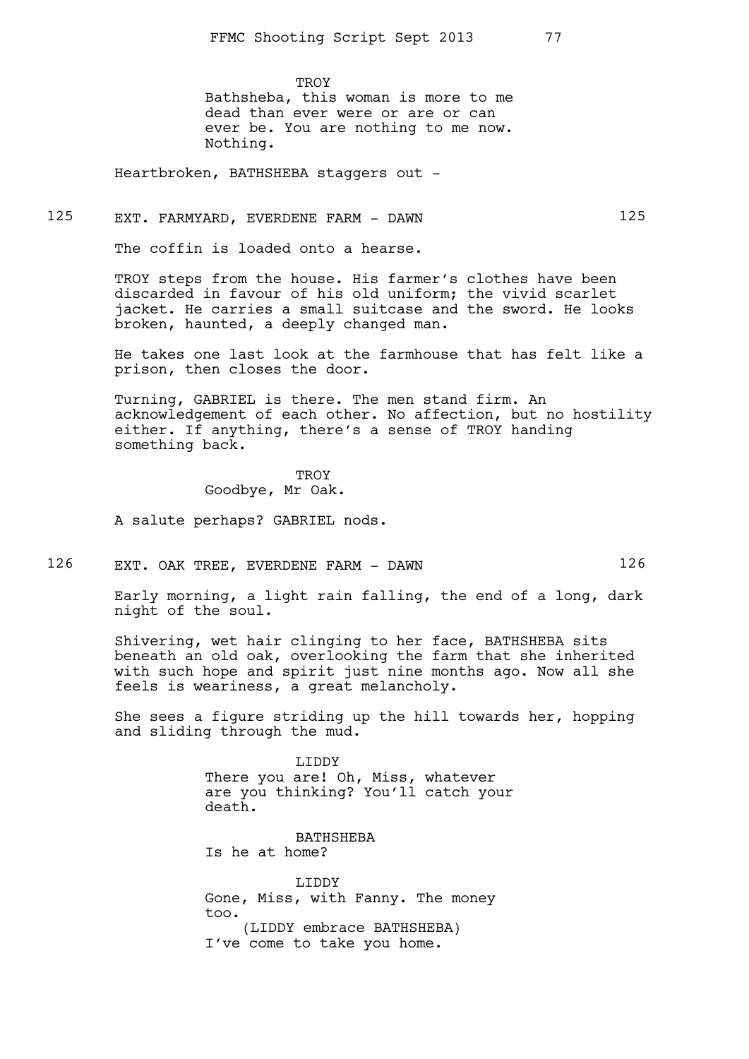TROY

Bathsheba, this woman is more to me dead than ever were or are or can ever be. You are nothing to me now. Nothing.

Heartbroken, BATHSHEBA staggers out -

125 EXT. FARMYARD, EVERDENE FARM - DAWN 125

The coffin is loaded onto a hearse.

TROY steps from the house. His farmer's clothes have been discarded in favour of his old uniform; the vivid scarlet jacket. He carries a small suitcase and the sword. He looks broken, haunted, a deeply changed man.

He takes one last look at the farmhouse that has felt like a prison, then closes the door.

Turning, GABRIEL is there. The men stand firm. An acknowledgement of each other. No affection, but no hostility either. If anything, there's a sense of TROY handing something back.

TROY

Goodbye, Mr Oak.

A salute perhaps? GABRIEL nods.

126 EXT. OAK TREE, EVERDENE FARM - DAWN 126

Early morning, a light rain falling, the end of a long, dark night of the soul.

Shivering, wet hair clinging to her face, BATHSHEBA sits beneath an old oak, overlooking the farm that she inherited with such hope and spirit just nine months ago. Now all she feels is weariness, a great melancholy.

She sees a figure striding up the hill towards her, hopping and sliding through the mud.

LIDDY

There you are! Oh, Miss, whatever are you thinking? You'll catch your death.

BATHSHEBA

Is he at home?

LIDDY

Gone, Miss, with Fanny. The money too.

(LIDDY embrace BATHSHEBA)

I've come to take you home.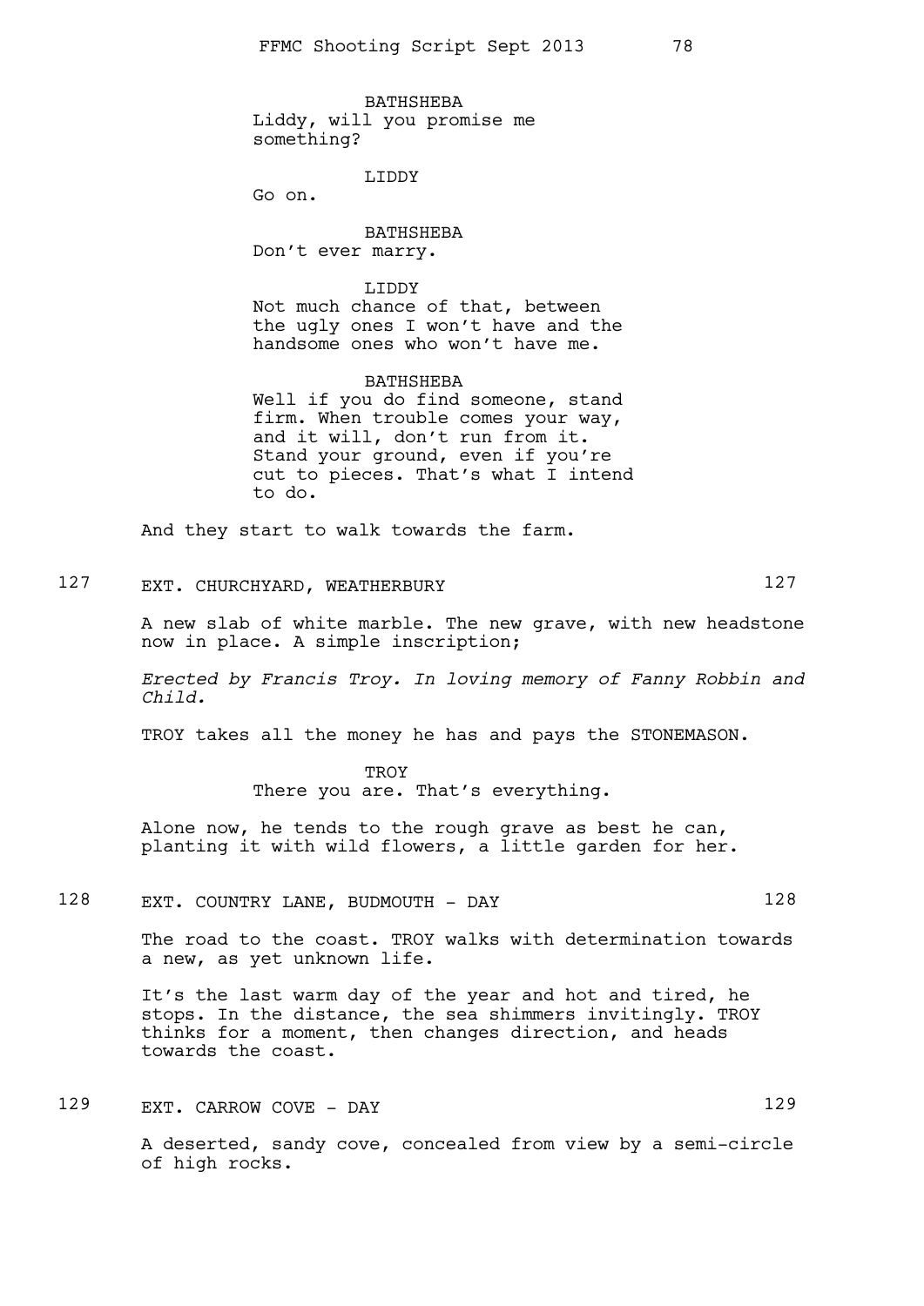BATHSHEBA
Liddy, will you promise me something?

LIDDY
Go on.

BATHSHEBA
Don't ever marry.

LIDDY
Not much chance of that, between the ugly ones I won't have and the handsome ones who won't have me.

BATHSHEBA
Well if you do find someone, stand firm. When trouble comes your way, and it will, don't run from it. Stand your ground, even if you're cut to pieces. That's what I intend to do.

And they start to walk towards the farm.

127 EXT. CHURCHYARD, WEATHERBURY 127

A new slab of white marble. The new grave, with new headstone now in place. A simple inscription;

*Erected by Francis Troy. In loving memory of Fanny Robbin and Child.*

TROY takes all the money he has and pays the STONEMASON.

TROY
There you are. That's everything.

Alone now, he tends to the rough grave as best he can, planting it with wild flowers, a little garden for her.

128 EXT. COUNTRY LANE, BUDMOUTH - DAY 128

The road to the coast. TROY walks with determination towards a new, as yet unknown life.

It's the last warm day of the year and hot and tired, he stops. In the distance, the sea shimmers invitingly. TROY thinks for a moment, then changes direction, and heads towards the coast.

129 EXT. CARROW COVE - DAY 129

A deserted, sandy cove, concealed from view by a semi-circle of high rocks.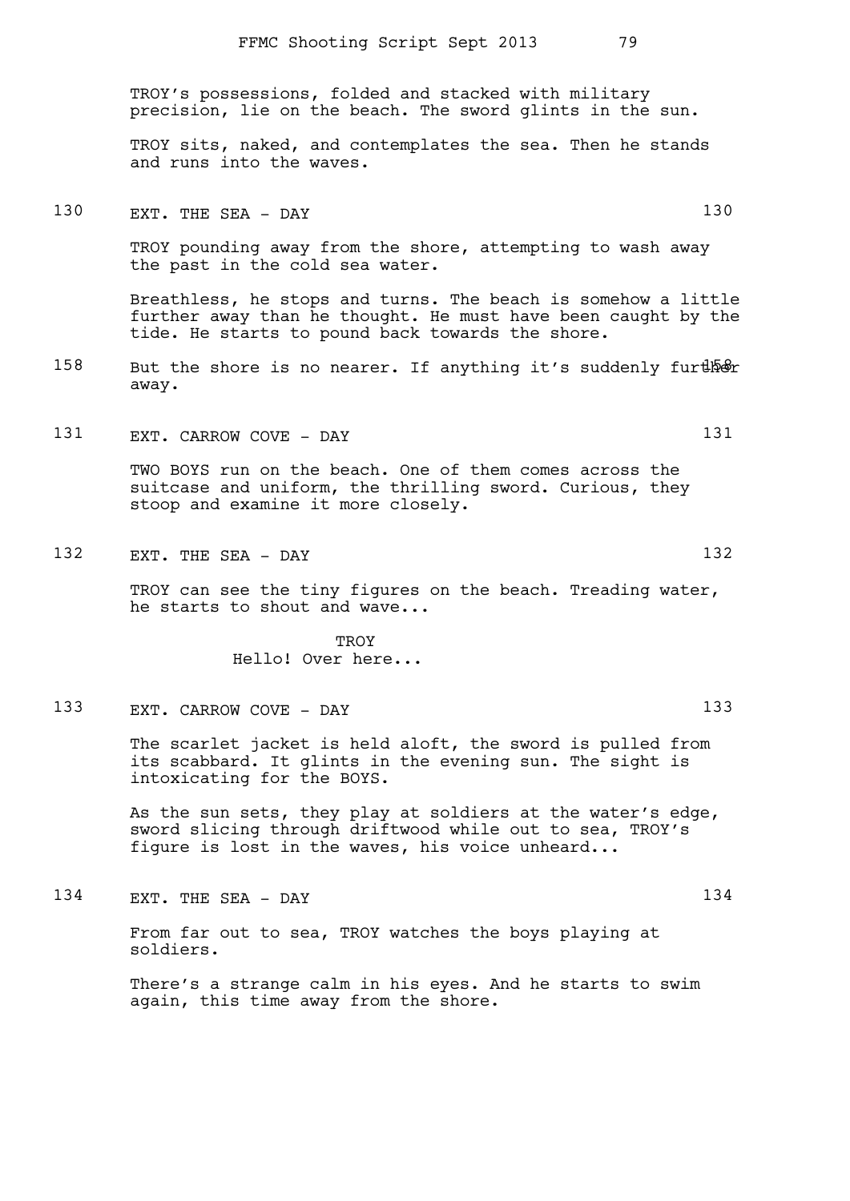TROY's possessions, folded and stacked with military precision, lie on the beach. The sword glints in the sun.

TROY sits, naked, and contemplates the sea. Then he stands and runs into the waves.

130 EXT. THE SEA - DAY 130

TROY pounding away from the shore, attempting to wash away the past in the cold sea water.

Breathless, he stops and turns. The beach is somehow a little further away than he thought. He must have been caught by the tide. He starts to pound back towards the shore.

158 But the shore is no nearer. If anything it's suddenly further away. 158

131 EXT. CARROW COVE - DAY 131

TWO BOYS run on the beach. One of them comes across the suitcase and uniform, the thrilling sword. Curious, they stoop and examine it more closely.

132 EXT. THE SEA - DAY 132

TROY can see the tiny figures on the beach. Treading water, he starts to shout and wave...

TROY
Hello! Over here...

133 EXT. CARROW COVE - DAY 133

The scarlet jacket is held aloft, the sword is pulled from its scabbard. It glints in the evening sun. The sight is intoxicating for the BOYS.

As the sun sets, they play at soldiers at the water's edge, sword slicing through driftwood while out to sea, TROY's figure is lost in the waves, his voice unheard...

134 EXT. THE SEA - DAY 134

From far out to sea, TROY watches the boys playing at soldiers.

There's a strange calm in his eyes. And he starts to swim again, this time away from the shore.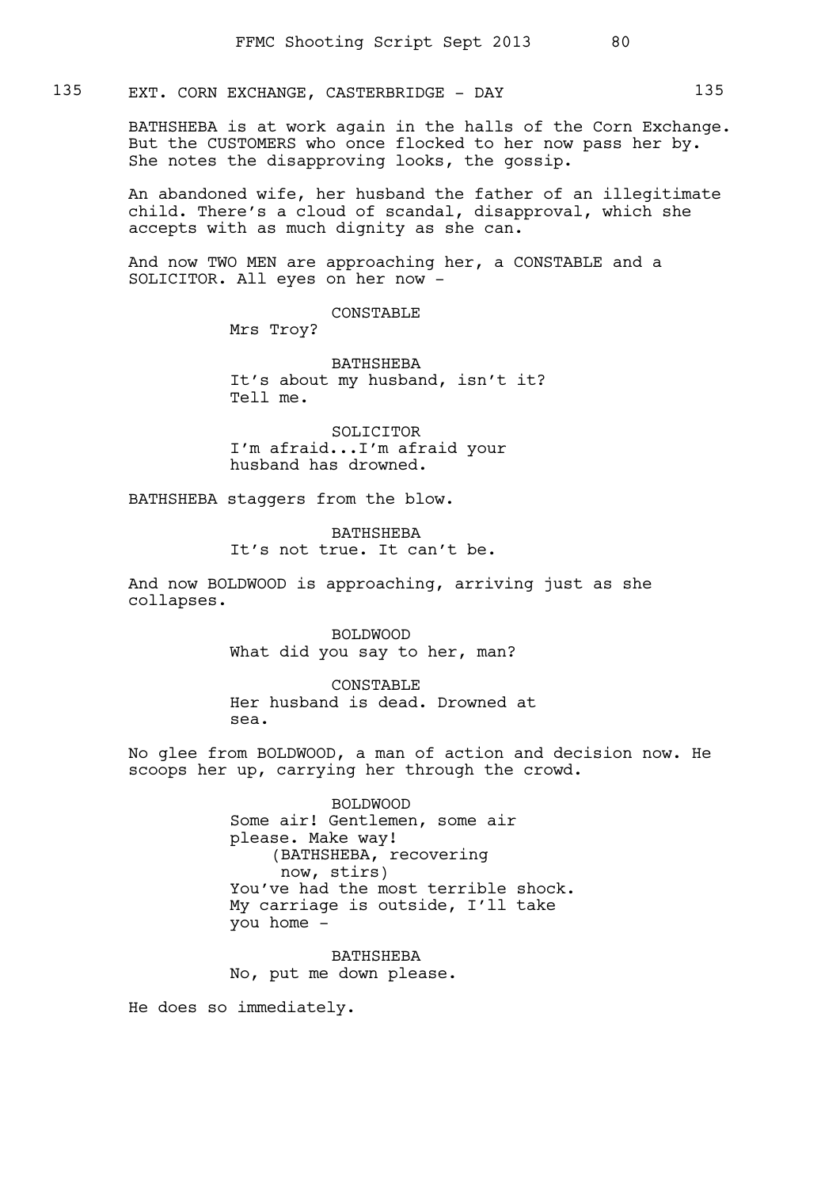135 EXT. CORN EXCHANGE, CASTERBRIDGE - DAY 135

BATHSHEBA is at work again in the halls of the Corn Exchange. But the CUSTOMERS who once flocked to her now pass her by. She notes the disapproving looks, the gossip.

An abandoned wife, her husband the father of an illegitimate child. There's a cloud of scandal, disapproval, which she accepts with as much dignity as she can.

And now TWO MEN are approaching her, a CONSTABLE and a SOLICITOR. All eyes on her now -

CONSTABLE
Mrs Troy?

BATHSHEBA
It's about my husband, isn't it? Tell me.

SOLICITOR
I'm afraid...I'm afraid your husband has drowned.

BATHSHEBA staggers from the blow.

BATHSHEBA
It's not true. It can't be.

And now BOLDWOOD is approaching, arriving just as she collapses.

BOLDWOOD
What did you say to her, man?

CONSTABLE
Her husband is dead. Drowned at sea.

No glee from BOLDWOOD, a man of action and decision now. He scoops her up, carrying her through the crowd.

BOLDWOOD
Some air! Gentlemen, some air please. Make way!
(BATHSHEBA, recovering now, stirs)
You've had the most terrible shock. My carriage is outside, I'll take you home -

BATHSHEBA
No, put me down please.

He does so immediately.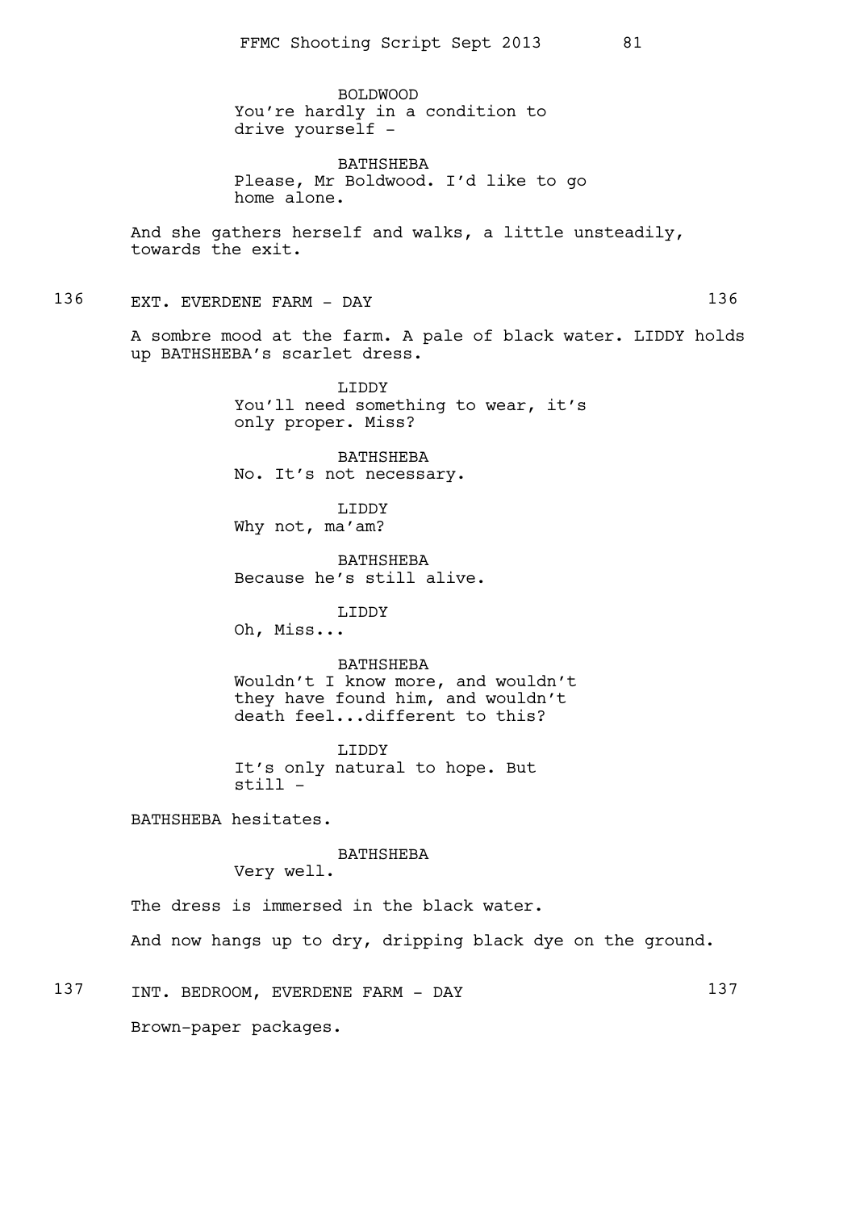BOLDWOOD
You're hardly in a condition to drive yourself -

BATHSHEBA
Please, Mr Boldwood. I'd like to go home alone.

And she gathers herself and walks, a little unsteadily, towards the exit.

136 EXT. EVERDENE FARM - DAY 136

A sombre mood at the farm. A pale of black water. LIDDY holds up BATHSHEBA's scarlet dress.

LIDDY
You'll need something to wear, it's only proper. Miss?

BATHSHEBA
No. It's not necessary.

LIDDY
Why not, ma'am?

BATHSHEBA
Because he's still alive.

LIDDY
Oh, Miss...

BATHSHEBA
Wouldn't I know more, and wouldn't they have found him, and wouldn't death feel...different to this?

LIDDY
It's only natural to hope. But still -

BATHSHEBA hesitates.

BATHSHEBA
Very well.

The dress is immersed in the black water.

And now hangs up to dry, dripping black dye on the ground.

137 INT. BEDROOM, EVERDENE FARM - DAY 137

Brown-paper packages.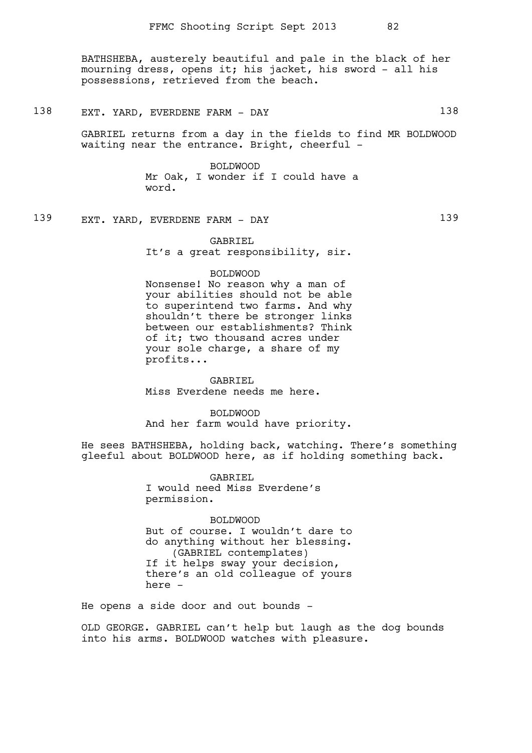BATHSHEBA, austerely beautiful and pale in the black of her mourning dress, opens it; his jacket, his sword - all his possessions, retrieved from the beach.

138 EXT. YARD, EVERDENE FARM - DAY 138

GABRIEL returns from a day in the fields to find MR BOLDWOOD waiting near the entrance. Bright, cheerful -

BOLDWOOD
Mr Oak, I wonder if I could have a word.

139 EXT. YARD, EVERDENE FARM - DAY 139

GABRIEL
It's a great responsibility, sir.

BOLDWOOD
Nonsense! No reason why a man of your abilities should not be able to superintend two farms. And why shouldn't there be stronger links between our establishments? Think of it; two thousand acres under your sole charge, a share of my profits...

GABRIEL
Miss Everdene needs me here.

BOLDWOOD
And her farm would have priority.

He sees BATHSHEBA, holding back, watching. There's something gleeful about BOLDWOOD here, as if holding something back.

GABRIEL
I would need Miss Everdene's permission.

BOLDWOOD
But of course. I wouldn't dare to do anything without her blessing.
(GABRIEL contemplates)
If it helps sway your decision, there's an old colleague of yours here -

He opens a side door and out bounds -

OLD GEORGE. GABRIEL can't help but laugh as the dog bounds into his arms. BOLDWOOD watches with pleasure.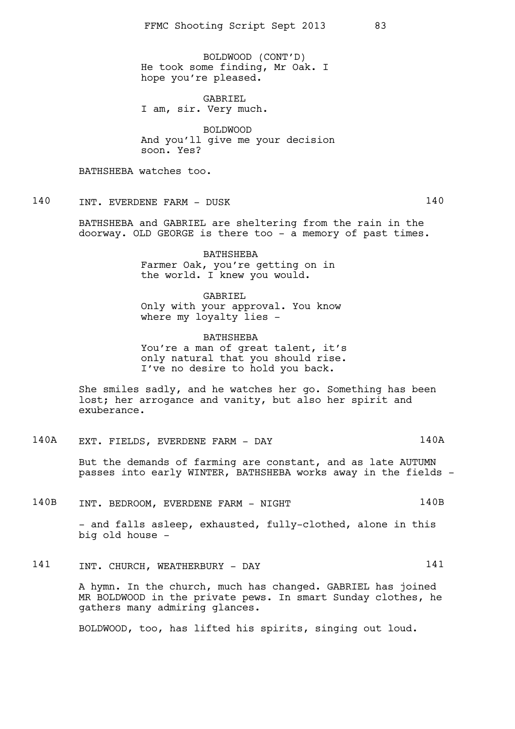BOLDWOOD (CONT'D)
He took some finding, Mr Oak. I hope you're pleased.

GABRIEL
I am, sir. Very much.

BOLDWOOD
And you'll give me your decision soon. Yes?

BATHSHEBA watches too.

140 INT. EVERDENE FARM - DUSK 140

BATHSHEBA and GABRIEL are sheltering from the rain in the doorway. OLD GEORGE is there too - a memory of past times.

BATHSHEBA
Farmer Oak, you're getting on in the world. I knew you would.

GABRIEL
Only with your approval. You know where my loyalty lies -

BATHSHEBA
You're a man of great talent, it's only natural that you should rise. I've no desire to hold you back.

She smiles sadly, and he watches her go. Something has been lost; her arrogance and vanity, but also her spirit and exuberance.

140A EXT. FIELDS, EVERDENE FARM - DAY 140A

But the demands of farming are constant, and as late AUTUMN passes into early WINTER, BATHSHEBA works away in the fields -

140B INT. BEDROOM, EVERDENE FARM - NIGHT 140B

- and falls asleep, exhausted, fully-clothed, alone in this big old house -

141 INT. CHURCH, WEATHERBURY - DAY 141

A hymn. In the church, much has changed. GABRIEL has joined MR BOLDWOOD in the private pews. In smart Sunday clothes, he gathers many admiring glances.

BOLDWOOD, too, has lifted his spirits, singing out loud.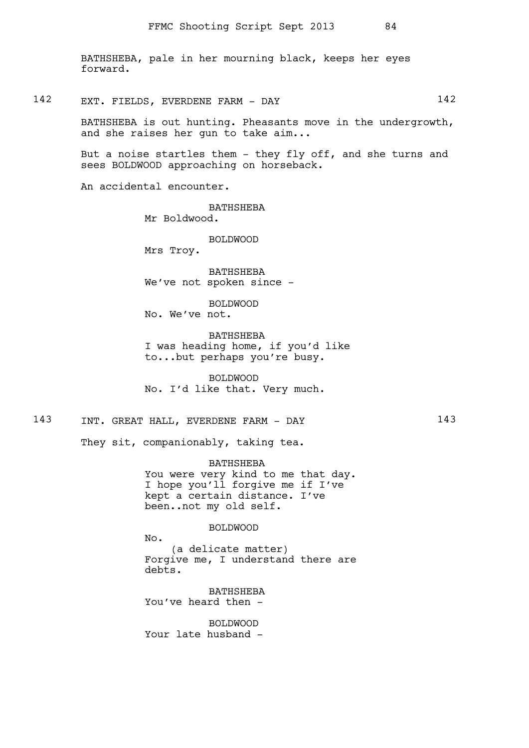BATHSHEBA, pale in her mourning black, keeps her eyes forward.

142 EXT. FIELDS, EVERDENE FARM - DAY 142

BATHSHEBA is out hunting. Pheasants move in the undergrowth, and she raises her gun to take aim...

But a noise startles them - they fly off, and she turns and sees BOLDWOOD approaching on horseback.

An accidental encounter.

BATHSHEBA
Mr Boldwood.

BOLDWOOD
Mrs Troy.

BATHSHEBA
We've not spoken since -

BOLDWOOD
No. We've not.

BATHSHEBA
I was heading home, if you'd like to...but perhaps you're busy.

BOLDWOOD
No. I'd like that. Very much.

143 INT. GREAT HALL, EVERDENE FARM - DAY 143

They sit, companionably, taking tea.

BATHSHEBA
You were very kind to me that day. I hope you'll forgive me if I've kept a certain distance. I've been..not my old self.

BOLDWOOD
No.
(a delicate matter)
Forgive me, I understand there are debts.

BATHSHEBA
You've heard then -

BOLDWOOD
Your late husband -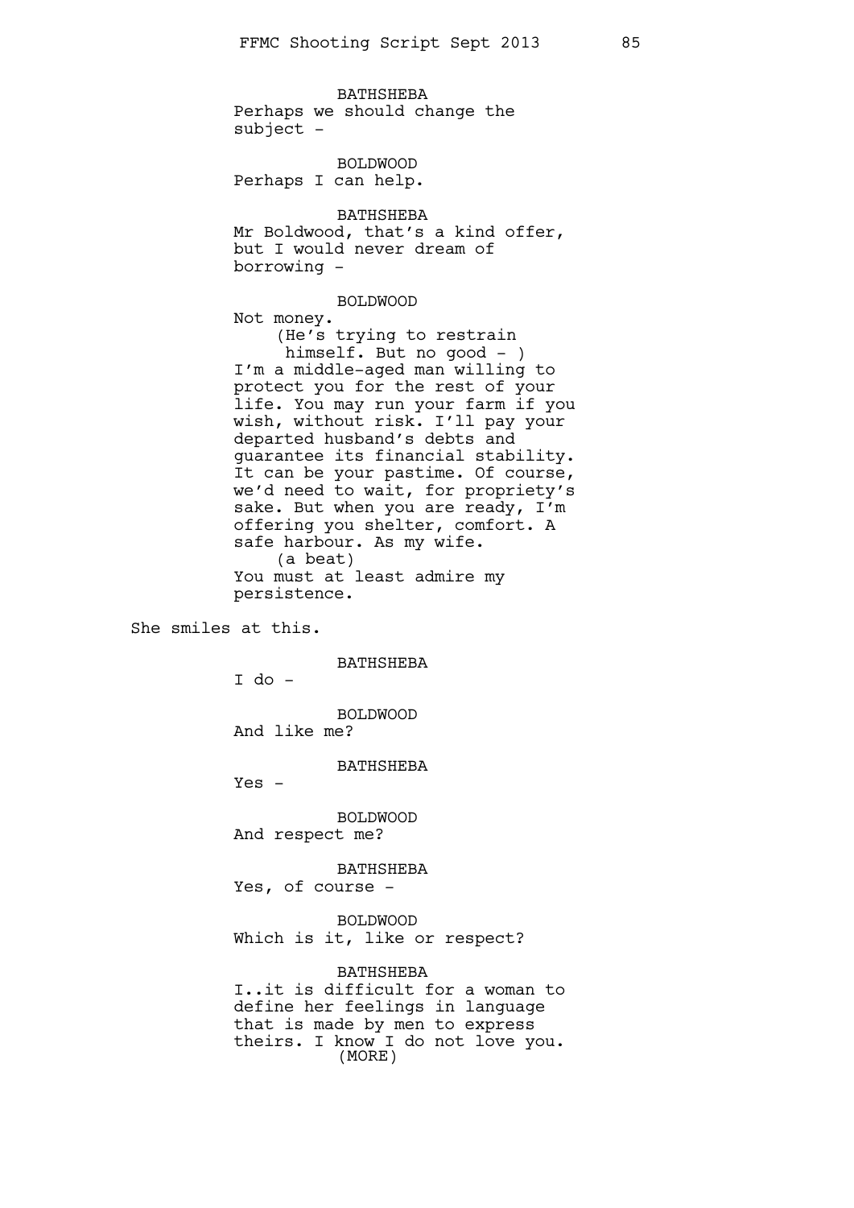BATHSHEBA
Perhaps we should change the subject -

BOLDWOOD
Perhaps I can help.

BATHSHEBA
Mr Boldwood, that's a kind offer, but I would never dream of borrowing -

BOLDWOOD
Not money.
(He's trying to restrain himself. But no good - )
I'm a middle-aged man willing to protect you for the rest of your life. You may run your farm if you wish, without risk. I'll pay your departed husband's debts and guarantee its financial stability. It can be your pastime. Of course, we'd need to wait, for propriety's sake. But when you are ready, I'm offering you shelter, comfort. A safe harbour. As my wife.
(a beat)
You must at least admire my persistence.

She smiles at this.

BATHSHEBA
I do -

BOLDWOOD
And like me?

BATHSHEBA
Yes -

BOLDWOOD
And respect me?

BATHSHEBA
Yes, of course -

BOLDWOOD
Which is it, like or respect?

BATHSHEBA
I..it is difficult for a woman to define her feelings in language that is made by men to express theirs. I know I do not love you.
(MORE)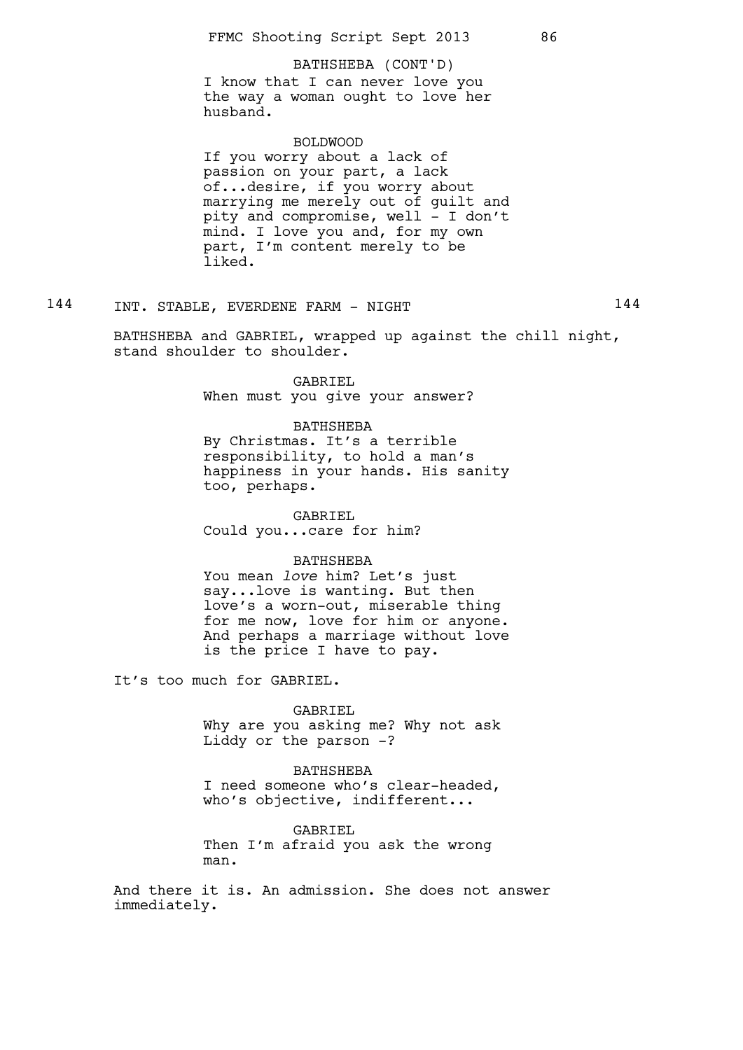BATHSHEBA (CONT'D)
I know that I can never love you the way a woman ought to love her husband.

BOLDWOOD
If you worry about a lack of passion on your part, a lack of...desire, if you worry about marrying me merely out of guilt and pity and compromise, well - I don't mind. I love you and, for my own part, I'm content merely to be liked.

144 INT. STABLE, EVERDENE FARM - NIGHT 144

BATHSHEBA and GABRIEL, wrapped up against the chill night, stand shoulder to shoulder.

GABRIEL
When must you give your answer?

BATHSHEBA
By Christmas. It's a terrible responsibility, to hold a man's happiness in your hands. His sanity too, perhaps.

GABRIEL
Could you...care for him?

BATHSHEBA
You mean *love* him? Let's just say...love is wanting. But then love's a worn-out, miserable thing for me now, love for him or anyone. And perhaps a marriage without love is the price I have to pay.

It's too much for GABRIEL.

GABRIEL
Why are you asking me? Why not ask Liddy or the parson -?

BATHSHEBA
I need someone who's clear-headed, who's objective, indifferent...

GABRIEL
Then I'm afraid you ask the wrong man.

And there it is. An admission. She does not answer immediately.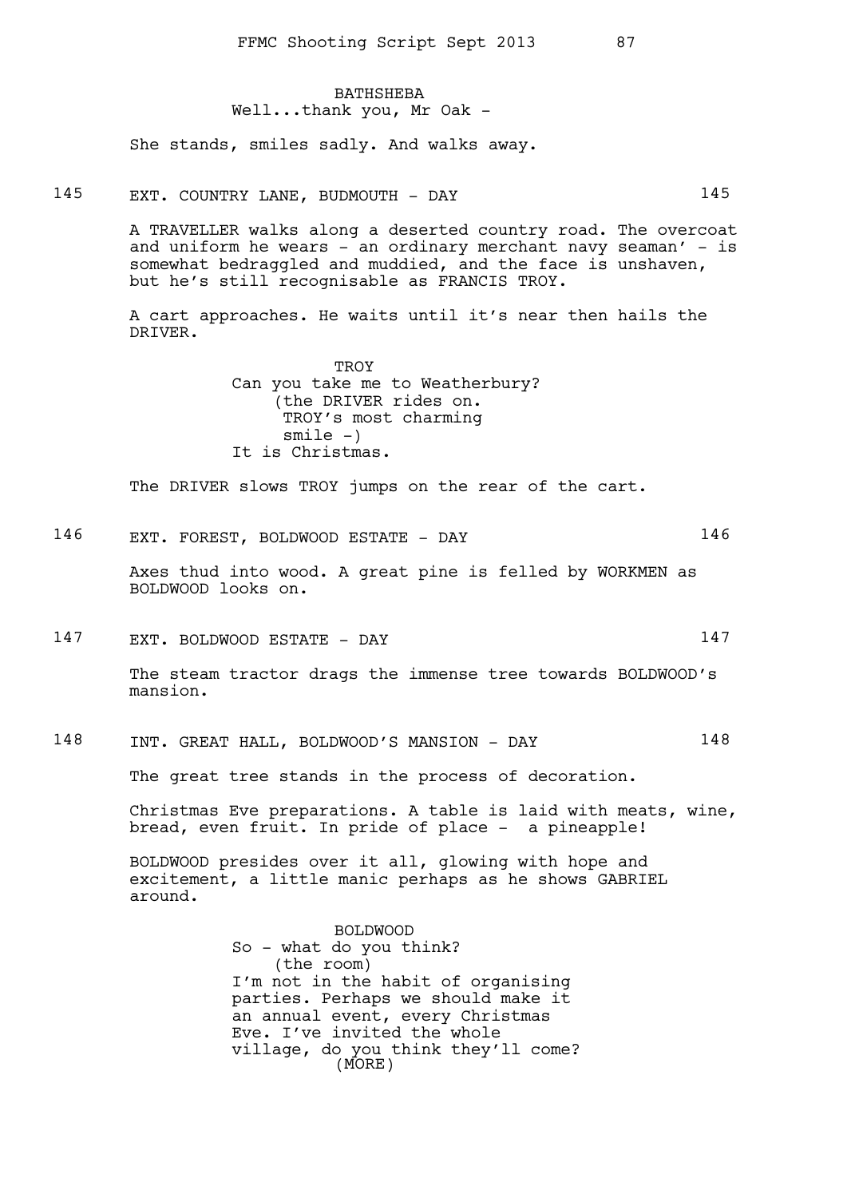BATHSHEBA
Well...thank you, Mr Oak -

She stands, smiles sadly. And walks away.

145 EXT. COUNTRY LANE, BUDMOUTH - DAY 145

A TRAVELLER walks along a deserted country road. The overcoat and uniform he wears - an ordinary merchant navy seaman' - is somewhat bedraggled and muddied, and the face is unshaven, but he's still recognisable as FRANCIS TROY.

A cart approaches. He waits until it's near then hails the DRIVER.

TROY
Can you take me to Weatherbury?
(the DRIVER rides on. TROY's most charming smile -)
It is Christmas.

The DRIVER slows TROY jumps on the rear of the cart.

146 EXT. FOREST, BOLDWOOD ESTATE - DAY 146

Axes thud into wood. A great pine is felled by WORKMEN as BOLDWOOD looks on.

147 EXT. BOLDWOOD ESTATE - DAY 147

The steam tractor drags the immense tree towards BOLDWOOD's mansion.

148 INT. GREAT HALL, BOLDWOOD'S MANSION - DAY 148

The great tree stands in the process of decoration.

Christmas Eve preparations. A table is laid with meats, wine, bread, even fruit. In pride of place - a pineapple!

BOLDWOOD presides over it all, glowing with hope and excitement, a little manic perhaps as he shows GABRIEL around.

BOLDWOOD
So - what do you think?
(the room)
I'm not in the habit of organising parties. Perhaps we should make it an annual event, every Christmas Eve. I've invited the whole village, do you think they'll come?
(MORE)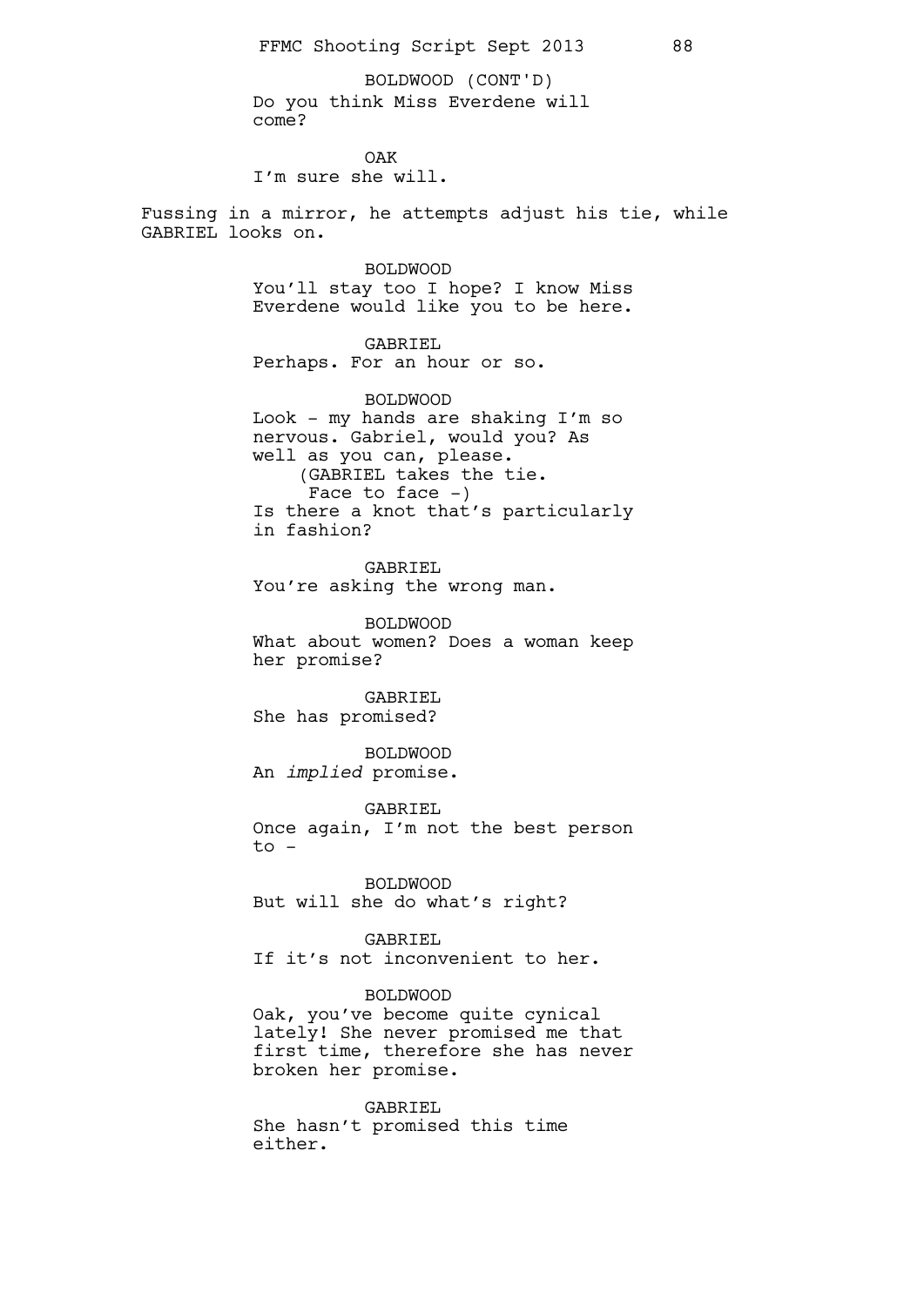BOLDWOOD (CONT'D)
Do you think Miss Everdene will come?

OAK
I'm sure she will.

Fussing in a mirror, he attempts adjust his tie, while GABRIEL looks on.

BOLDWOOD
You'll stay too I hope? I know Miss Everdene would like you to be here.

GABRIEL
Perhaps. For an hour or so.

BOLDWOOD
Look - my hands are shaking I'm so nervous. Gabriel, would you? As well as you can, please.
(GABRIEL takes the tie. Face to face -)
Is there a knot that's particularly in fashion?

GABRIEL
You're asking the wrong man.

BOLDWOOD
What about women? Does a woman keep her promise?

GABRIEL
She has promised?

BOLDWOOD
An *implied* promise.

GABRIEL
Once again, I'm not the best person to -

BOLDWOOD
But will she do what's right?

GABRIEL
If it's not inconvenient to her.

BOLDWOOD
Oak, you've become quite cynical lately! She never promised me that first time, therefore she has never broken her promise.

GABRIEL
She hasn't promised this time either.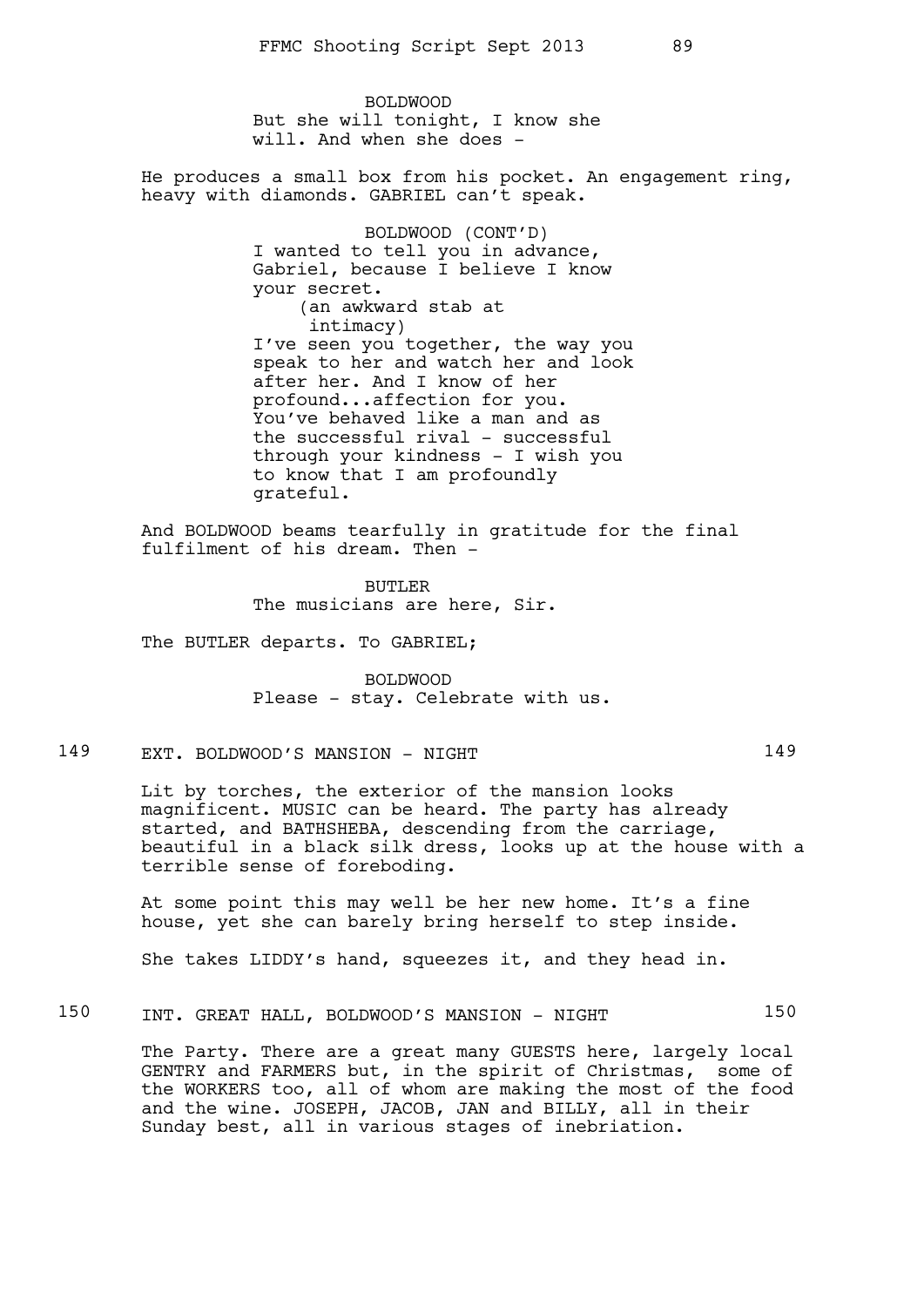BOLDWOOD
But she will tonight, I know she will. And when she does -

He produces a small box from his pocket. An engagement ring, heavy with diamonds. GABRIEL can't speak.

BOLDWOOD (CONT'D)
I wanted to tell you in advance, Gabriel, because I believe I know your secret.
(an awkward stab at intimacy)
I've seen you together, the way you speak to her and watch her and look after her. And I know of her profound...affection for you. You've behaved like a man and as the successful rival - successful through your kindness - I wish you to know that I am profoundly grateful.

And BOLDWOOD beams tearfully in gratitude for the final fulfilment of his dream. Then -

BUTLER
The musicians are here, Sir.

The BUTLER departs. To GABRIEL;

BOLDWOOD
Please - stay. Celebrate with us.

149 EXT. BOLDWOOD'S MANSION - NIGHT 149

Lit by torches, the exterior of the mansion looks magnificent. MUSIC can be heard. The party has already started, and BATHSHEBA, descending from the carriage, beautiful in a black silk dress, looks up at the house with a terrible sense of foreboding.

At some point this may well be her new home. It's a fine house, yet she can barely bring herself to step inside.

She takes LIDDY's hand, squeezes it, and they head in.

150 INT. GREAT HALL, BOLDWOOD'S MANSION - NIGHT 150

The Party. There are a great many GUESTS here, largely local GENTRY and FARMERS but, in the spirit of Christmas, some of the WORKERS too, all of whom are making the most of the food and the wine. JOSEPH, JACOB, JAN and BILLY, all in their Sunday best, all in various stages of inebriation.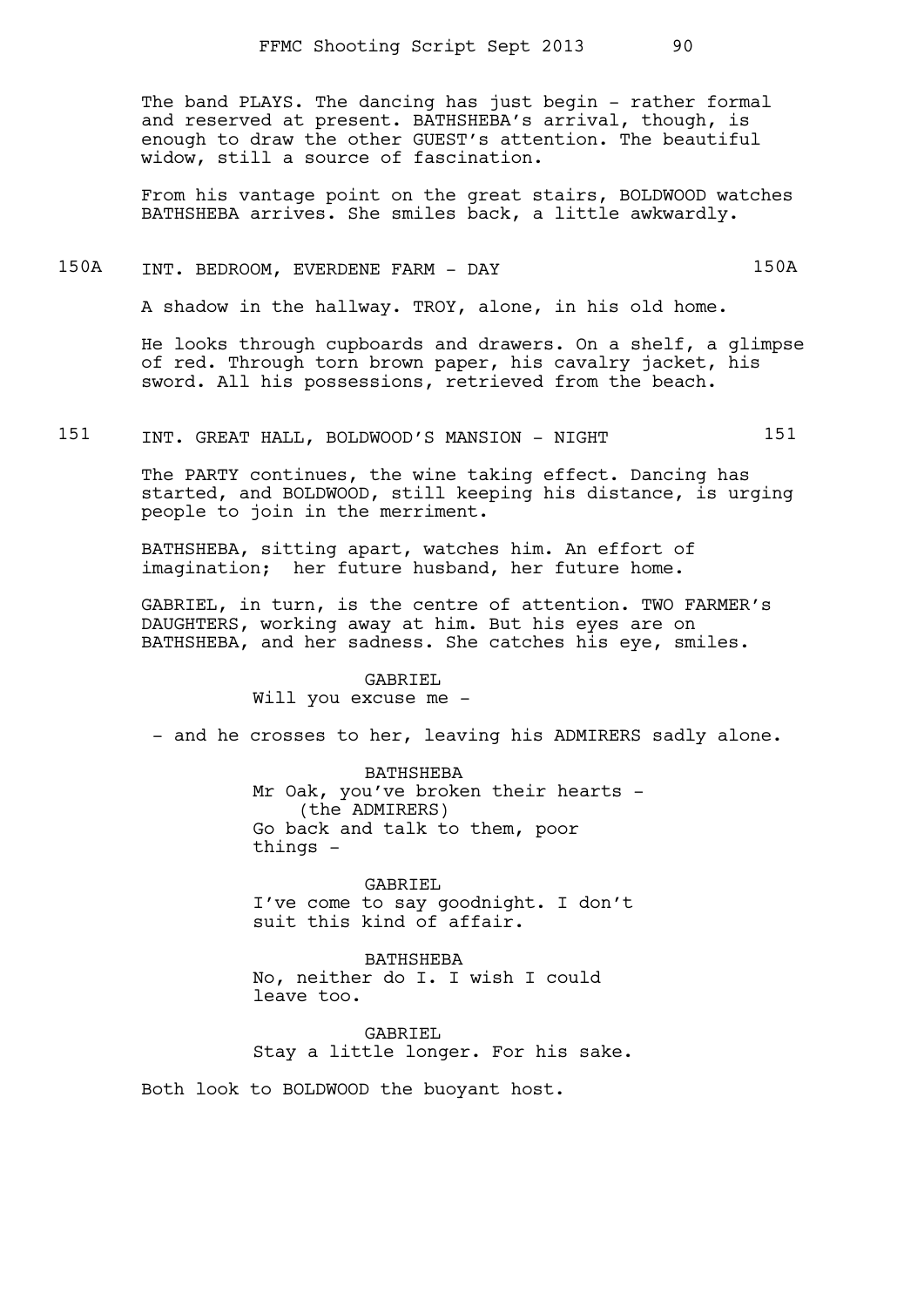The band PLAYS. The dancing has just begin - rather formal and reserved at present. BATHSHEBA's arrival, though, is enough to draw the other GUEST's attention. The beautiful widow, still a source of fascination.

From his vantage point on the great stairs, BOLDWOOD watches BATHSHEBA arrives. She smiles back, a little awkwardly.

150A INT. BEDROOM, EVERDENE FARM - DAY 150A

A shadow in the hallway. TROY, alone, in his old home.

He looks through cupboards and drawers. On a shelf, a glimpse of red. Through torn brown paper, his cavalry jacket, his sword. All his possessions, retrieved from the beach.

151 INT. GREAT HALL, BOLDWOOD'S MANSION - NIGHT 151

The PARTY continues, the wine taking effect. Dancing has started, and BOLDWOOD, still keeping his distance, is urging people to join in the merriment.

BATHSHEBA, sitting apart, watches him. An effort of imagination; her future husband, her future home.

GABRIEL, in turn, is the centre of attention. TWO FARMER's DAUGHTERS, working away at him. But his eyes are on BATHSHEBA, and her sadness. She catches his eye, smiles.

GABRIEL
Will you excuse me -

- and he crosses to her, leaving his ADMIRERS sadly alone.

BATHSHEBA
Mr Oak, you've broken their hearts -
(the ADMIRERS)
Go back and talk to them, poor things -

GABRIEL
I've come to say goodnight. I don't suit this kind of affair.

BATHSHEBA
No, neither do I. I wish I could leave too.

GABRIEL
Stay a little longer. For his sake.

Both look to BOLDWOOD the buoyant host.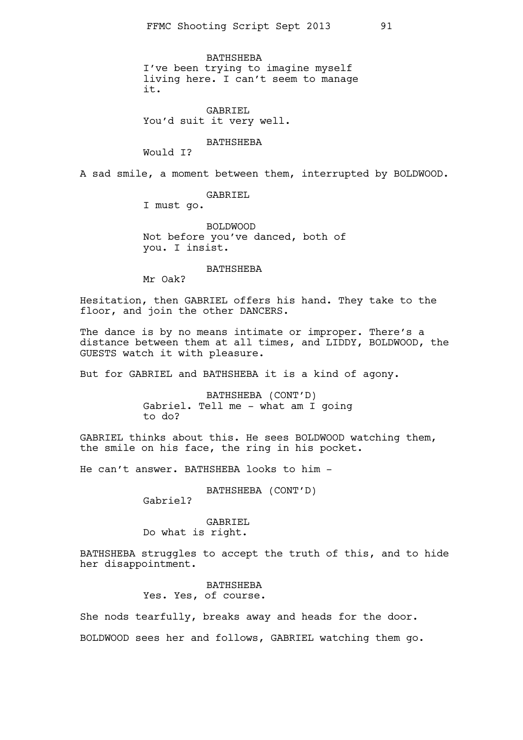BATHSHEBA
I've been trying to imagine myself living here. I can't seem to manage it.

GABRIEL
You'd suit it very well.

BATHSHEBA
Would I?

A sad smile, a moment between them, interrupted by BOLDWOOD.

GABRIEL
I must go.

BOLDWOOD
Not before you've danced, both of you. I insist.

BATHSHEBA
Mr Oak?

Hesitation, then GABRIEL offers his hand. They take to the floor, and join the other DANCERS.

The dance is by no means intimate or improper. There's a distance between them at all times, and LIDDY, BOLDWOOD, the GUESTS watch it with pleasure.

But for GABRIEL and BATHSHEBA it is a kind of agony.

BATHSHEBA (CONT'D)
Gabriel. Tell me - what am I going to do?

GABRIEL thinks about this. He sees BOLDWOOD watching them, the smile on his face, the ring in his pocket.

He can't answer. BATHSHEBA looks to him -

BATHSHEBA (CONT'D)
Gabriel?

GABRIEL
Do what is right.

BATHSHEBA struggles to accept the truth of this, and to hide her disappointment.

BATHSHEBA
Yes. Yes, of course.

She nods tearfully, breaks away and heads for the door.

BOLDWOOD sees her and follows, GABRIEL watching them go.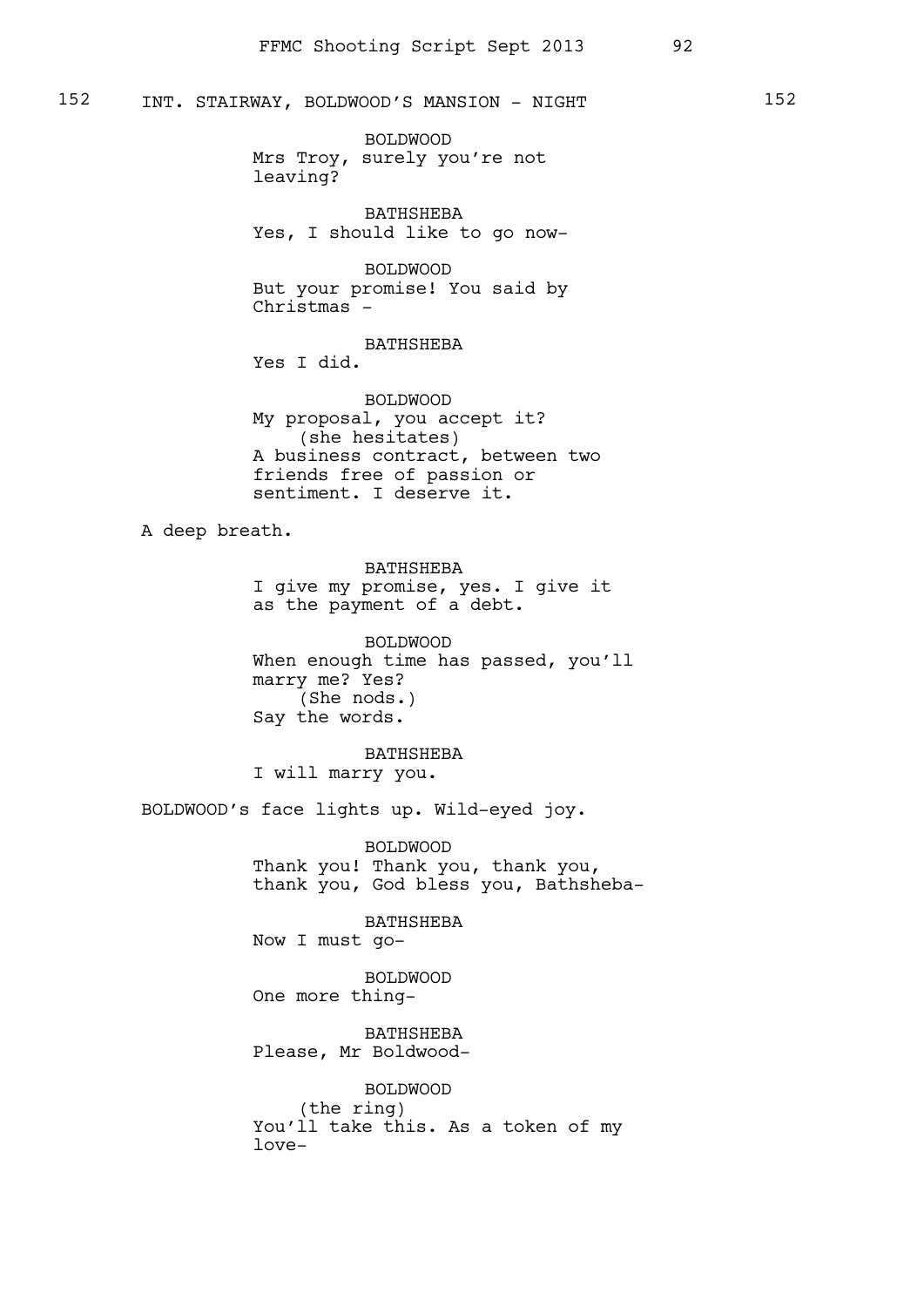152 INT. STAIRWAY, BOLDWOOD'S MANSION - NIGHT 152

BOLDWOOD
Mrs Troy, surely you're not leaving?

BATHSHEBA
Yes, I should like to go now-

BOLDWOOD
But your promise! You said by Christmas -

BATHSHEBA
Yes I did.

BOLDWOOD
My proposal, you accept it?
(she hesitates)
A business contract, between two friends free of passion or sentiment. I deserve it.

A deep breath.

BATHSHEBA
I give my promise, yes. I give it as the payment of a debt.

BOLDWOOD
When enough time has passed, you'll marry me? Yes?
(She nods.)
Say the words.

BATHSHEBA
I will marry you.

BOLDWOOD's face lights up. Wild-eyed joy.

BOLDWOOD
Thank you! Thank you, thank you, thank you, God bless you, Bathsheba-

BATHSHEBA
Now I must go-

BOLDWOOD
One more thing-

BATHSHEBA
Please, Mr Boldwood-

BOLDWOOD
(the ring)
You'll take this. As a token of my love-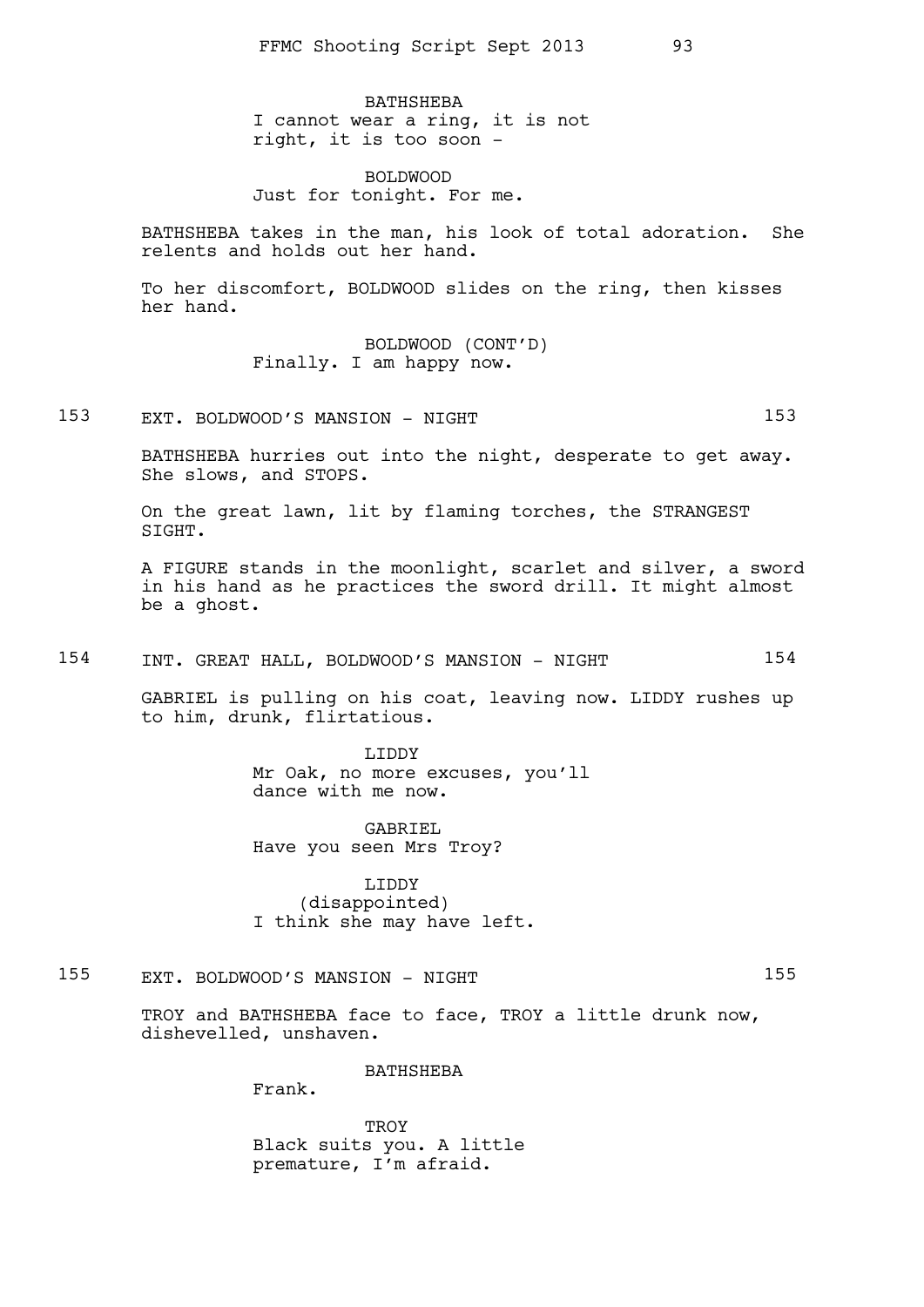BATHSHEBA

I cannot wear a ring, it is not right, it is too soon -

BOLDWOOD

Just for tonight. For me.

BATHSHEBA takes in the man, his look of total adoration. She relents and holds out her hand.

To her discomfort, BOLDWOOD slides on the ring, then kisses her hand.

BOLDWOOD (CONT'D)

Finally. I am happy now.

153 EXT. BOLDWOOD'S MANSION - NIGHT 153

BATHSHEBA hurries out into the night, desperate to get away. She slows, and STOPS.

On the great lawn, lit by flaming torches, the STRANGEST SIGHT.

A FIGURE stands in the moonlight, scarlet and silver, a sword in his hand as he practices the sword drill. It might almost be a ghost.

154 INT. GREAT HALL, BOLDWOOD'S MANSION - NIGHT 154

GABRIEL is pulling on his coat, leaving now. LIDDY rushes up to him, drunk, flirtatious.

LIDDY

Mr Oak, no more excuses, you'll dance with me now.

GABRIEL

Have you seen Mrs Troy?

LIDDY

(disappointed)

I think she may have left.

155 EXT. BOLDWOOD'S MANSION - NIGHT 155

TROY and BATHSHEBA face to face, TROY a little drunk now, dishevelled, unshaven.

BATHSHEBA

Frank.

TROY

Black suits you. A little premature, I'm afraid.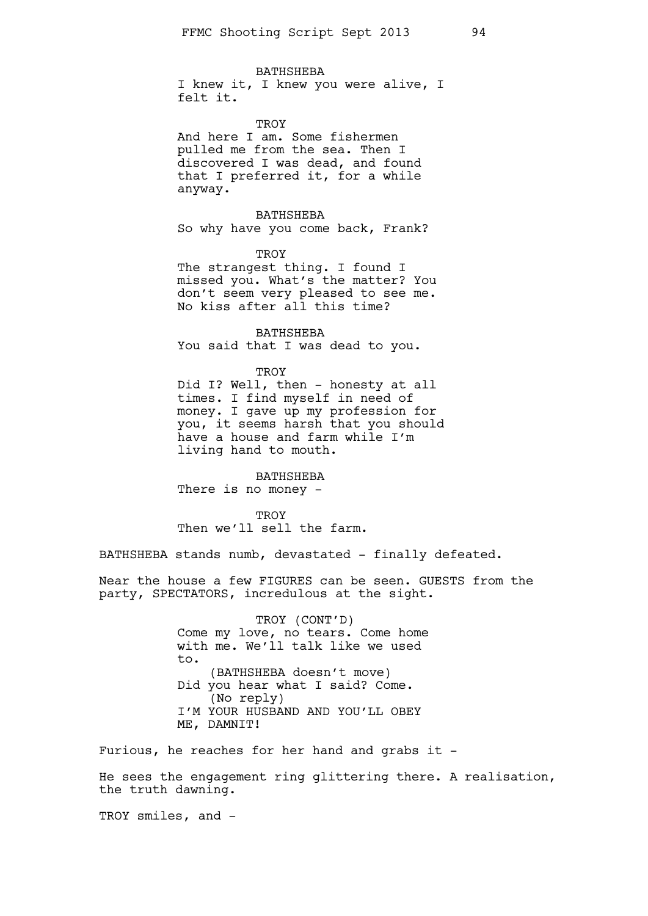BATHSHEBA
I knew it, I knew you were alive, I felt it.

TROY
And here I am. Some fishermen pulled me from the sea. Then I discovered I was dead, and found that I preferred it, for a while anyway.

BATHSHEBA
So why have you come back, Frank?

TROY
The strangest thing. I found I missed you. What's the matter? You don't seem very pleased to see me. No kiss after all this time?

BATHSHEBA
You said that I was dead to you.

TROY
Did I? Well, then - honesty at all times. I find myself in need of money. I gave up my profession for you, it seems harsh that you should have a house and farm while I'm living hand to mouth.

BATHSHEBA
There is no money -

TROY
Then we'll sell the farm.

BATHSHEBA stands numb, devastated - finally defeated.

Near the house a few FIGURES can be seen. GUESTS from the party, SPECTATORS, incredulous at the sight.

TROY (CONT'D)
Come my love, no tears. Come home with me. We'll talk like we used to.
(BATHSHEBA doesn't move)
Did you hear what I said? Come.
(No reply)
I'M YOUR HUSBAND AND YOU'LL OBEY ME, DAMNIT!

Furious, he reaches for her hand and grabs it -

He sees the engagement ring glittering there. A realisation, the truth dawning.

TROY smiles, and -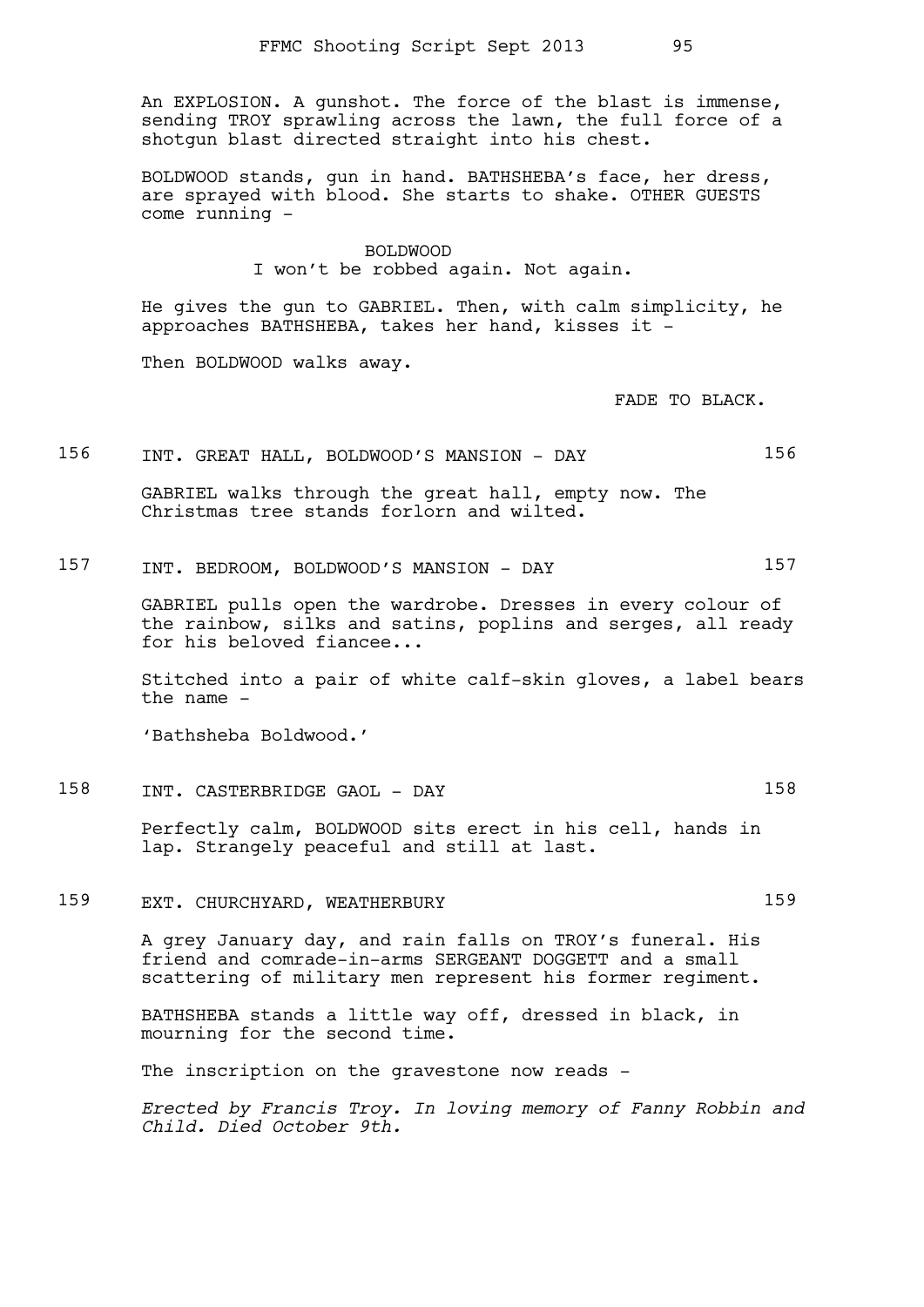An EXPLOSION. A gunshot. The force of the blast is immense, sending TROY sprawling across the lawn, the full force of a shotgun blast directed straight into his chest.

BOLDWOOD stands, gun in hand. BATHSHEBA's face, her dress, are sprayed with blood. She starts to shake. OTHER GUESTS come running -

BOLDWOOD
I won't be robbed again. Not again.

He gives the gun to GABRIEL. Then, with calm simplicity, he approaches BATHSHEBA, takes her hand, kisses it -

Then BOLDWOOD walks away.

FADE TO BLACK.

156 INT. GREAT HALL, BOLDWOOD'S MANSION - DAY 156

GABRIEL walks through the great hall, empty now. The Christmas tree stands forlorn and wilted.

157 INT. BEDROOM, BOLDWOOD'S MANSION - DAY 157

GABRIEL pulls open the wardrobe. Dresses in every colour of the rainbow, silks and satins, poplins and serges, all ready for his beloved fiancee...

Stitched into a pair of white calf-skin gloves, a label bears the name -

'Bathsheba Boldwood.'

158 INT. CASTERBRIDGE GAOL - DAY 158

Perfectly calm, BOLDWOOD sits erect in his cell, hands in lap. Strangely peaceful and still at last.

159 EXT. CHURCHYARD, WEATHERBURY 159

A grey January day, and rain falls on TROY's funeral. His friend and comrade-in-arms SERGEANT DOGGETT and a small scattering of military men represent his former regiment.

BATHSHEBA stands a little way off, dressed in black, in mourning for the second time.

The inscription on the gravestone now reads -

*Erected by Francis Troy. In loving memory of Fanny Robbin and Child. Died October 9th.*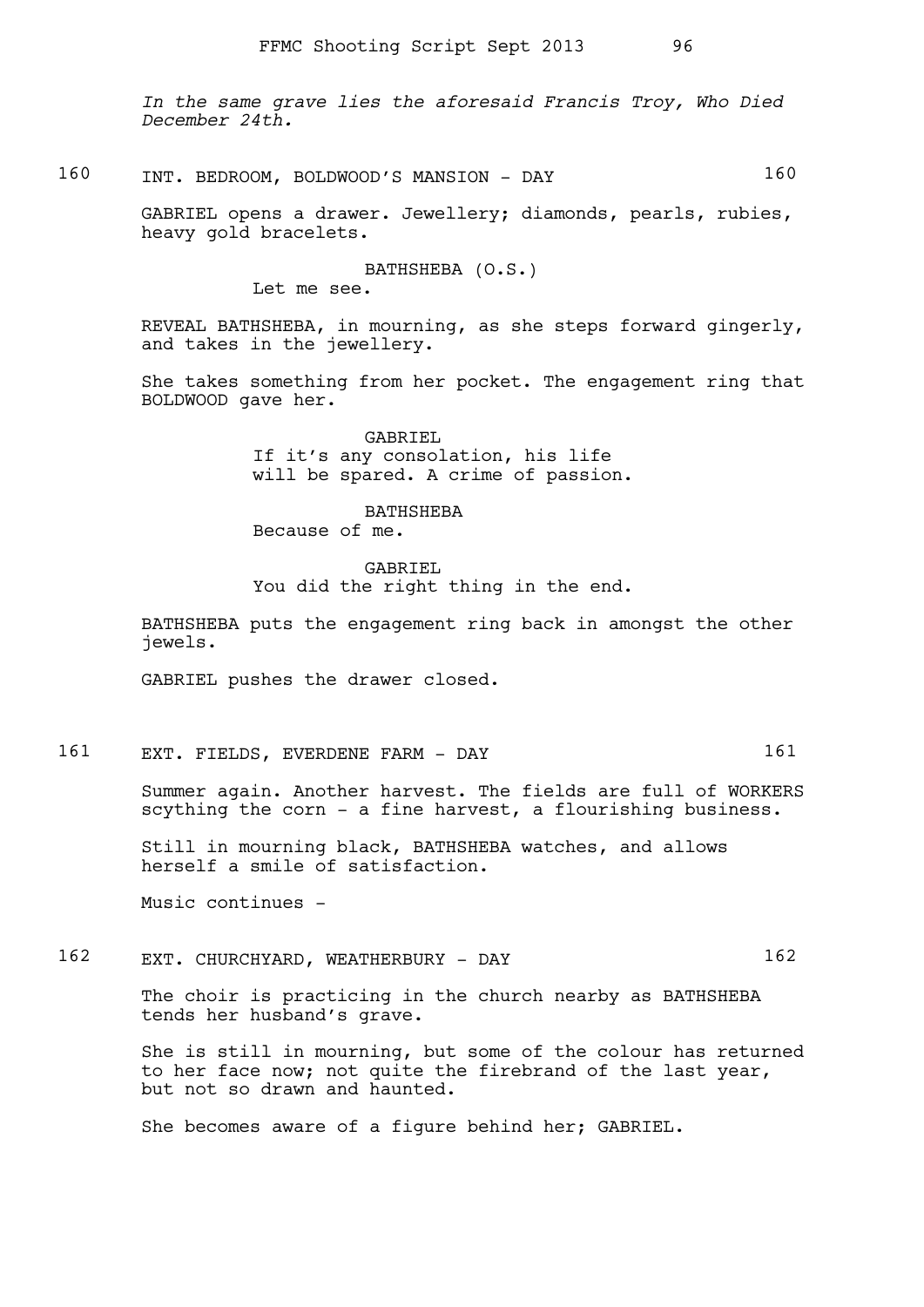*In the same grave lies the aforesaid Francis Troy, Who Died December 24th.*

160 INT. BEDROOM, BOLDWOOD'S MANSION - DAY 160

GABRIEL opens a drawer. Jewellery; diamonds, pearls, rubies, heavy gold bracelets.

BATHSHEBA (O.S.)
Let me see.

REVEAL BATHSHEBA, in mourning, as she steps forward gingerly, and takes in the jewellery.

She takes something from her pocket. The engagement ring that BOLDWOOD gave her.

GABRIEL
If it's any consolation, his life will be spared. A crime of passion.

BATHSHEBA
Because of me.

GABRIEL
You did the right thing in the end.

BATHSHEBA puts the engagement ring back in amongst the other jewels.

GABRIEL pushes the drawer closed.

161 EXT. FIELDS, EVERDENE FARM - DAY 161

Summer again. Another harvest. The fields are full of WORKERS scything the corn - a fine harvest, a flourishing business.

Still in mourning black, BATHSHEBA watches, and allows herself a smile of satisfaction.

Music continues -

162 EXT. CHURCHYARD, WEATHERBURY - DAY 162

The choir is practicing in the church nearby as BATHSHEBA tends her husband's grave.

She is still in mourning, but some of the colour has returned to her face now; not quite the firebrand of the last year, but not so drawn and haunted.

She becomes aware of a figure behind her; GABRIEL.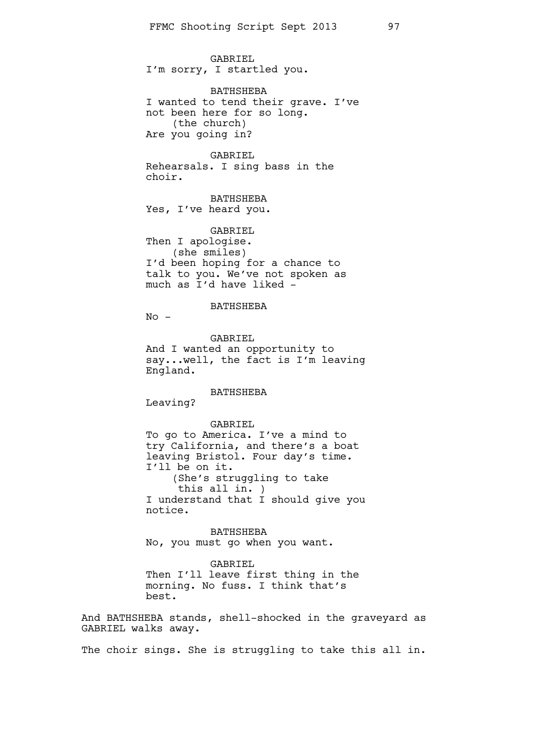GABRIEL
I'm sorry, I startled you.

BATHSHEBA
I wanted to tend their grave. I've not been here for so long.
(the church)
Are you going in?

GABRIEL
Rehearsals. I sing bass in the choir.

BATHSHEBA
Yes, I've heard you.

GABRIEL
Then I apologise.
(she smiles)
I'd been hoping for a chance to talk to you. We've not spoken as much as I'd have liked -

BATHSHEBA
No -

GABRIEL
And I wanted an opportunity to say...well, the fact is I'm leaving England.

BATHSHEBA
Leaving?

GABRIEL
To go to America. I've a mind to try California, and there's a boat leaving Bristol. Four day's time. I'll be on it.
(She's struggling to take this all in. )
I understand that I should give you notice.

BATHSHEBA
No, you must go when you want.

GABRIEL
Then I'll leave first thing in the morning. No fuss. I think that's best.

And BATHSHEBA stands, shell-shocked in the graveyard as GABRIEL walks away.

The choir sings. She is struggling to take this all in.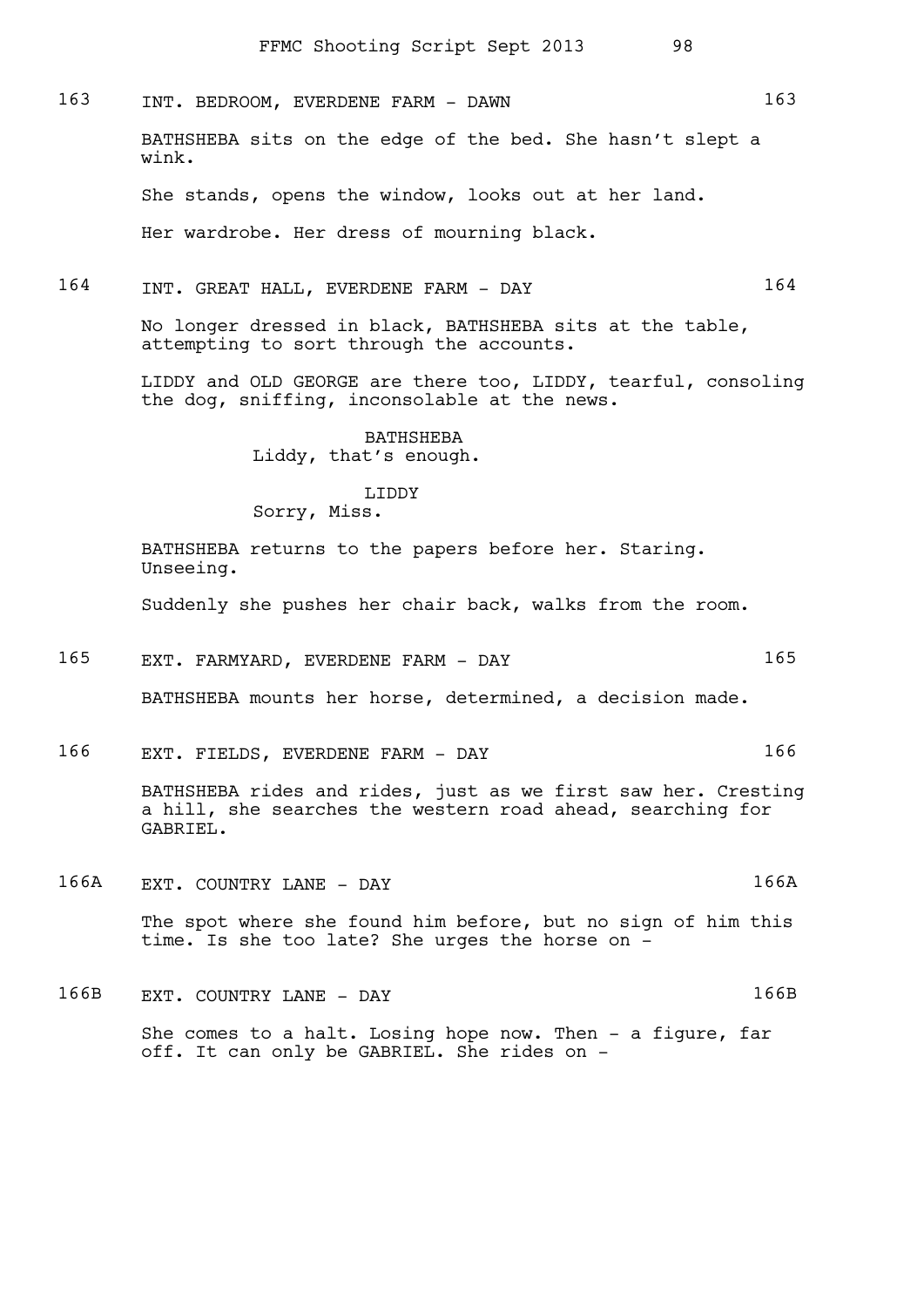163 INT. BEDROOM, EVERDENE FARM - DAWN 163

BATHSHEBA sits on the edge of the bed. She hasn't slept a wink.

She stands, opens the window, looks out at her land.

Her wardrobe. Her dress of mourning black.

164 INT. GREAT HALL, EVERDENE FARM - DAY 164

No longer dressed in black, BATHSHEBA sits at the table, attempting to sort through the accounts.

LIDDY and OLD GEORGE are there too, LIDDY, tearful, consoling the dog, sniffing, inconsolable at the news.

BATHSHEBA
Liddy, that's enough.

LIDDY
Sorry, Miss.

BATHSHEBA returns to the papers before her. Staring. Unseeing.

Suddenly she pushes her chair back, walks from the room.

165 EXT. FARMYARD, EVERDENE FARM - DAY 165

BATHSHEBA mounts her horse, determined, a decision made.

166 EXT. FIELDS, EVERDENE FARM - DAY 166

BATHSHEBA rides and rides, just as we first saw her. Cresting a hill, she searches the western road ahead, searching for GABRIEL.

166A EXT. COUNTRY LANE - DAY 166A

The spot where she found him before, but no sign of him this time. Is she too late? She urges the horse on -

166B EXT. COUNTRY LANE - DAY 166B

She comes to a halt. Losing hope now. Then - a figure, far off. It can only be GABRIEL. She rides on -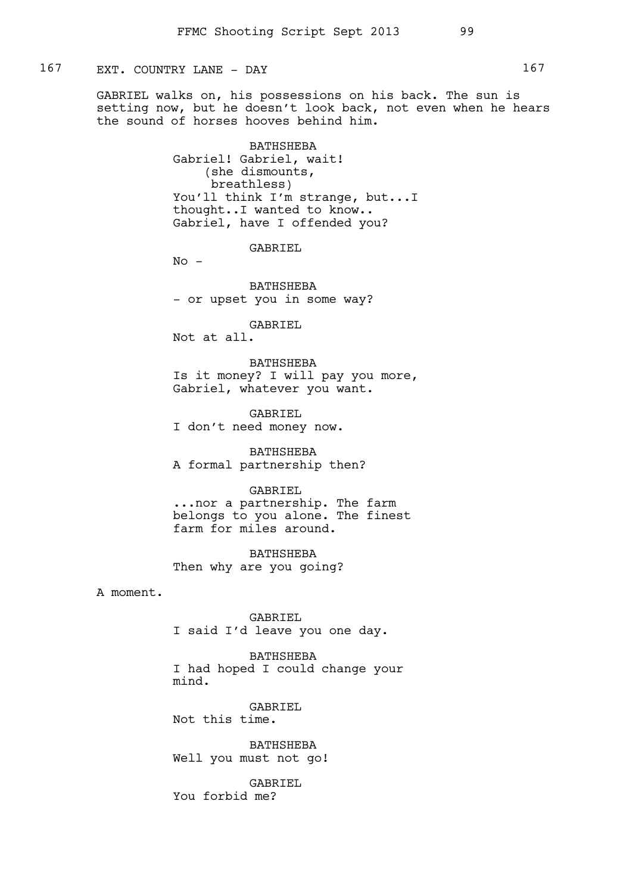167 EXT. COUNTRY LANE - DAY 167

GABRIEL walks on, his possessions on his back. The sun is setting now, but he doesn't look back, not even when he hears the sound of horses hooves behind him.

BATHSHEBA
Gabriel! Gabriel, wait!
(she dismounts, breathless)
You'll think I'm strange, but...I thought..I wanted to know.. Gabriel, have I offended you?

GABRIEL
No -

BATHSHEBA
- or upset you in some way?

GABRIEL
Not at all.

BATHSHEBA
Is it money? I will pay you more, Gabriel, whatever you want.

GABRIEL
I don't need money now.

BATHSHEBA
A formal partnership then?

GABRIEL
...nor a partnership. The farm belongs to you alone. The finest farm for miles around.

BATHSHEBA
Then why are you going?

A moment.

GABRIEL
I said I'd leave you one day.

BATHSHEBA
I had hoped I could change your mind.

GABRIEL
Not this time.

BATHSHEBA
Well you must not go!

GABRIEL
You forbid me?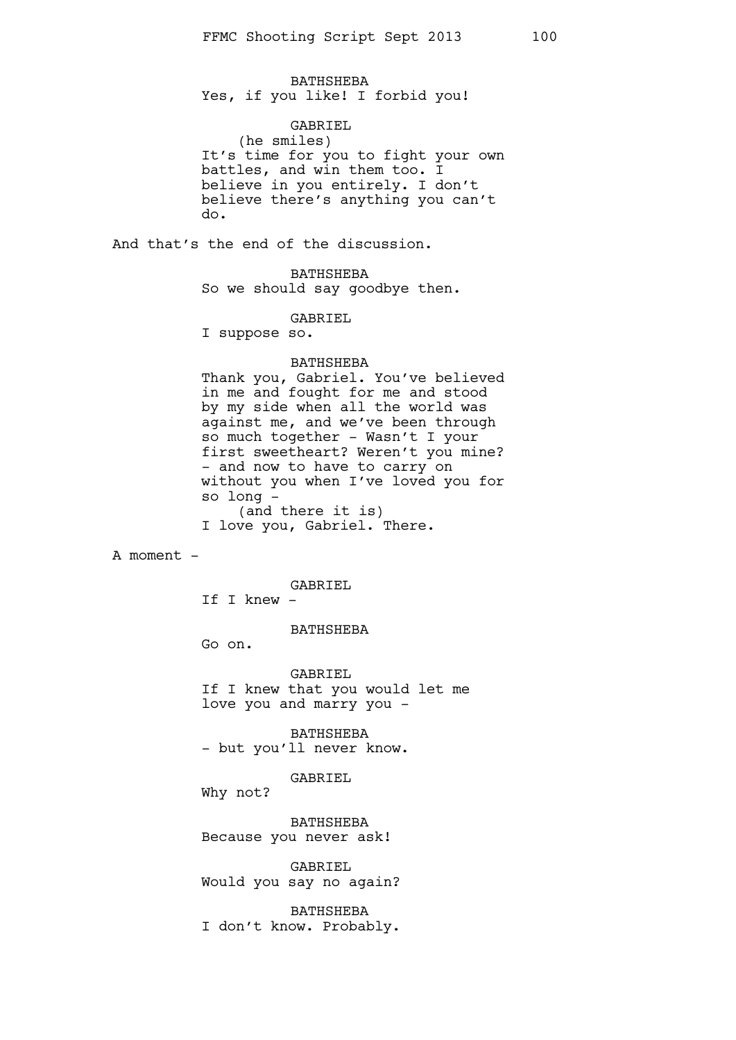BATHSHEBA
Yes, if you like! I forbid you!

GABRIEL
(he smiles)
It's time for you to fight your own battles, and win them too. I believe in you entirely. I don't believe there's anything you can't do.

And that's the end of the discussion.

BATHSHEBA
So we should say goodbye then.

GABRIEL
I suppose so.

BATHSHEBA
Thank you, Gabriel. You've believed in me and fought for me and stood by my side when all the world was against me, and we've been through so much together - Wasn't I your first sweetheart? Weren't you mine? - and now to have to carry on without you when I've loved you for so long -
(and there it is)
I love you, Gabriel. There.

A moment -

GABRIEL
If I knew -

BATHSHEBA
Go on.

GABRIEL
If I knew that you would let me love you and marry you -

BATHSHEBA
- but you'll never know.

GABRIEL
Why not?

BATHSHEBA
Because you never ask!

GABRIEL
Would you say no again?

BATHSHEBA
I don't know. Probably.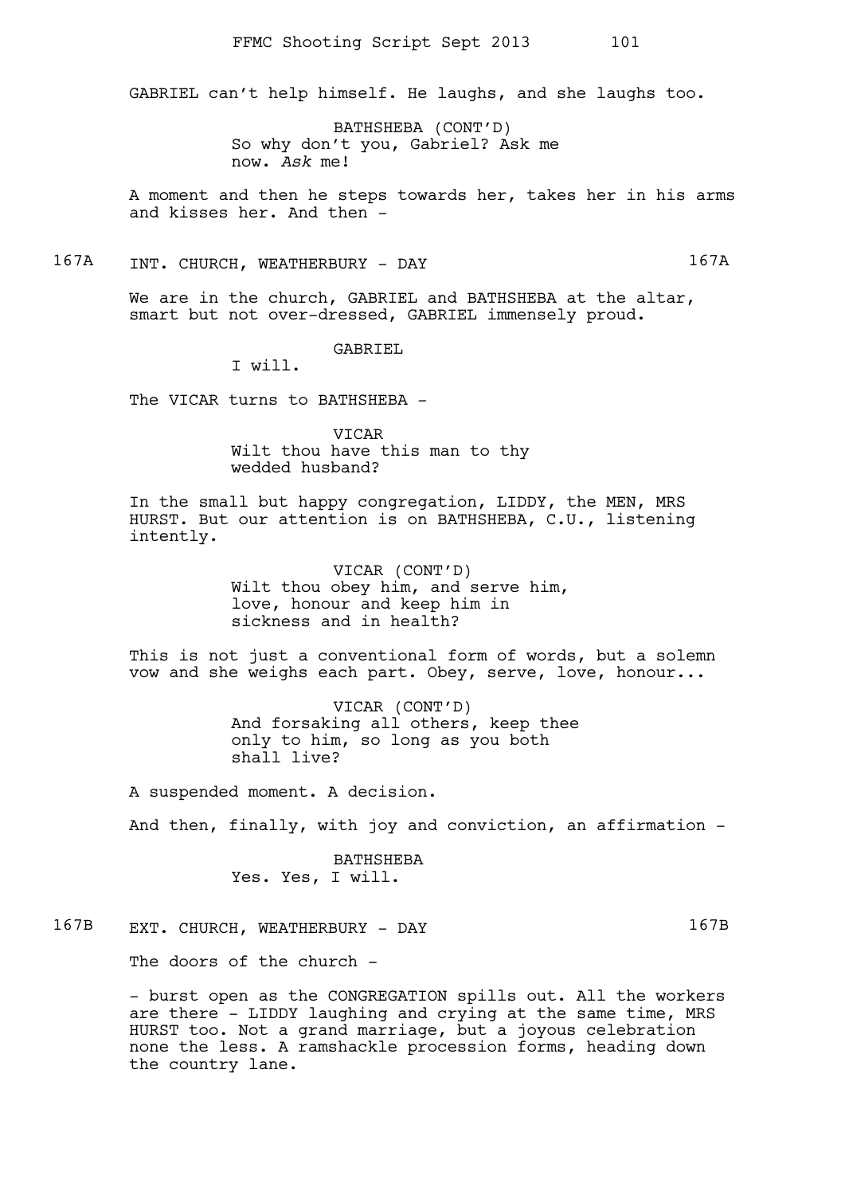GABRIEL can't help himself. He laughs, and she laughs too.

BATHSHEBA (CONT'D)
So why don't you, Gabriel? Ask me now. *Ask* me!

A moment and then he steps towards her, takes her in his arms and kisses her. And then -

### 167A INT. CHURCH, WEATHERBURY - DAY 167A

We are in the church, GABRIEL and BATHSHEBA at the altar, smart but not over-dressed, GABRIEL immensely proud.

GABRIEL
I will.

The VICAR turns to BATHSHEBA -

VICAR
Wilt thou have this man to thy wedded husband?

In the small but happy congregation, LIDDY, the MEN, MRS HURST. But our attention is on BATHSHEBA, C.U., listening intently.

VICAR (CONT'D)
Wilt thou obey him, and serve him, love, honour and keep him in sickness and in health?

This is not just a conventional form of words, but a solemn vow and she weighs each part. Obey, serve, love, honour...

VICAR (CONT'D)
And forsaking all others, keep thee only to him, so long as you both shall live?

A suspended moment. A decision.

And then, finally, with joy and conviction, an affirmation -

BATHSHEBA
Yes. Yes, I will.

### 167B EXT. CHURCH, WEATHERBURY - DAY 167B

The doors of the church -

- burst open as the CONGREGATION spills out. All the workers are there - LIDDY laughing and crying at the same time, MRS HURST too. Not a grand marriage, but a joyous celebration none the less. A ramshackle procession forms, heading down the country lane.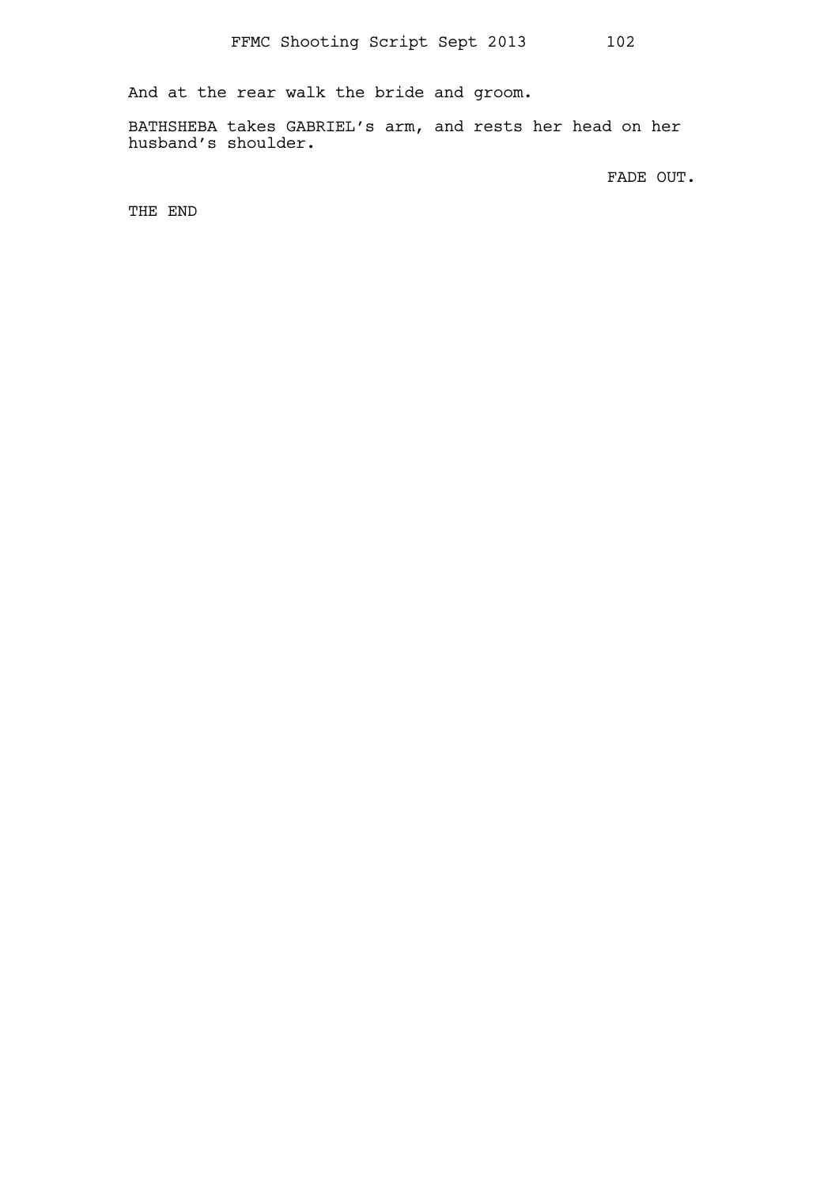And at the rear walk the bride and groom.

BATHSHEBA takes GABRIEL's arm, and rests her head on her husband's shoulder.

FADE OUT.

THE END